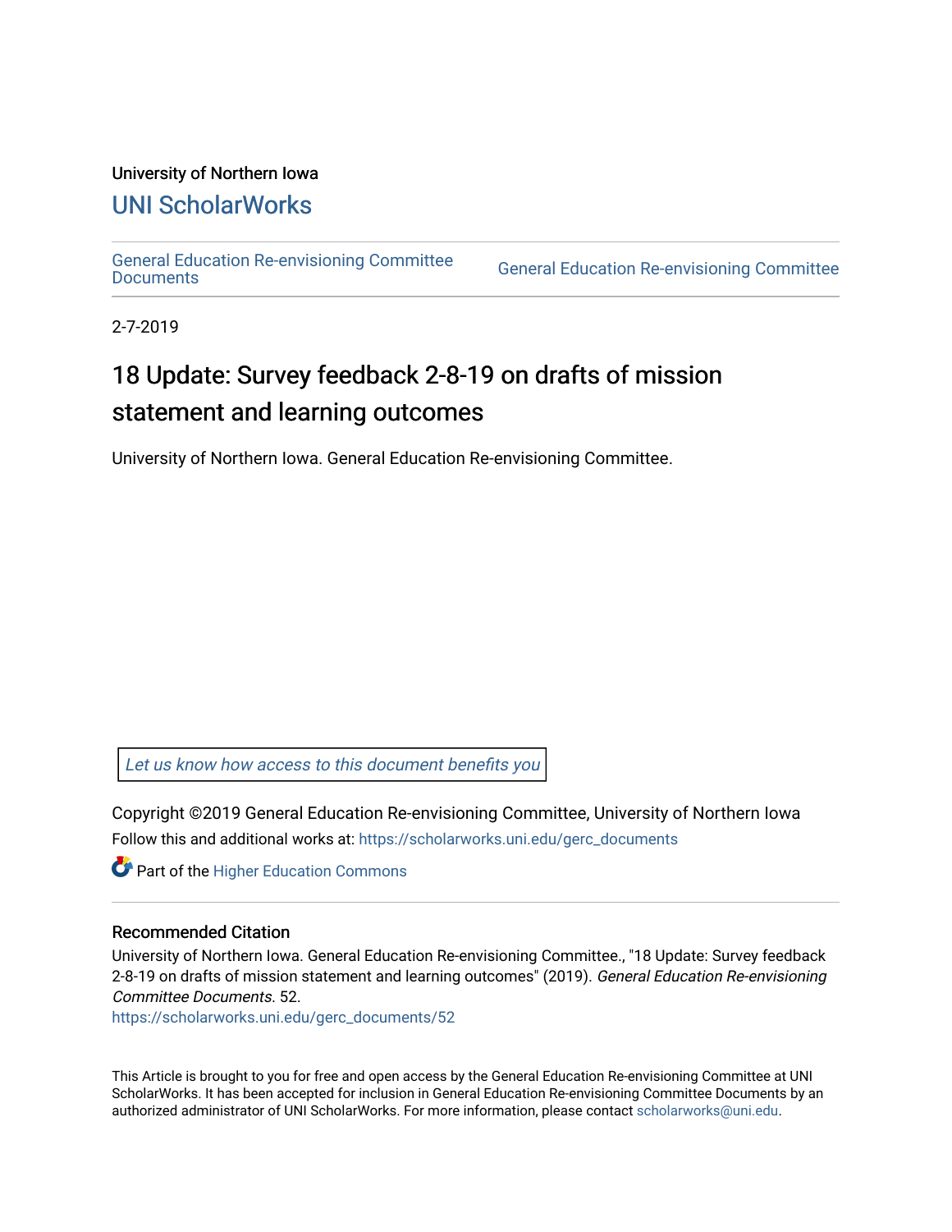University of Northern Iowa

# UNI ScholarWorks

General Education Re-envisioning Committee Documents | General Education Re-envisioning Committee

2-7-2019

## 18 Update: Survey feedback 2-8-19 on drafts of mission statement and learning outcomes

University of Northern Iowa. General Education Re-envisioning Committee.

*Let us know how access to this document benefits you*

Copyright ©2019 General Education Re-envisioning Committee, University of Northern Iowa

Follow this and additional works at: https://scholarworks.uni.edu/gerc_documents

Part of the Higher Education Commons

### Recommended Citation

University of Northern Iowa. General Education Re-envisioning Committee., "18 Update: Survey feedback 2-8-19 on drafts of mission statement and learning outcomes" (2019). *General Education Re-envisioning Committee Documents*. 52.
https://scholarworks.uni.edu/gerc_documents/52

This Article is brought to you for free and open access by the General Education Re-envisioning Committee at UNI ScholarWorks. It has been accepted for inclusion in General Education Re-envisioning Committee Documents by an authorized administrator of UNI ScholarWorks. For more information, please contact scholarworks@uni.edu.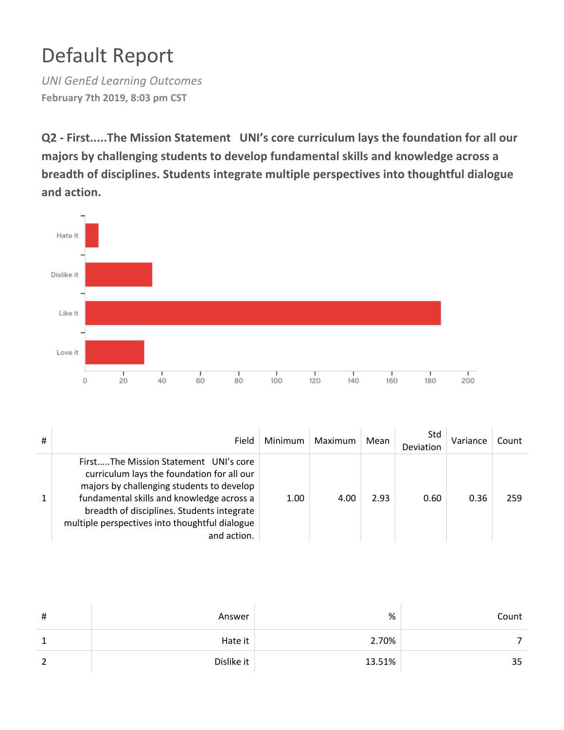# Default Report

*UNI GenEd Learning Outcomes*

**February 7th 2019, 8:03 pm CST**

**Q2 - First.....The Mission Statement UNI's core curriculum lays the foundation for all our majors by challenging students to develop fundamental skills and knowledge across a breadth of disciplines. Students integrate multiple perspectives into thoughtful dialogue and action.**

| # | Field | Minimum | Maximum | Mean | Std Deviation | Variance | Count |
|---|---|---|---|---|---|---|---|
| 1 | First.....The Mission Statement UNI's core curriculum lays the foundation for all our majors by challenging students to develop fundamental skills and knowledge across a breadth of disciplines. Students integrate multiple perspectives into thoughtful dialogue and action. | 1.00 | 4.00 | 2.93 | 0.60 | 0.36 | 259 |

| # | Answer | % | Count |
|---|---|---|---|
| 1 | Hate it | 2.70% | 7 |
| 2 | Dislike it | 13.51% | 35 |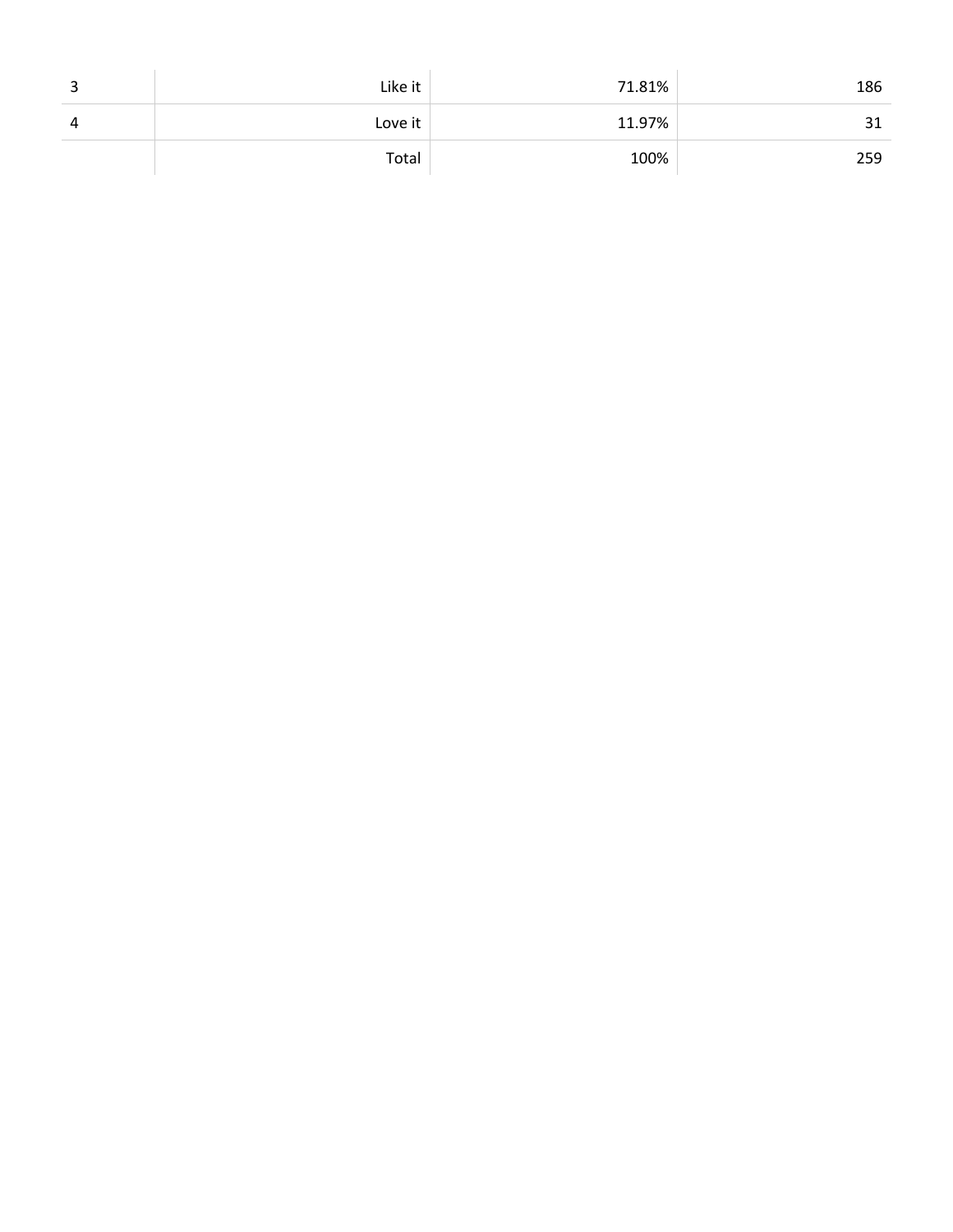| | | | |
|---|---|---|---|
| 3 | Like it | 71.81% | 186 |
| 4 | Love it | 11.97% | 31 |
| | Total | 100% | 259 |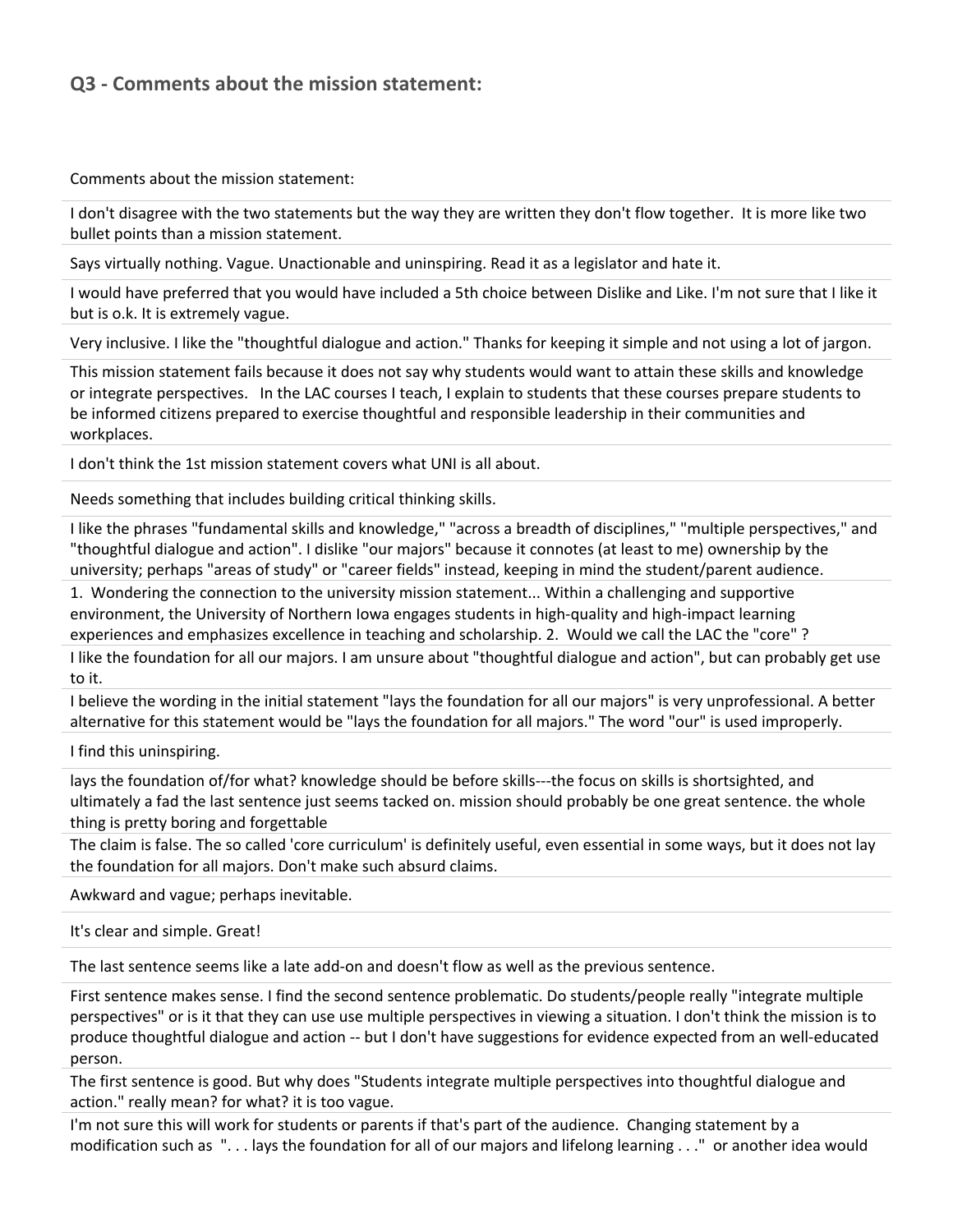## Q3 - Comments about the mission statement:

| Comments about the mission statement: |
| --- |
| I don't disagree with the two statements but the way they are written they don't flow together. It is more like two bullet points than a mission statement. |
| Says virtually nothing. Vague. Unactionable and uninspiring. Read it as a legislator and hate it. |
| I would have preferred that you would have included a 5th choice between Dislike and Like. I'm not sure that I like it but is o.k. It is extremely vague. |
| Very inclusive. I like the "thoughtful dialogue and action." Thanks for keeping it simple and not using a lot of jargon. |
| This mission statement fails because it does not say why students would want to attain these skills and knowledge or integrate perspectives. In the LAC courses I teach, I explain to students that these courses prepare students to be informed citizens prepared to exercise thoughtful and responsible leadership in their communities and workplaces. |
| I don't think the 1st mission statement covers what UNI is all about. |
| Needs something that includes building critical thinking skills. |
| I like the phrases "fundamental skills and knowledge," "across a breadth of disciplines," "multiple perspectives," and "thoughtful dialogue and action". I dislike "our majors" because it connotes (at least to me) ownership by the university; perhaps "areas of study" or "career fields" instead, keeping in mind the student/parent audience. |
| 1. Wondering the connection to the university mission statement... Within a challenging and supportive environment, the University of Northern Iowa engages students in high-quality and high-impact learning experiences and emphasizes excellence in teaching and scholarship. 2. Would we call the LAC the "core" ? |
| I like the foundation for all our majors. I am unsure about "thoughtful dialogue and action", but can probably get use to it. |
| I believe the wording in the initial statement "lays the foundation for all our majors" is very unprofessional. A better alternative for this statement would be "lays the foundation for all majors." The word "our" is used improperly. |
| I find this uninspiring. |
| lays the foundation of/for what? knowledge should be before skills---the focus on skills is shortsighted, and ultimately a fad the last sentence just seems tacked on. mission should probably be one great sentence. the whole thing is pretty boring and forgettable |
| The claim is false. The so called 'core curriculum' is definitely useful, even essential in some ways, but it does not lay the foundation for all majors. Don't make such absurd claims. |
| Awkward and vague; perhaps inevitable. |
| It's clear and simple. Great! |
| The last sentence seems like a late add-on and doesn't flow as well as the previous sentence. |
| First sentence makes sense. I find the second sentence problematic. Do students/people really "integrate multiple perspectives" or is it that they can use use multiple perspectives in viewing a situation. I don't think the mission is to produce thoughtful dialogue and action -- but I don't have suggestions for evidence expected from an well-educated person. |
| The first sentence is good. But why does "Students integrate multiple perspectives into thoughtful dialogue and action." really mean? for what? it is too vague. |
| I'm not sure this will work for students or parents if that's part of the audience. Changing statement by a modification such as ". . . lays the foundation for all of our majors and lifelong learning . . ." or another idea would |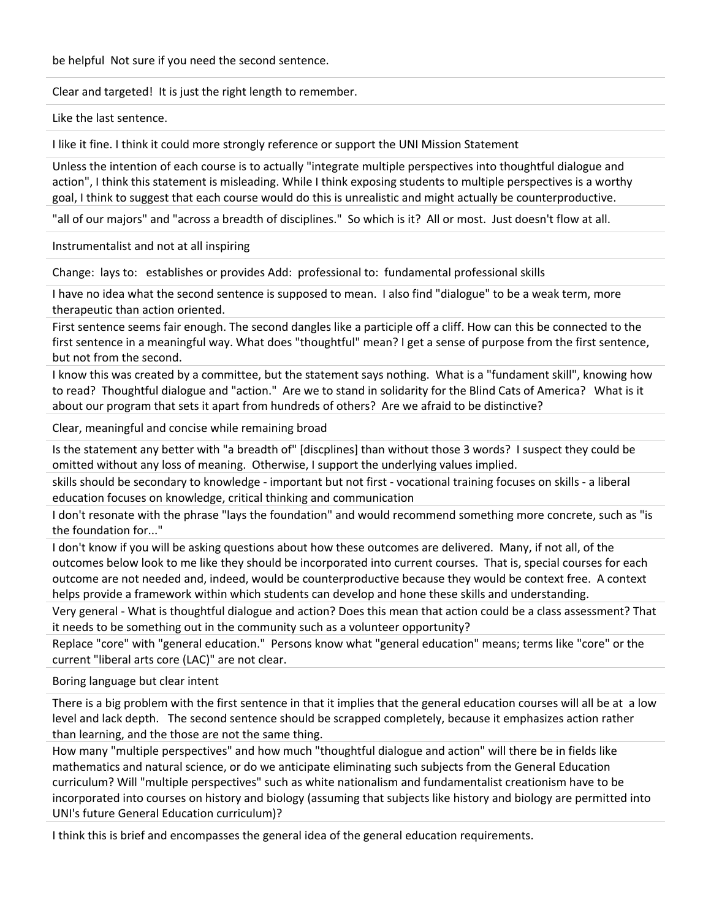be helpful  Not sure if you need the second sentence.

---

Clear and targeted!  It is just the right length to remember.

---

Like the last sentence.

---

I like it fine. I think it could more strongly reference or support the UNI Mission Statement

---

Unless the intention of each course is to actually "integrate multiple perspectives into thoughtful dialogue and action", I think this statement is misleading. While I think exposing students to multiple perspectives is a worthy goal, I think to suggest that each course would do this is unrealistic and might actually be counterproductive.

---

"all of our majors" and "across a breadth of disciplines."  So which is it?  All or most.  Just doesn't flow at all.

---

Instrumentalist and not at all inspiring

---

Change:  lays to:   establishes or provides Add:  professional to:  fundamental professional skills

---

I have no idea what the second sentence is supposed to mean.  I also find "dialogue" to be a weak term, more therapeutic than action oriented.

---

First sentence seems fair enough. The second dangles like a participle off a cliff. How can this be connected to the first sentence in a meaningful way. What does "thoughtful" mean? I get a sense of purpose from the first sentence, but not from the second.

---

I know this was created by a committee, but the statement says nothing.  What is a "fundament skill", knowing how to read?  Thoughtful dialogue and "action."  Are we to stand in solidarity for the Blind Cats of America?   What is it about our program that sets it apart from hundreds of others?  Are we afraid to be distinctive?

---

Clear, meaningful and concise while remaining broad

---

Is the statement any better with "a breadth of" [discplines] than without those 3 words?  I suspect they could be omitted without any loss of meaning.  Otherwise, I support the underlying values implied.

---

skills should be secondary to knowledge - important but not first - vocational training focuses on skills - a liberal education focuses on knowledge, critical thinking and communication

---

I don't resonate with the phrase "lays the foundation" and would recommend something more concrete, such as "is the foundation for..."

---

I don't know if you will be asking questions about how these outcomes are delivered.  Many, if not all, of the outcomes below look to me like they should be incorporated into current courses.  That is, special courses for each outcome are not needed and, indeed, would be counterproductive because they would be context free.  A context helps provide a framework within which students can develop and hone these skills and understanding.

---

Very general - What is thoughtful dialogue and action? Does this mean that action could be a class assessment? That it needs to be something out in the community such as a volunteer opportunity?

---

Replace "core" with "general education."  Persons know what "general education" means; terms like "core" or the current "liberal arts core (LAC)" are not clear.

---

Boring language but clear intent

---

There is a big problem with the first sentence in that it implies that the general education courses will all be at  a low level and lack depth.   The second sentence should be scrapped completely, because it emphasizes action rather than learning, and the those are not the same thing.

---

How many "multiple perspectives" and how much "thoughtful dialogue and action" will there be in fields like mathematics and natural science, or do we anticipate eliminating such subjects from the General Education curriculum? Will "multiple perspectives" such as white nationalism and fundamentalist creationism have to be incorporated into courses on history and biology (assuming that subjects like history and biology are permitted into UNI's future General Education curriculum)?

---

I think this is brief and encompasses the general idea of the general education requirements.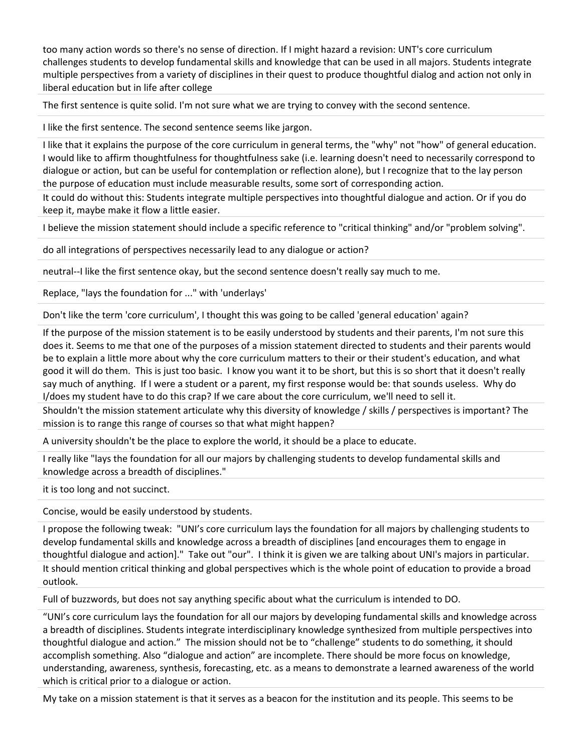too many action words so there's no sense of direction. If I might hazard a revision: UNT's core curriculum challenges students to develop fundamental skills and knowledge that can be used in all majors. Students integrate multiple perspectives from a variety of disciplines in their quest to produce thoughtful dialog and action not only in liberal education but in life after college

The first sentence is quite solid. I'm not sure what we are trying to convey with the second sentence.

I like the first sentence. The second sentence seems like jargon.

I like that it explains the purpose of the core curriculum in general terms, the "why" not "how" of general education. I would like to affirm thoughtfulness for thoughtfulness sake (i.e. learning doesn't need to necessarily correspond to dialogue or action, but can be useful for contemplation or reflection alone), but I recognize that to the lay person the purpose of education must include measurable results, some sort of corresponding action.

It could do without this: Students integrate multiple perspectives into thoughtful dialogue and action. Or if you do keep it, maybe make it flow a little easier.

I believe the mission statement should include a specific reference to "critical thinking" and/or "problem solving".

do all integrations of perspectives necessarily lead to any dialogue or action?

neutral--I like the first sentence okay, but the second sentence doesn't really say much to me.

Replace, "lays the foundation for ..." with 'underlays'

Don't like the term 'core curriculum', I thought this was going to be called 'general education' again?

If the purpose of the mission statement is to be easily understood by students and their parents, I'm not sure this does it. Seems to me that one of the purposes of a mission statement directed to students and their parents would be to explain a little more about why the core curriculum matters to their or their student's education, and what good it will do them. This is just too basic. I know you want it to be short, but this is so short that it doesn't really say much of anything. If I were a student or a parent, my first response would be: that sounds useless. Why do I/does my student have to do this crap? If we care about the core curriculum, we'll need to sell it.

Shouldn't the mission statement articulate why this diversity of knowledge / skills / perspectives is important? The mission is to range this range of courses so that what might happen?

A university shouldn't be the place to explore the world, it should be a place to educate.

I really like "lays the foundation for all our majors by challenging students to develop fundamental skills and knowledge across a breadth of disciplines."

it is too long and not succinct.

Concise, would be easily understood by students.

I propose the following tweak: "UNI's core curriculum lays the foundation for all majors by challenging students to develop fundamental skills and knowledge across a breadth of disciplines [and encourages them to engage in thoughtful dialogue and action]." Take out "our". I think it is given we are talking about UNI's majors in particular.

It should mention critical thinking and global perspectives which is the whole point of education to provide a broad outlook.

Full of buzzwords, but does not say anything specific about what the curriculum is intended to DO.

"UNI's core curriculum lays the foundation for all our majors by developing fundamental skills and knowledge across a breadth of disciplines. Students integrate interdisciplinary knowledge synthesized from multiple perspectives into thoughtful dialogue and action." The mission should not be to "challenge" students to do something, it should accomplish something. Also "dialogue and action" are incomplete. There should be more focus on knowledge, understanding, awareness, synthesis, forecasting, etc. as a means to demonstrate a learned awareness of the world which is critical prior to a dialogue or action.

My take on a mission statement is that it serves as a beacon for the institution and its people. This seems to be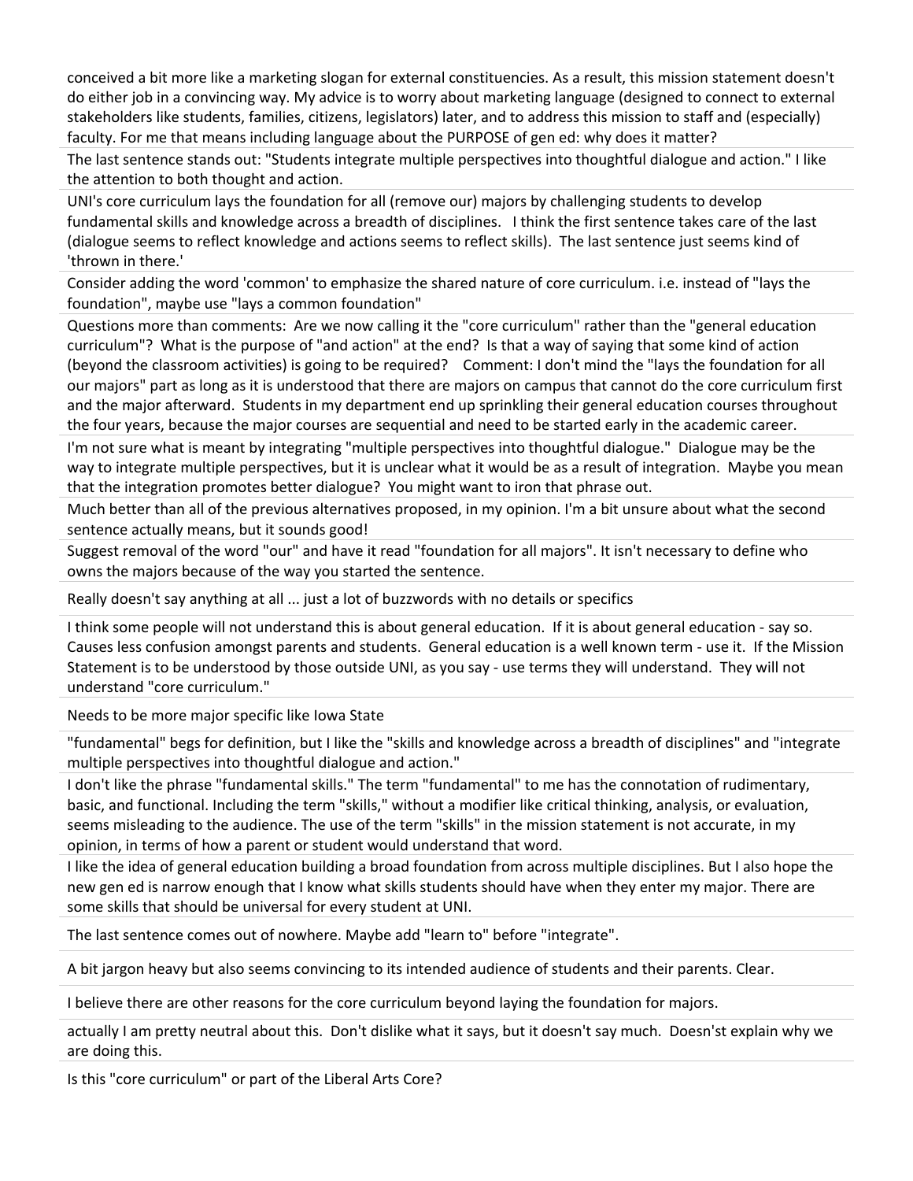conceived a bit more like a marketing slogan for external constituencies. As a result, this mission statement doesn't do either job in a convincing way. My advice is to worry about marketing language (designed to connect to external stakeholders like students, families, citizens, legislators) later, and to address this mission to staff and (especially) faculty. For me that means including language about the PURPOSE of gen ed: why does it matter?

The last sentence stands out: "Students integrate multiple perspectives into thoughtful dialogue and action." I like the attention to both thought and action.

UNI's core curriculum lays the foundation for all (remove our) majors by challenging students to develop fundamental skills and knowledge across a breadth of disciplines. I think the first sentence takes care of the last (dialogue seems to reflect knowledge and actions seems to reflect skills). The last sentence just seems kind of 'thrown in there.'

Consider adding the word 'common' to emphasize the shared nature of core curriculum. i.e. instead of "lays the foundation", maybe use "lays a common foundation"

Questions more than comments: Are we now calling it the "core curriculum" rather than the "general education curriculum"? What is the purpose of "and action" at the end? Is that a way of saying that some kind of action (beyond the classroom activities) is going to be required? Comment: I don't mind the "lays the foundation for all our majors" part as long as it is understood that there are majors on campus that cannot do the core curriculum first and the major afterward. Students in my department end up sprinkling their general education courses throughout the four years, because the major courses are sequential and need to be started early in the academic career.

I'm not sure what is meant by integrating "multiple perspectives into thoughtful dialogue." Dialogue may be the way to integrate multiple perspectives, but it is unclear what it would be as a result of integration. Maybe you mean that the integration promotes better dialogue? You might want to iron that phrase out.

Much better than all of the previous alternatives proposed, in my opinion. I'm a bit unsure about what the second sentence actually means, but it sounds good!

Suggest removal of the word "our" and have it read "foundation for all majors". It isn't necessary to define who owns the majors because of the way you started the sentence.

Really doesn't say anything at all ... just a lot of buzzwords with no details or specifics

I think some people will not understand this is about general education. If it is about general education - say so. Causes less confusion amongst parents and students. General education is a well known term - use it. If the Mission Statement is to be understood by those outside UNI, as you say - use terms they will understand. They will not understand "core curriculum."

Needs to be more major specific like Iowa State

"fundamental" begs for definition, but I like the "skills and knowledge across a breadth of disciplines" and "integrate multiple perspectives into thoughtful dialogue and action."

I don't like the phrase "fundamental skills." The term "fundamental" to me has the connotation of rudimentary, basic, and functional. Including the term "skills," without a modifier like critical thinking, analysis, or evaluation, seems misleading to the audience. The use of the term "skills" in the mission statement is not accurate, in my opinion, in terms of how a parent or student would understand that word.

I like the idea of general education building a broad foundation from across multiple disciplines. But I also hope the new gen ed is narrow enough that I know what skills students should have when they enter my major. There are some skills that should be universal for every student at UNI.

The last sentence comes out of nowhere. Maybe add "learn to" before "integrate".

A bit jargon heavy but also seems convincing to its intended audience of students and their parents. Clear.

I believe there are other reasons for the core curriculum beyond laying the foundation for majors.

actually I am pretty neutral about this. Don't dislike what it says, but it doesn't say much. Doesn'st explain why we are doing this.

Is this "core curriculum" or part of the Liberal Arts Core?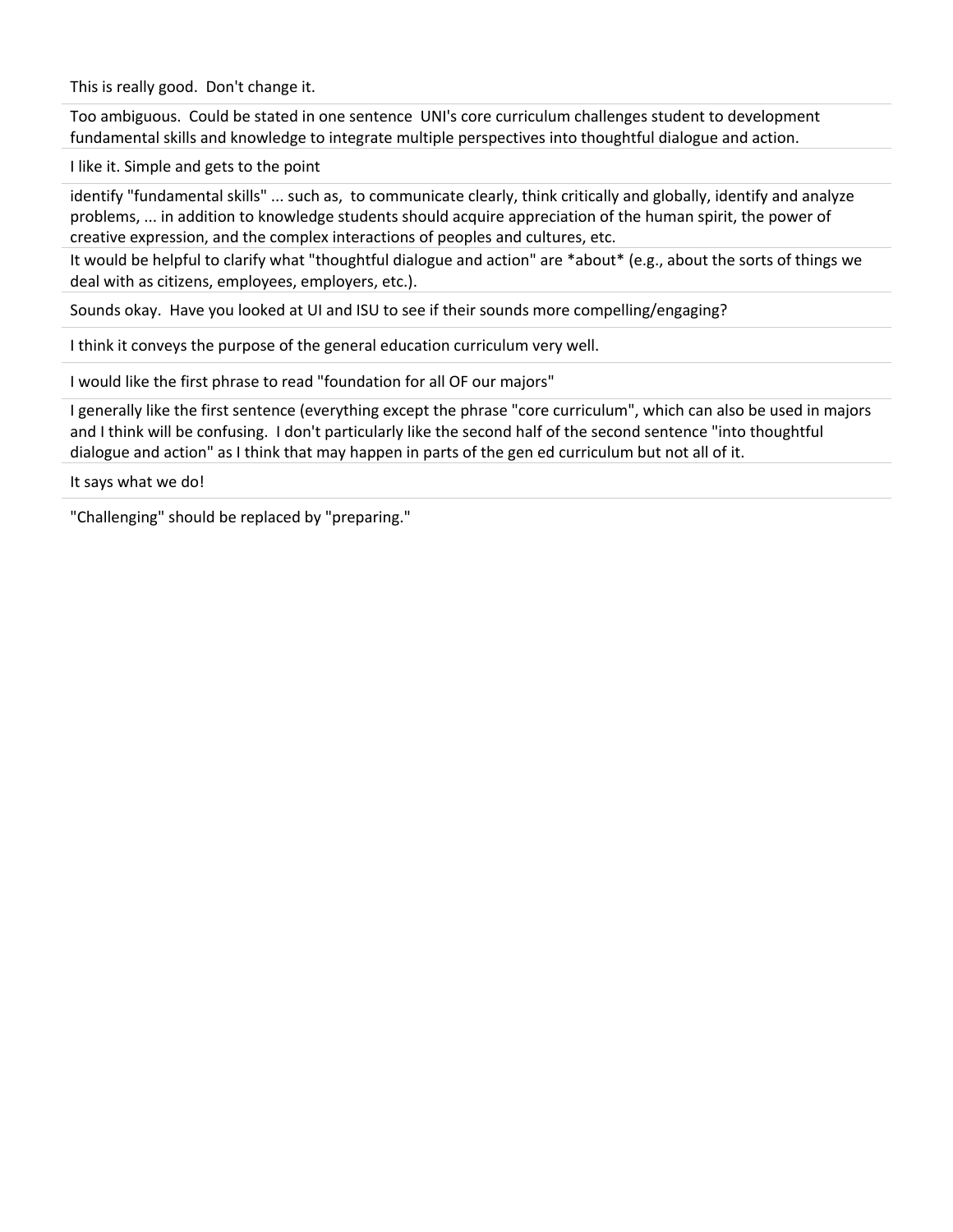This is really good. Don't change it.

Too ambiguous. Could be stated in one sentence UNI's core curriculum challenges student to development fundamental skills and knowledge to integrate multiple perspectives into thoughtful dialogue and action.

I like it. Simple and gets to the point

identify "fundamental skills" ... such as, to communicate clearly, think critically and globally, identify and analyze problems, ... in addition to knowledge students should acquire appreciation of the human spirit, the power of creative expression, and the complex interactions of peoples and cultures, etc.

It would be helpful to clarify what "thoughtful dialogue and action" are *about* (e.g., about the sorts of things we deal with as citizens, employees, employers, etc.).

Sounds okay. Have you looked at UI and ISU to see if their sounds more compelling/engaging?

I think it conveys the purpose of the general education curriculum very well.

I would like the first phrase to read "foundation for all OF our majors"

I generally like the first sentence (everything except the phrase "core curriculum", which can also be used in majors and I think will be confusing. I don't particularly like the second half of the second sentence "into thoughtful dialogue and action" as I think that may happen in parts of the gen ed curriculum but not all of it.

It says what we do!

"Challenging" should be replaced by "preparing."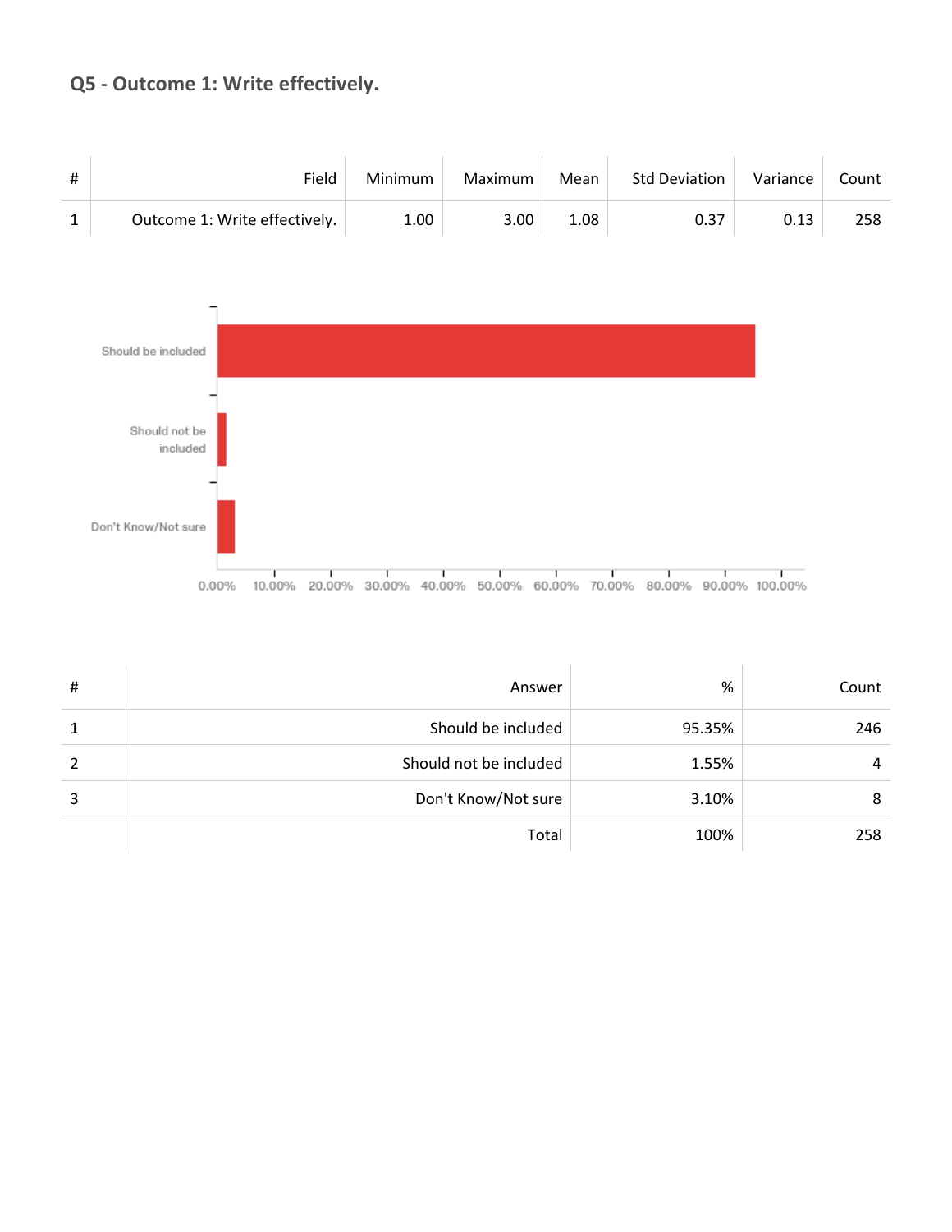## Q5 - Outcome 1: Write effectively.

| # | Field | Minimum | Maximum | Mean | Std Deviation | Variance | Count |
|---|---|---|---|---|---|---|---|
| 1 | Outcome 1: Write effectively. | 1.00 | 3.00 | 1.08 | 0.37 | 0.13 | 258 |

| # | Answer | % | Count |
|---|---|---|---|
| 1 | Should be included | 95.35% | 246 |
| 2 | Should not be included | 1.55% | 4 |
| 3 | Don't Know/Not sure | 3.10% | 8 |
| | Total | 100% | 258 |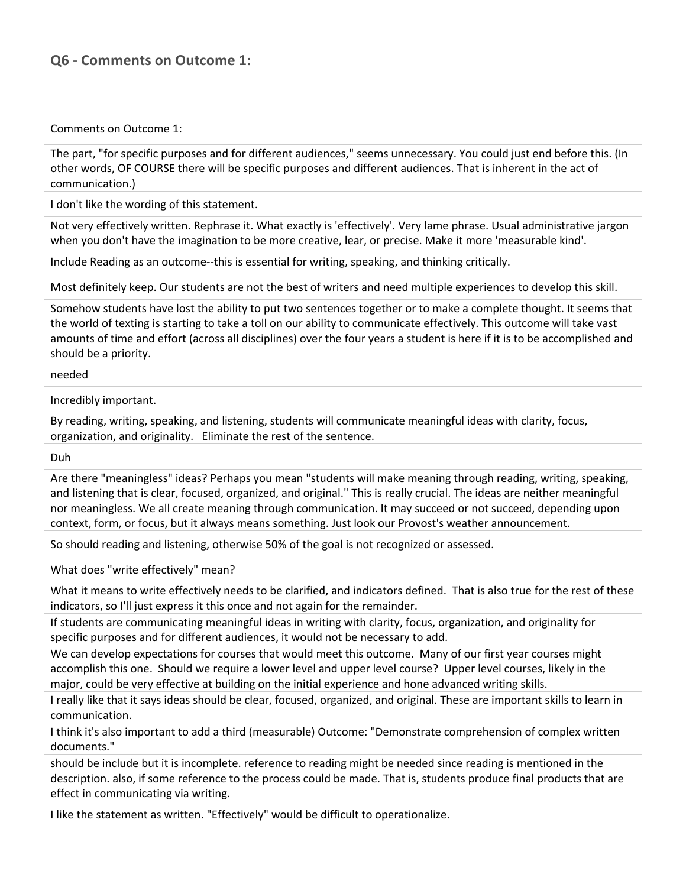## Q6 - Comments on Outcome 1:

| Comments on Outcome 1: |
| --- |
| The part, "for specific purposes and for different audiences," seems unnecessary. You could just end before this. (In other words, OF COURSE there will be specific purposes and different audiences. That is inherent in the act of communication.) |
| I don't like the wording of this statement. |
| Not very effectively written. Rephrase it. What exactly is 'effectively'. Very lame phrase. Usual administrative jargon when you don't have the imagination to be more creative, lear, or precise. Make it more 'measurable kind'. |
| Include Reading as an outcome--this is essential for writing, speaking, and thinking critically. |
| Most definitely keep. Our students are not the best of writers and need multiple experiences to develop this skill. |
| Somehow students have lost the ability to put two sentences together or to make a complete thought. It seems that the world of texting is starting to take a toll on our ability to communicate effectively. This outcome will take vast amounts of time and effort (across all disciplines) over the four years a student is here if it is to be accomplished and should be a priority. |
| needed |
| Incredibly important. |
| By reading, writing, speaking, and listening, students will communicate meaningful ideas with clarity, focus, organization, and originality. Eliminate the rest of the sentence. |
| Duh |
| Are there "meaningless" ideas? Perhaps you mean "students will make meaning through reading, writing, speaking, and listening that is clear, focused, organized, and original." This is really crucial. The ideas are neither meaningful nor meaningless. We all create meaning through communication. It may succeed or not succeed, depending upon context, form, or focus, but it always means something. Just look our Provost's weather announcement. |
| So should reading and listening, otherwise 50% of the goal is not recognized or assessed. |
| What does "write effectively" mean? |
| What it means to write effectively needs to be clarified, and indicators defined. That is also true for the rest of these indicators, so I'll just express it this once and not again for the remainder. |
| If students are communicating meaningful ideas in writing with clarity, focus, organization, and originality for specific purposes and for different audiences, it would not be necessary to add. |
| We can develop expectations for courses that would meet this outcome. Many of our first year courses might accomplish this one. Should we require a lower level and upper level course? Upper level courses, likely in the major, could be very effective at building on the initial experience and hone advanced writing skills. |
| I really like that it says ideas should be clear, focused, organized, and original. These are important skills to learn in communication. |
| I think it's also important to add a third (measurable) Outcome: "Demonstrate comprehension of complex written documents." |
| should be include but it is incomplete. reference to reading might be needed since reading is mentioned in the description. also, if some reference to the process could be made. That is, students produce final products that are effect in communicating via writing. |
| I like the statement as written. "Effectively" would be difficult to operationalize. |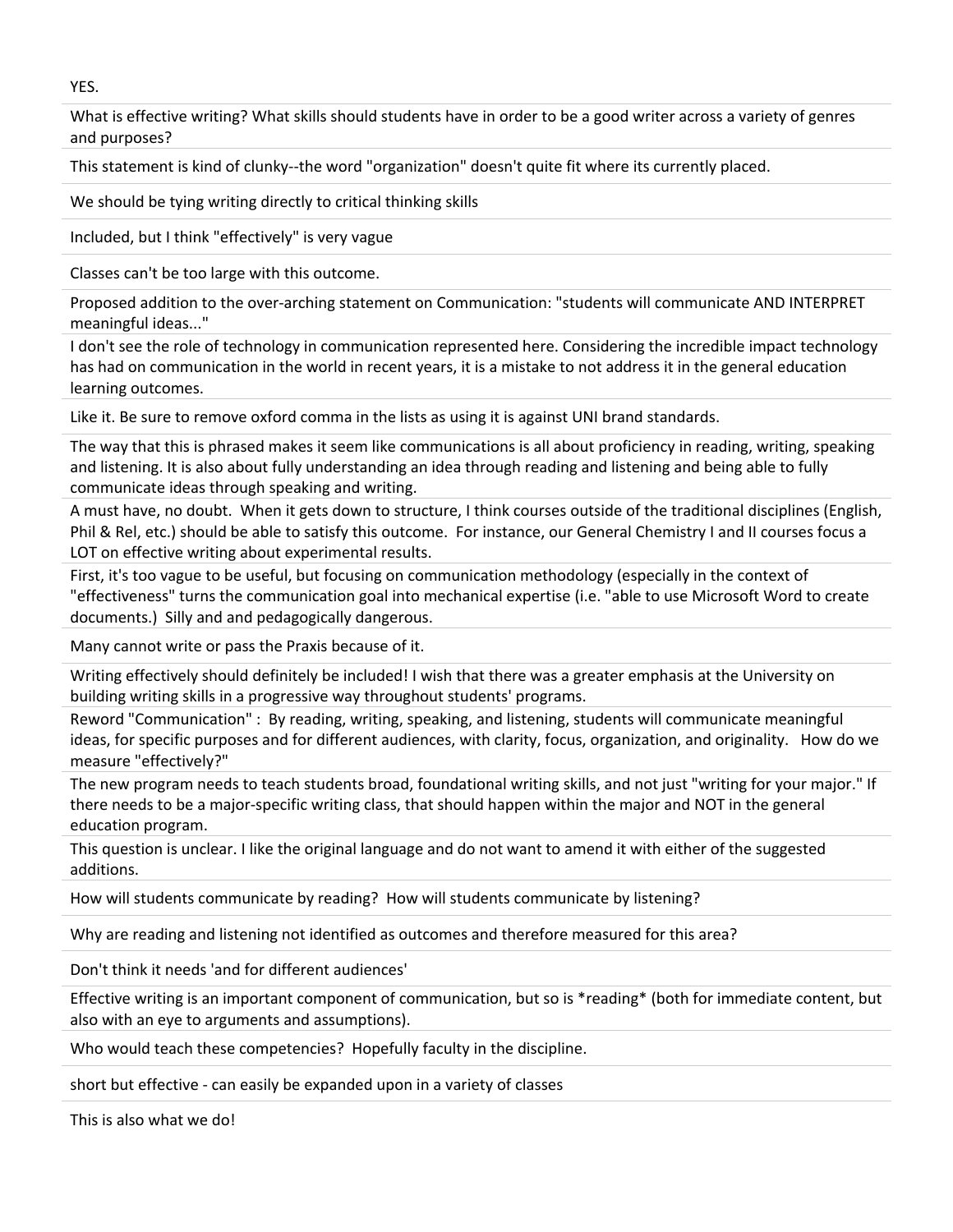YES.

What is effective writing? What skills should students have in order to be a good writer across a variety of genres and purposes?

This statement is kind of clunky--the word "organization" doesn't quite fit where its currently placed.

We should be tying writing directly to critical thinking skills

Included, but I think "effectively" is very vague

Classes can't be too large with this outcome.

Proposed addition to the over-arching statement on Communication: "students will communicate AND INTERPRET meaningful ideas..."

I don't see the role of technology in communication represented here. Considering the incredible impact technology has had on communication in the world in recent years, it is a mistake to not address it in the general education learning outcomes.

Like it. Be sure to remove oxford comma in the lists as using it is against UNI brand standards.

The way that this is phrased makes it seem like communications is all about proficiency in reading, writing, speaking and listening. It is also about fully understanding an idea through reading and listening and being able to fully communicate ideas through speaking and writing.

A must have, no doubt. When it gets down to structure, I think courses outside of the traditional disciplines (English, Phil & Rel, etc.) should be able to satisfy this outcome. For instance, our General Chemistry I and II courses focus a LOT on effective writing about experimental results.

First, it's too vague to be useful, but focusing on communication methodology (especially in the context of "effectiveness" turns the communication goal into mechanical expertise (i.e. "able to use Microsoft Word to create documents.) Silly and and pedagogically dangerous.

Many cannot write or pass the Praxis because of it.

Writing effectively should definitely be included! I wish that there was a greater emphasis at the University on building writing skills in a progressive way throughout students' programs.

Reword "Communication" : By reading, writing, speaking, and listening, students will communicate meaningful ideas, for specific purposes and for different audiences, with clarity, focus, organization, and originality. How do we measure "effectively?"

The new program needs to teach students broad, foundational writing skills, and not just "writing for your major." If there needs to be a major-specific writing class, that should happen within the major and NOT in the general education program.

This question is unclear. I like the original language and do not want to amend it with either of the suggested additions.

How will students communicate by reading? How will students communicate by listening?

Why are reading and listening not identified as outcomes and therefore measured for this area?

Don't think it needs 'and for different audiences'

Effective writing is an important component of communication, but so is *reading* (both for immediate content, but also with an eye to arguments and assumptions).

Who would teach these competencies? Hopefully faculty in the discipline.

short but effective - can easily be expanded upon in a variety of classes

This is also what we do!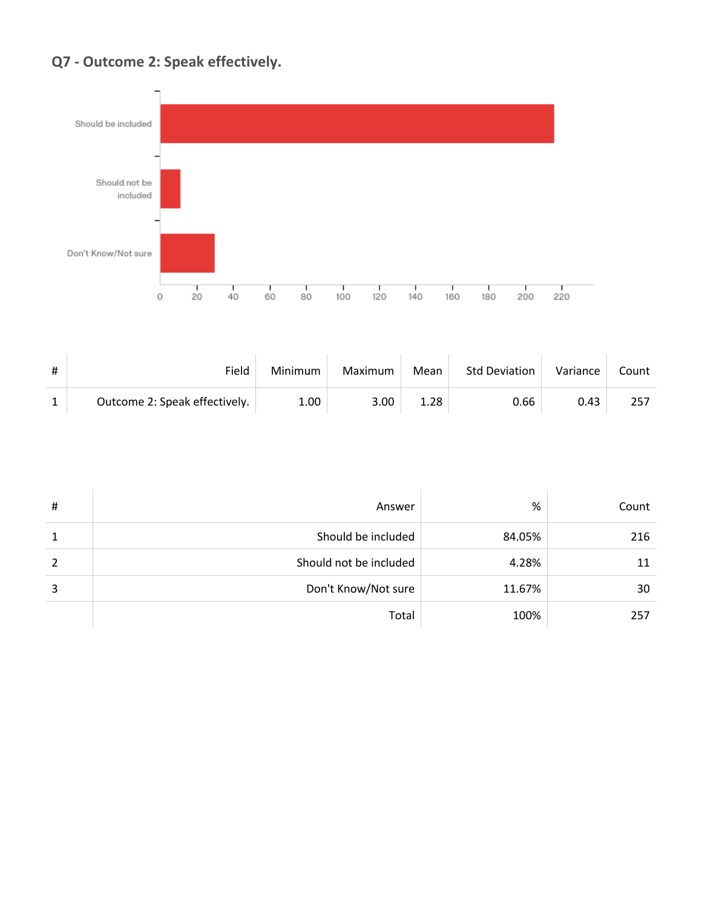## Q7 - Outcome 2: Speak effectively.

| # | Field | Minimum | Maximum | Mean | Std Deviation | Variance | Count |
|---|---|---|---|---|---|---|---|
| 1 | Outcome 2: Speak effectively. | 1.00 | 3.00 | 1.28 | 0.66 | 0.43 | 257 |

| # | Answer | % | Count |
|---|---|---|---|
| 1 | Should be included | 84.05% | 216 |
| 2 | Should not be included | 4.28% | 11 |
| 3 | Don't Know/Not sure | 11.67% | 30 |
| | Total | 100% | 257 |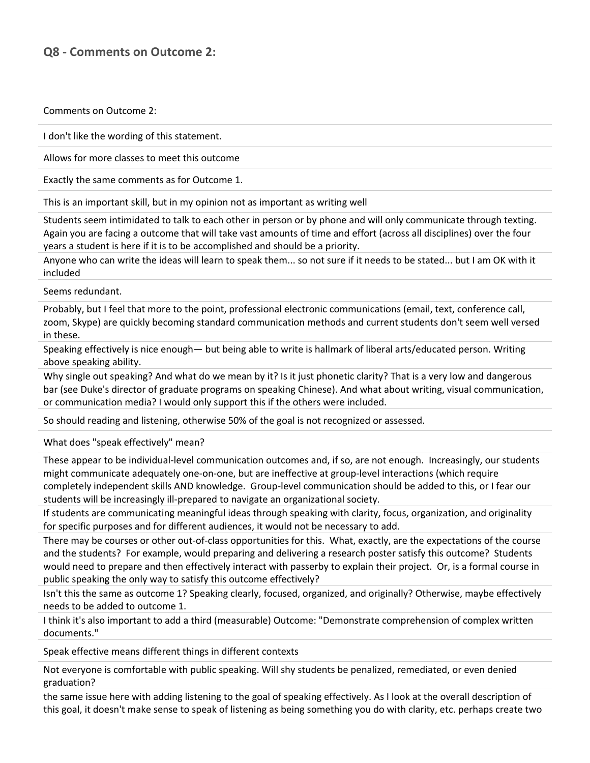## Q8 - Comments on Outcome 2:

| Comments on Outcome 2: |
|---|
| I don't like the wording of this statement. |
| Allows for more classes to meet this outcome |
| Exactly the same comments as for Outcome 1. |
| This is an important skill, but in my opinion not as important as writing well |
| Students seem intimidated to talk to each other in person or by phone and will only communicate through texting. Again you are facing a outcome that will take vast amounts of time and effort (across all disciplines) over the four years a student is here if it is to be accomplished and should be a priority. |
| Anyone who can write the ideas will learn to speak them... so not sure if it needs to be stated... but I am OK with it included |
| Seems redundant. |
| Probably, but I feel that more to the point, professional electronic communications (email, text, conference call, zoom, Skype) are quickly becoming standard communication methods and current students don't seem well versed in these. |
| Speaking effectively is nice enough— but being able to write is hallmark of liberal arts/educated person. Writing above speaking ability. |
| Why single out speaking? And what do we mean by it? Is it just phonetic clarity? That is a very low and dangerous bar (see Duke's director of graduate programs on speaking Chinese). And what about writing, visual communication, or communication media? I would only support this if the others were included. |
| So should reading and listening, otherwise 50% of the goal is not recognized or assessed. |
| What does "speak effectively" mean? |
| These appear to be individual-level communication outcomes and, if so, are not enough. Increasingly, our students might communicate adequately one-on-one, but are ineffective at group-level interactions (which require completely independent skills AND knowledge. Group-level communication should be added to this, or I fear our students will be increasingly ill-prepared to navigate an organizational society. |
| If students are communicating meaningful ideas through speaking with clarity, focus, organization, and originality for specific purposes and for different audiences, it would not be necessary to add. |
| There may be courses or other out-of-class opportunities for this. What, exactly, are the expectations of the course and the students? For example, would preparing and delivering a research poster satisfy this outcome? Students would need to prepare and then effectively interact with passerby to explain their project. Or, is a formal course in public speaking the only way to satisfy this outcome effectively? |
| Isn't this the same as outcome 1? Speaking clearly, focused, organized, and originally? Otherwise, maybe effectively needs to be added to outcome 1. |
| I think it's also important to add a third (measurable) Outcome: "Demonstrate comprehension of complex written documents." |
| Speak effective means different things in different contexts |
| Not everyone is comfortable with public speaking. Will shy students be penalized, remediated, or even denied graduation? |
| the same issue here with adding listening to the goal of speaking effectively. As I look at the overall description of this goal, it doesn't make sense to speak of listening as being something you do with clarity, etc. perhaps create two |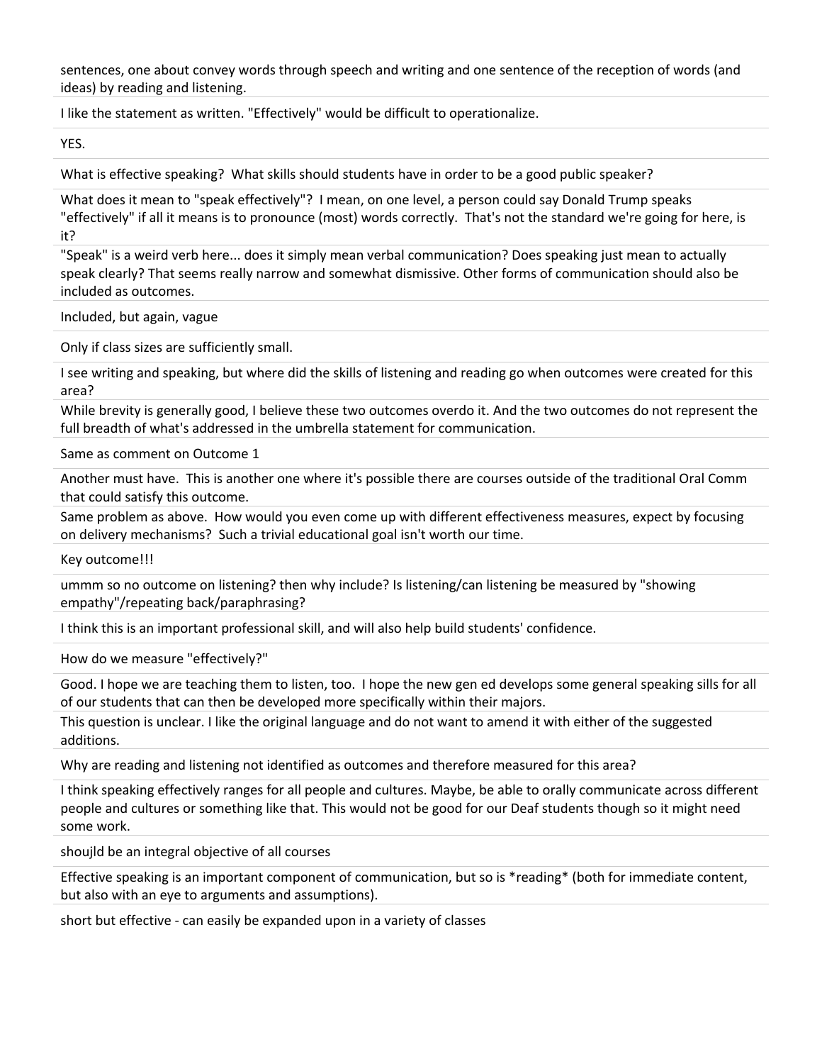sentences, one about convey words through speech and writing and one sentence of the reception of words (and ideas) by reading and listening.

I like the statement as written. "Effectively" would be difficult to operationalize.

YES.

What is effective speaking? What skills should students have in order to be a good public speaker?

What does it mean to "speak effectively"? I mean, on one level, a person could say Donald Trump speaks "effectively" if all it means is to pronounce (most) words correctly. That's not the standard we're going for here, is it?

"Speak" is a weird verb here... does it simply mean verbal communication? Does speaking just mean to actually speak clearly? That seems really narrow and somewhat dismissive. Other forms of communication should also be included as outcomes.

Included, but again, vague

Only if class sizes are sufficiently small.

I see writing and speaking, but where did the skills of listening and reading go when outcomes were created for this area?

While brevity is generally good, I believe these two outcomes overdo it. And the two outcomes do not represent the full breadth of what's addressed in the umbrella statement for communication.

Same as comment on Outcome 1

Another must have. This is another one where it's possible there are courses outside of the traditional Oral Comm that could satisfy this outcome.

Same problem as above. How would you even come up with different effectiveness measures, expect by focusing on delivery mechanisms? Such a trivial educational goal isn't worth our time.

Key outcome!!!

ummm so no outcome on listening? then why include? Is listening/can listening be measured by "showing empathy"/repeating back/paraphrasing?

I think this is an important professional skill, and will also help build students' confidence.

How do we measure "effectively?"

Good. I hope we are teaching them to listen, too. I hope the new gen ed develops some general speaking sills for all of our students that can then be developed more specifically within their majors.

This question is unclear. I like the original language and do not want to amend it with either of the suggested additions.

Why are reading and listening not identified as outcomes and therefore measured for this area?

I think speaking effectively ranges for all people and cultures. Maybe, be able to orally communicate across different people and cultures or something like that. This would not be good for our Deaf students though so it might need some work.

shoujld be an integral objective of all courses

Effective speaking is an important component of communication, but so is *reading* (both for immediate content, but also with an eye to arguments and assumptions).

short but effective - can easily be expanded upon in a variety of classes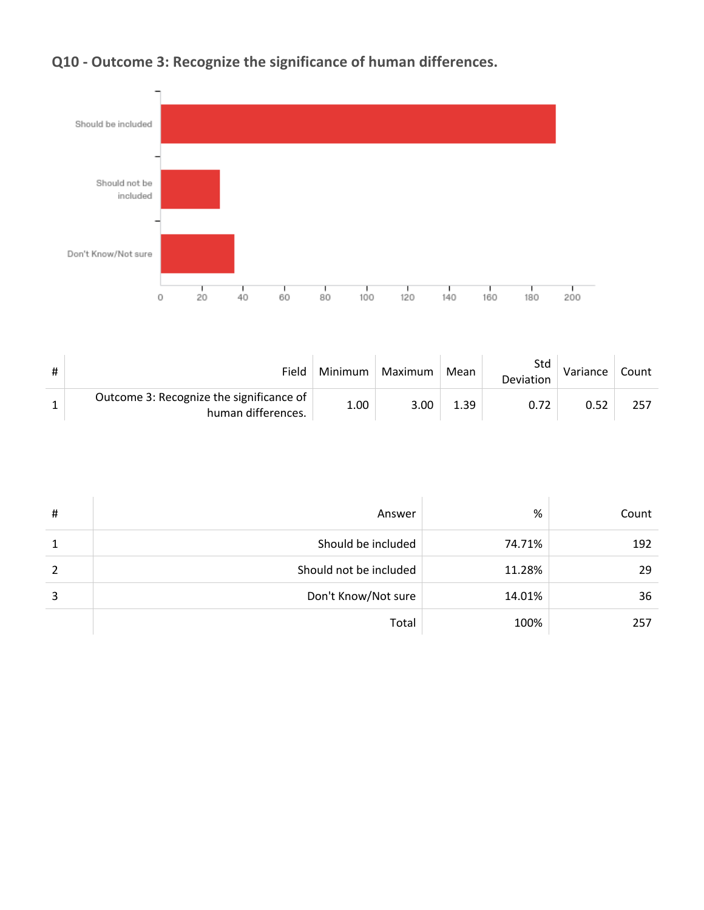## Q10 - Outcome 3: Recognize the significance of human differences.

| # | Field | Minimum | Maximum | Mean | Std Deviation | Variance | Count |
|---|---|---|---|---|---|---|---|
| 1 | Outcome 3: Recognize the significance of human differences. | 1.00 | 3.00 | 1.39 | 0.72 | 0.52 | 257 |

| # | Answer | % | Count |
|---|---|---|---|
| 1 | Should be included | 74.71% | 192 |
| 2 | Should not be included | 11.28% | 29 |
| 3 | Don't Know/Not sure | 14.01% | 36 |
| | Total | 100% | 257 |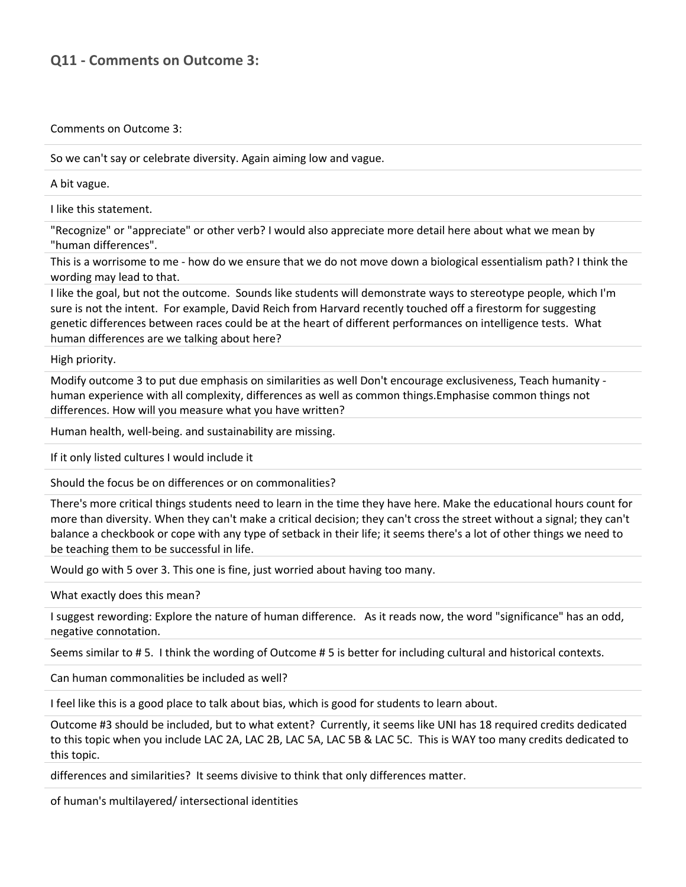## Q11 - Comments on Outcome 3:

| Comments on Outcome 3: |
| --- |
| So we can't say or celebrate diversity. Again aiming low and vague. |
| A bit vague. |
| I like this statement. |
| "Recognize" or "appreciate" or other verb? I would also appreciate more detail here about what we mean by "human differences". |
| This is a worrisome to me - how do we ensure that we do not move down a biological essentialism path? I think the wording may lead to that. |
| I like the goal, but not the outcome. Sounds like students will demonstrate ways to stereotype people, which I'm sure is not the intent. For example, David Reich from Harvard recently touched off a firestorm for suggesting genetic differences between races could be at the heart of different performances on intelligence tests. What human differences are we talking about here? |
| High priority. |
| Modify outcome 3 to put due emphasis on similarities as well Don't encourage exclusiveness, Teach humanity - human experience with all complexity, differences as well as common things.Emphasise common things not differences. How will you measure what you have written? |
| Human health, well-being. and sustainability are missing. |
| If it only listed cultures I would include it |
| Should the focus be on differences or on commonalities? |
| There's more critical things students need to learn in the time they have here. Make the educational hours count for more than diversity. When they can't make a critical decision; they can't cross the street without a signal; they can't balance a checkbook or cope with any type of setback in their life; it seems there's a lot of other things we need to be teaching them to be successful in life. |
| Would go with 5 over 3. This one is fine, just worried about having too many. |
| What exactly does this mean? |
| I suggest rewording: Explore the nature of human difference. As it reads now, the word "significance" has an odd, negative connotation. |
| Seems similar to # 5. I think the wording of Outcome # 5 is better for including cultural and historical contexts. |
| Can human commonalities be included as well? |
| I feel like this is a good place to talk about bias, which is good for students to learn about. |
| Outcome #3 should be included, but to what extent? Currently, it seems like UNI has 18 required credits dedicated to this topic when you include LAC 2A, LAC 2B, LAC 5A, LAC 5B & LAC 5C. This is WAY too many credits dedicated to this topic. |
| differences and similarities? It seems divisive to think that only differences matter. |
| of human's multilayered/ intersectional identities |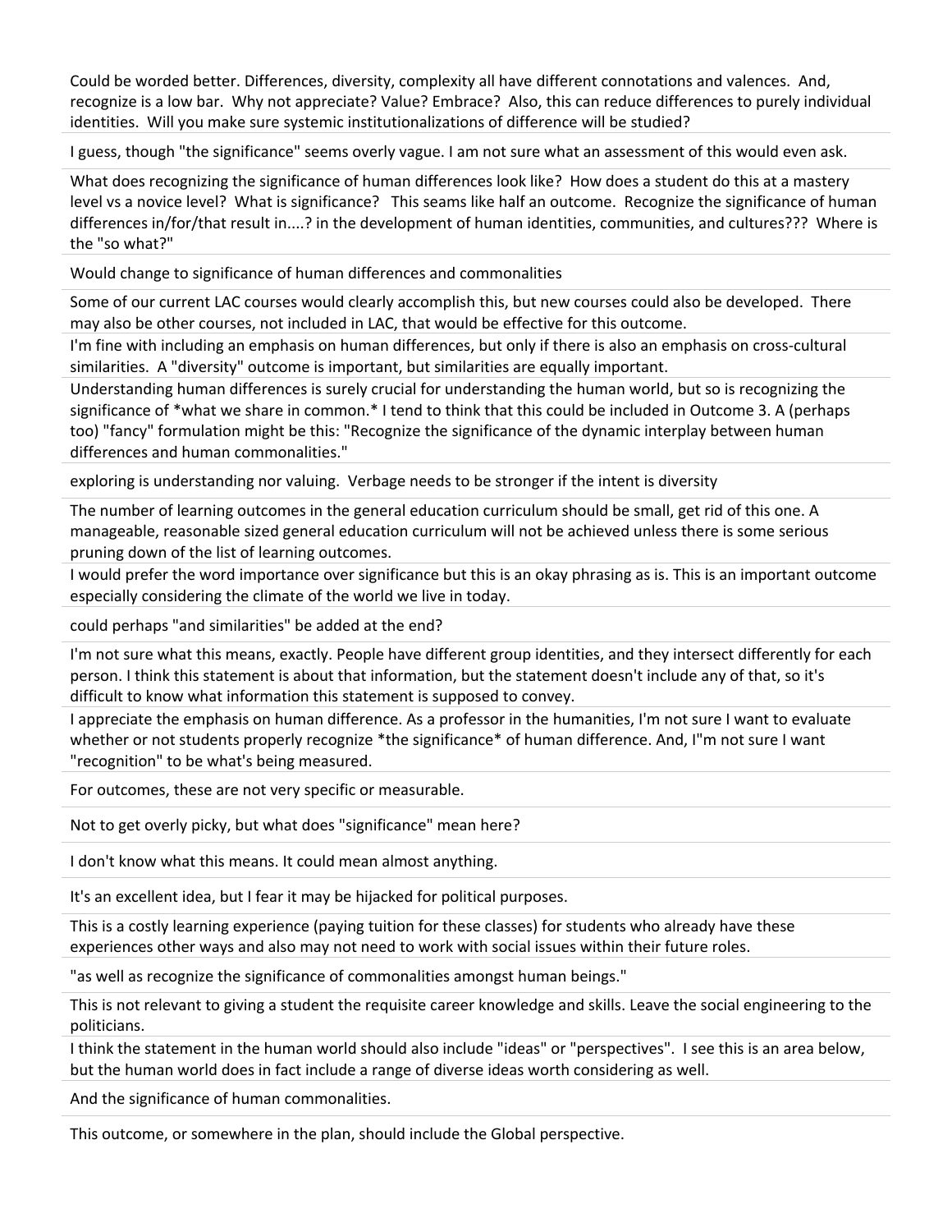Could be worded better. Differences, diversity, complexity all have different connotations and valences. And, recognize is a low bar. Why not appreciate? Value? Embrace? Also, this can reduce differences to purely individual identities. Will you make sure systemic institutionalizations of difference will be studied?

I guess, though "the significance" seems overly vague. I am not sure what an assessment of this would even ask.

What does recognizing the significance of human differences look like? How does a student do this at a mastery level vs a novice level? What is significance? This seams like half an outcome. Recognize the significance of human differences in/for/that result in....? in the development of human identities, communities, and cultures??? Where is the "so what?"

Would change to significance of human differences and commonalities

Some of our current LAC courses would clearly accomplish this, but new courses could also be developed. There may also be other courses, not included in LAC, that would be effective for this outcome.

I'm fine with including an emphasis on human differences, but only if there is also an emphasis on cross-cultural similarities. A "diversity" outcome is important, but similarities are equally important.

Understanding human differences is surely crucial for understanding the human world, but so is recognizing the significance of *what we share in common.* I tend to think that this could be included in Outcome 3. A (perhaps too) "fancy" formulation might be this: "Recognize the significance of the dynamic interplay between human differences and human commonalities."

exploring is understanding nor valuing. Verbage needs to be stronger if the intent is diversity

The number of learning outcomes in the general education curriculum should be small, get rid of this one. A manageable, reasonable sized general education curriculum will not be achieved unless there is some serious pruning down of the list of learning outcomes.

I would prefer the word importance over significance but this is an okay phrasing as is. This is an important outcome especially considering the climate of the world we live in today.

could perhaps "and similarities" be added at the end?

I'm not sure what this means, exactly. People have different group identities, and they intersect differently for each person. I think this statement is about that information, but the statement doesn't include any of that, so it's difficult to know what information this statement is supposed to convey.

I appreciate the emphasis on human difference. As a professor in the humanities, I'm not sure I want to evaluate whether or not students properly recognize *the significance* of human difference. And, I"m not sure I want "recognition" to be what's being measured.

For outcomes, these are not very specific or measurable.

Not to get overly picky, but what does "significance" mean here?

I don't know what this means. It could mean almost anything.

It's an excellent idea, but I fear it may be hijacked for political purposes.

This is a costly learning experience (paying tuition for these classes) for students who already have these experiences other ways and also may not need to work with social issues within their future roles.

"as well as recognize the significance of commonalities amongst human beings."

This is not relevant to giving a student the requisite career knowledge and skills. Leave the social engineering to the politicians.

I think the statement in the human world should also include "ideas" or "perspectives". I see this is an area below, but the human world does in fact include a range of diverse ideas worth considering as well.

And the significance of human commonalities.

This outcome, or somewhere in the plan, should include the Global perspective.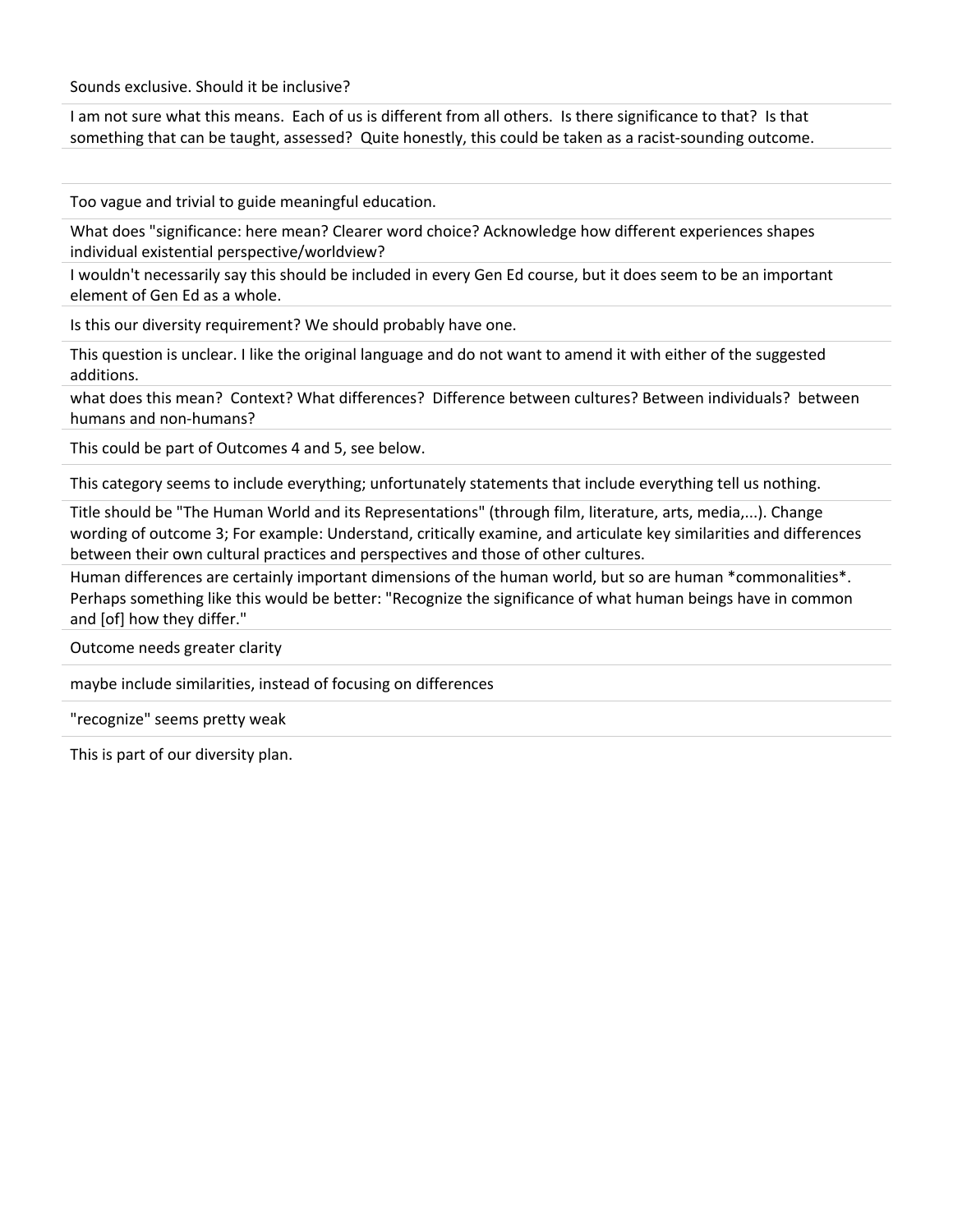Sounds exclusive. Should it be inclusive?

I am not sure what this means. Each of us is different from all others. Is there significance to that? Is that something that can be taught, assessed? Quite honestly, this could be taken as a racist-sounding outcome.

Too vague and trivial to guide meaningful education.

What does "significance: here mean? Clearer word choice? Acknowledge how different experiences shapes individual existential perspective/worldview?

I wouldn't necessarily say this should be included in every Gen Ed course, but it does seem to be an important element of Gen Ed as a whole.

Is this our diversity requirement? We should probably have one.

This question is unclear. I like the original language and do not want to amend it with either of the suggested additions.

what does this mean? Context? What differences? Difference between cultures? Between individuals? between humans and non-humans?

This could be part of Outcomes 4 and 5, see below.

This category seems to include everything; unfortunately statements that include everything tell us nothing.

Title should be "The Human World and its Representations" (through film, literature, arts, media,...). Change wording of outcome 3; For example: Understand, critically examine, and articulate key similarities and differences between their own cultural practices and perspectives and those of other cultures.

Human differences are certainly important dimensions of the human world, but so are human *commonalities*. Perhaps something like this would be better: "Recognize the significance of what human beings have in common and [of] how they differ."

Outcome needs greater clarity

maybe include similarities, instead of focusing on differences

"recognize" seems pretty weak

This is part of our diversity plan.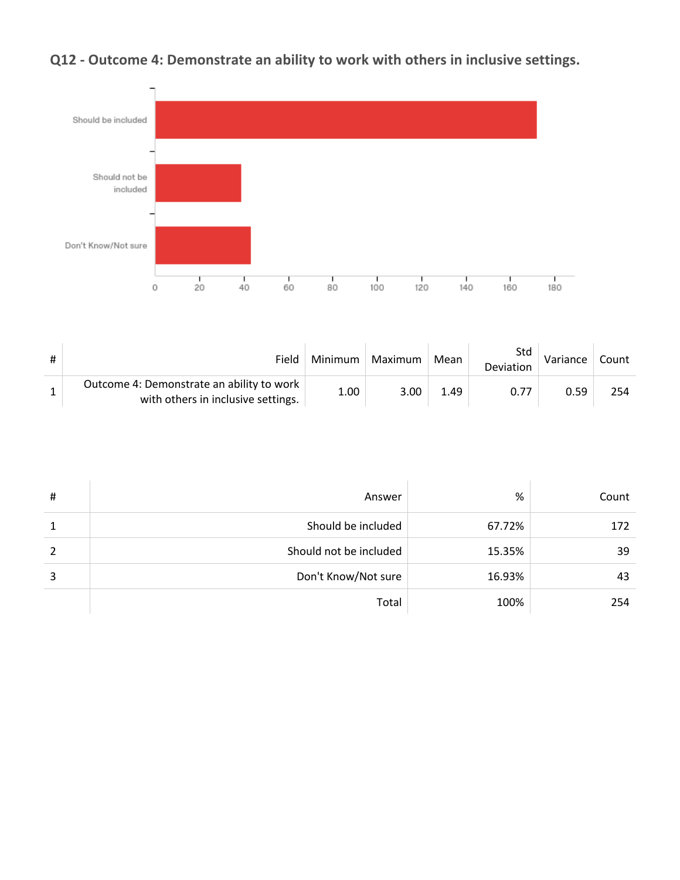## Q12 - Outcome 4: Demonstrate an ability to work with others in inclusive settings.

| # | Field | Minimum | Maximum | Mean | Std Deviation | Variance | Count |
|---|---|---|---|---|---|---|---|
| 1 | Outcome 4: Demonstrate an ability to work with others in inclusive settings. | 1.00 | 3.00 | 1.49 | 0.77 | 0.59 | 254 |

| # | Answer | % | Count |
|---|---|---|---|
| 1 | Should be included | 67.72% | 172 |
| 2 | Should not be included | 15.35% | 39 |
| 3 | Don't Know/Not sure | 16.93% | 43 |
| | Total | 100% | 254 |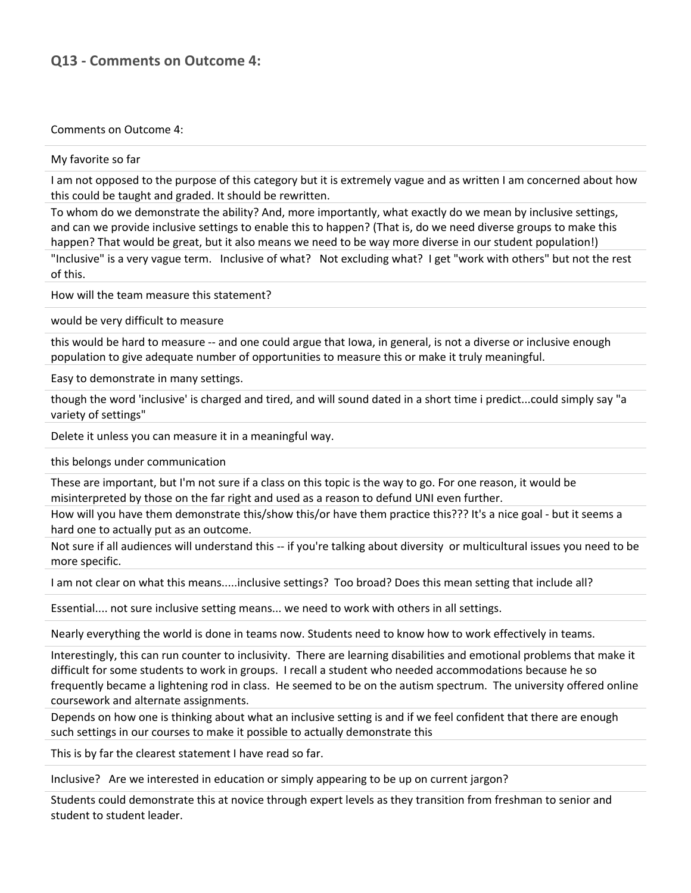## Q13 - Comments on Outcome 4:

| Comments on Outcome 4: |
|---|
| My favorite so far |
| I am not opposed to the purpose of this category but it is extremely vague and as written I am concerned about how this could be taught and graded. It should be rewritten. |
| To whom do we demonstrate the ability? And, more importantly, what exactly do we mean by inclusive settings, and can we provide inclusive settings to enable this to happen? (That is, do we need diverse groups to make this happen? That would be great, but it also means we need to be way more diverse in our student population!) |
| "Inclusive" is a very vague term. Inclusive of what? Not excluding what? I get "work with others" but not the rest of this. |
| How will the team measure this statement? |
| would be very difficult to measure |
| this would be hard to measure -- and one could argue that Iowa, in general, is not a diverse or inclusive enough population to give adequate number of opportunities to measure this or make it truly meaningful. |
| Easy to demonstrate in many settings. |
| though the word 'inclusive' is charged and tired, and will sound dated in a short time i predict...could simply say "a variety of settings" |
| Delete it unless you can measure it in a meaningful way. |
| this belongs under communication |
| These are important, but I'm not sure if a class on this topic is the way to go. For one reason, it would be misinterpreted by those on the far right and used as a reason to defund UNI even further. |
| How will you have them demonstrate this/show this/or have them practice this??? It's a nice goal - but it seems a hard one to actually put as an outcome. |
| Not sure if all audiences will understand this -- if you're talking about diversity or multicultural issues you need to be more specific. |
| I am not clear on what this means.....inclusive settings? Too broad? Does this mean setting that include all? |
| Essential.... not sure inclusive setting means... we need to work with others in all settings. |
| Nearly everything the world is done in teams now. Students need to know how to work effectively in teams. |
| Interestingly, this can run counter to inclusivity. There are learning disabilities and emotional problems that make it difficult for some students to work in groups. I recall a student who needed accommodations because he so frequently became a lightening rod in class. He seemed to be on the autism spectrum. The university offered online coursework and alternate assignments. |
| Depends on how one is thinking about what an inclusive setting is and if we feel confident that there are enough such settings in our courses to make it possible to actually demonstrate this |
| This is by far the clearest statement I have read so far. |
| Inclusive? Are we interested in education or simply appearing to be up on current jargon? |
| Students could demonstrate this at novice through expert levels as they transition from freshman to senior and student to student leader. |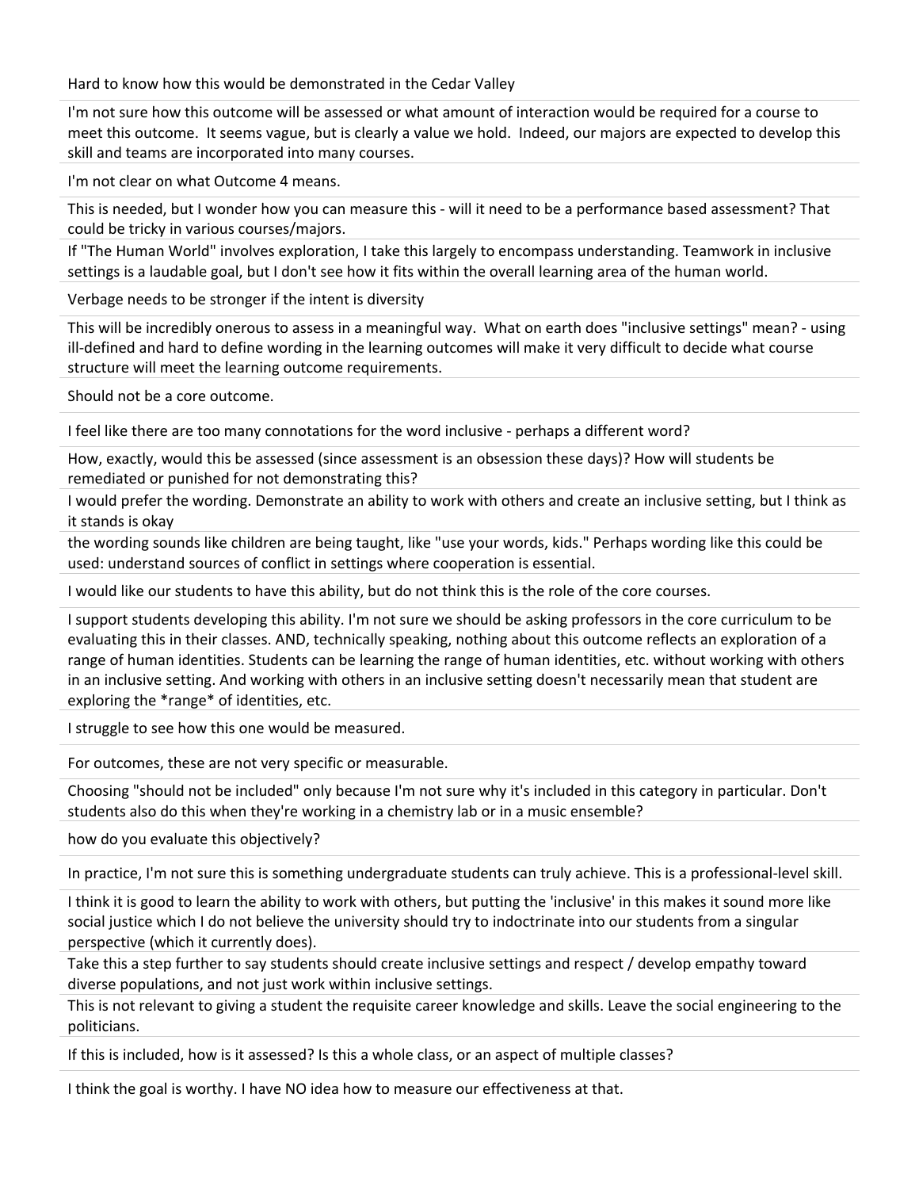Hard to know how this would be demonstrated in the Cedar Valley

I'm not sure how this outcome will be assessed or what amount of interaction would be required for a course to meet this outcome. It seems vague, but is clearly a value we hold. Indeed, our majors are expected to develop this skill and teams are incorporated into many courses.

I'm not clear on what Outcome 4 means.

This is needed, but I wonder how you can measure this - will it need to be a performance based assessment? That could be tricky in various courses/majors.

If "The Human World" involves exploration, I take this largely to encompass understanding. Teamwork in inclusive settings is a laudable goal, but I don't see how it fits within the overall learning area of the human world.

Verbage needs to be stronger if the intent is diversity

This will be incredibly onerous to assess in a meaningful way. What on earth does "inclusive settings" mean? - using ill-defined and hard to define wording in the learning outcomes will make it very difficult to decide what course structure will meet the learning outcome requirements.

Should not be a core outcome.

I feel like there are too many connotations for the word inclusive - perhaps a different word?

How, exactly, would this be assessed (since assessment is an obsession these days)? How will students be remediated or punished for not demonstrating this?

I would prefer the wording. Demonstrate an ability to work with others and create an inclusive setting, but I think as it stands is okay

the wording sounds like children are being taught, like "use your words, kids." Perhaps wording like this could be used: understand sources of conflict in settings where cooperation is essential.

I would like our students to have this ability, but do not think this is the role of the core courses.

I support students developing this ability. I'm not sure we should be asking professors in the core curriculum to be evaluating this in their classes. AND, technically speaking, nothing about this outcome reflects an exploration of a range of human identities. Students can be learning the range of human identities, etc. without working with others in an inclusive setting. And working with others in an inclusive setting doesn't necessarily mean that student are exploring the *range* of identities, etc.

I struggle to see how this one would be measured.

For outcomes, these are not very specific or measurable.

Choosing "should not be included" only because I'm not sure why it's included in this category in particular. Don't students also do this when they're working in a chemistry lab or in a music ensemble?

how do you evaluate this objectively?

In practice, I'm not sure this is something undergraduate students can truly achieve. This is a professional-level skill.

I think it is good to learn the ability to work with others, but putting the 'inclusive' in this makes it sound more like social justice which I do not believe the university should try to indoctrinate into our students from a singular perspective (which it currently does).

Take this a step further to say students should create inclusive settings and respect / develop empathy toward diverse populations, and not just work within inclusive settings.

This is not relevant to giving a student the requisite career knowledge and skills. Leave the social engineering to the politicians.

If this is included, how is it assessed? Is this a whole class, or an aspect of multiple classes?

I think the goal is worthy. I have NO idea how to measure our effectiveness at that.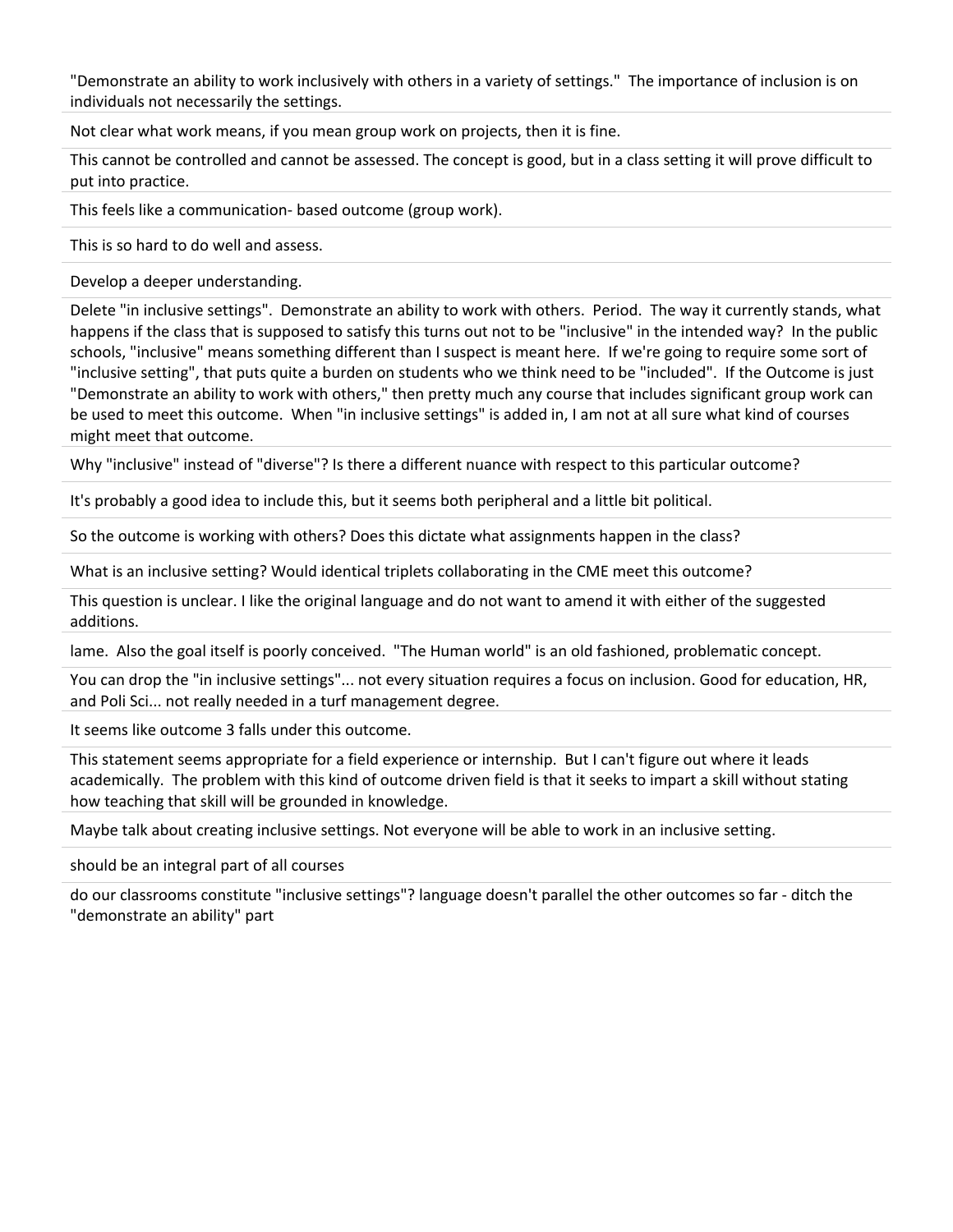"Demonstrate an ability to work inclusively with others in a variety of settings." The importance of inclusion is on individuals not necessarily the settings.

Not clear what work means, if you mean group work on projects, then it is fine.

This cannot be controlled and cannot be assessed. The concept is good, but in a class setting it will prove difficult to put into practice.

This feels like a communication- based outcome (group work).

This is so hard to do well and assess.

Develop a deeper understanding.

Delete "in inclusive settings". Demonstrate an ability to work with others. Period. The way it currently stands, what happens if the class that is supposed to satisfy this turns out not to be "inclusive" in the intended way? In the public schools, "inclusive" means something different than I suspect is meant here. If we're going to require some sort of "inclusive setting", that puts quite a burden on students who we think need to be "included". If the Outcome is just "Demonstrate an ability to work with others," then pretty much any course that includes significant group work can be used to meet this outcome. When "in inclusive settings" is added in, I am not at all sure what kind of courses might meet that outcome.

Why "inclusive" instead of "diverse"? Is there a different nuance with respect to this particular outcome?

It's probably a good idea to include this, but it seems both peripheral and a little bit political.

So the outcome is working with others? Does this dictate what assignments happen in the class?

What is an inclusive setting? Would identical triplets collaborating in the CME meet this outcome?

This question is unclear. I like the original language and do not want to amend it with either of the suggested additions.

lame. Also the goal itself is poorly conceived. "The Human world" is an old fashioned, problematic concept.

You can drop the "in inclusive settings"... not every situation requires a focus on inclusion. Good for education, HR, and Poli Sci... not really needed in a turf management degree.

It seems like outcome 3 falls under this outcome.

This statement seems appropriate for a field experience or internship. But I can't figure out where it leads academically. The problem with this kind of outcome driven field is that it seeks to impart a skill without stating how teaching that skill will be grounded in knowledge.

Maybe talk about creating inclusive settings. Not everyone will be able to work in an inclusive setting.

should be an integral part of all courses

do our classrooms constitute "inclusive settings"? language doesn't parallel the other outcomes so far - ditch the "demonstrate an ability" part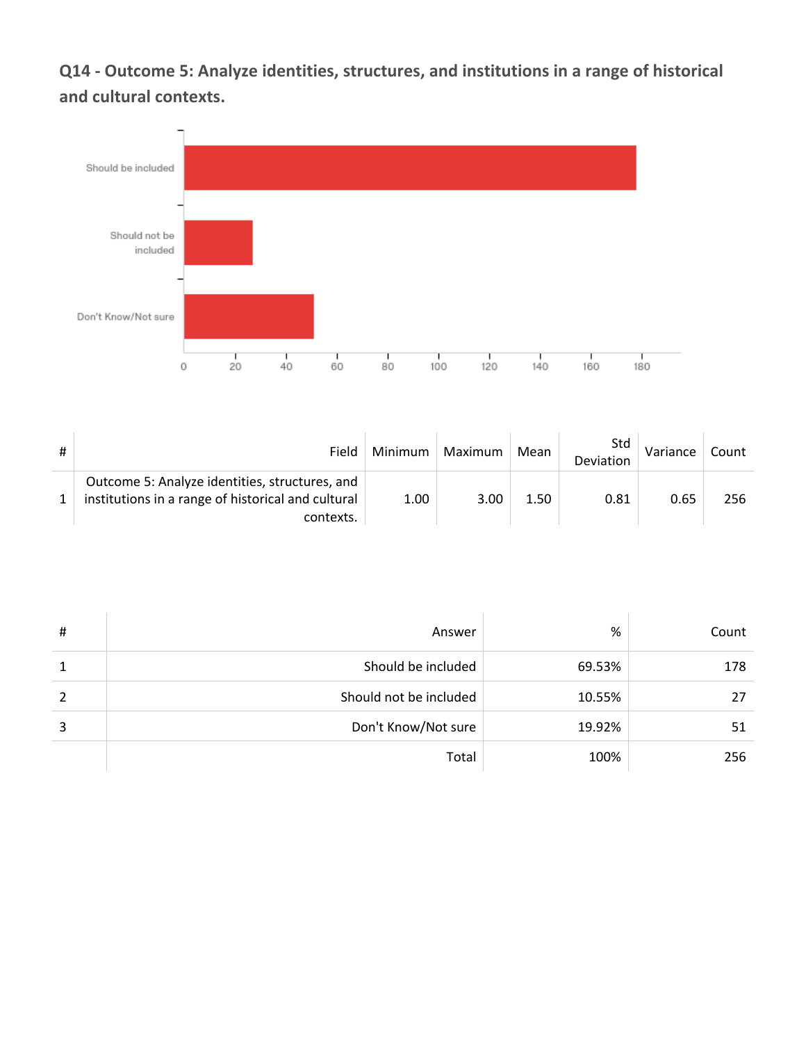## Q14 - Outcome 5: Analyze identities, structures, and institutions in a range of historical and cultural contexts.

| # | Field | Minimum | Maximum | Mean | Std Deviation | Variance | Count |
|---|---|---|---|---|---|---|---|
| 1 | Outcome 5: Analyze identities, structures, and institutions in a range of historical and cultural contexts. | 1.00 | 3.00 | 1.50 | 0.81 | 0.65 | 256 |

| # | Answer | % | Count |
|---|---|---|---|
| 1 | Should be included | 69.53% | 178 |
| 2 | Should not be included | 10.55% | 27 |
| 3 | Don't Know/Not sure | 19.92% | 51 |
| | Total | 100% | 256 |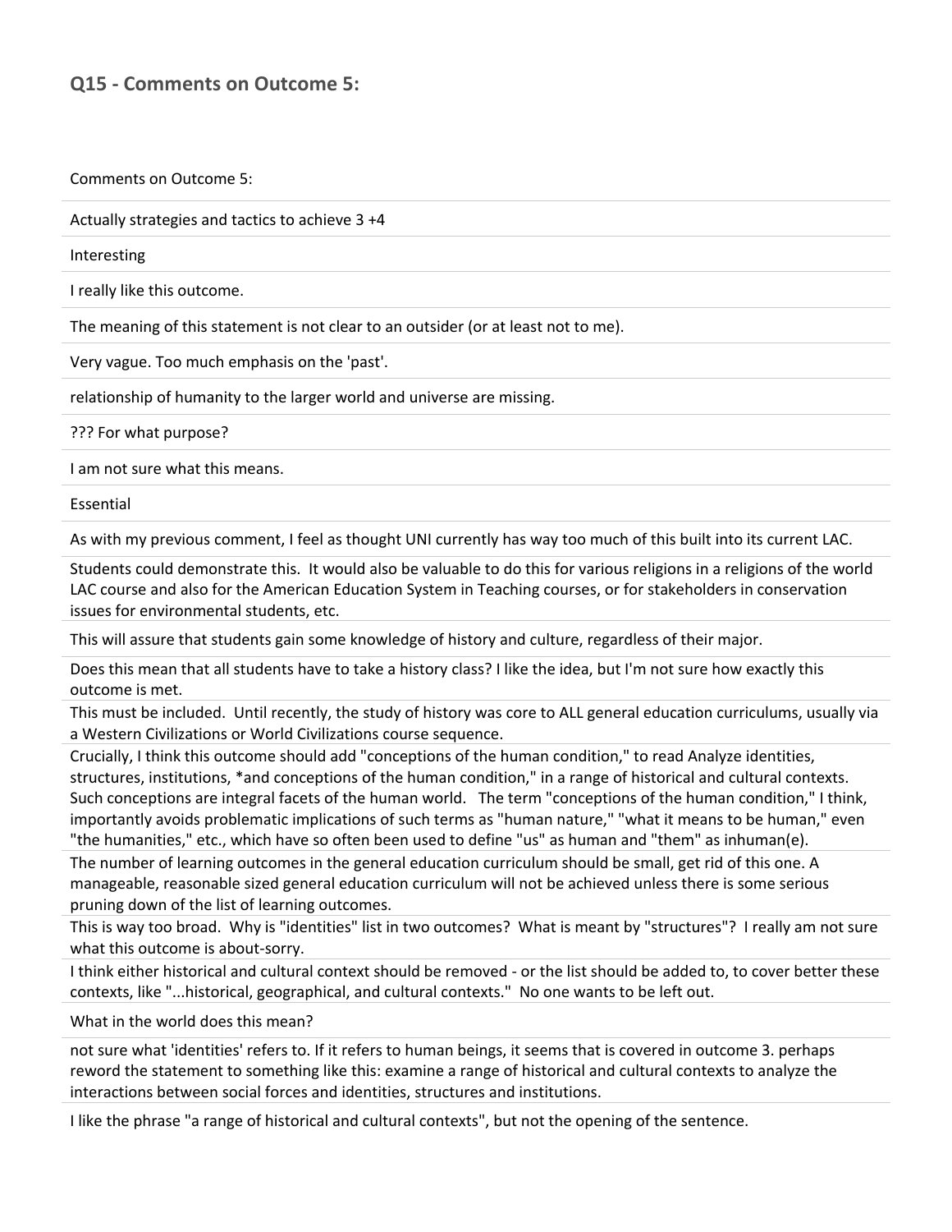## Q15 - Comments on Outcome 5:

| Comments on Outcome 5: |
| --- |
| Actually strategies and tactics to achieve 3 +4 |
| Interesting |
| I really like this outcome. |
| The meaning of this statement is not clear to an outsider (or at least not to me). |
| Very vague. Too much emphasis on the 'past'. |
| relationship of humanity to the larger world and universe are missing. |
| ??? For what purpose? |
| I am not sure what this means. |
| Essential |
| As with my previous comment, I feel as thought UNI currently has way too much of this built into its current LAC. |
| Students could demonstrate this. It would also be valuable to do this for various religions in a religions of the world LAC course and also for the American Education System in Teaching courses, or for stakeholders in conservation issues for environmental students, etc. |
| This will assure that students gain some knowledge of history and culture, regardless of their major. |
| Does this mean that all students have to take a history class? I like the idea, but I'm not sure how exactly this outcome is met. |
| This must be included. Until recently, the study of history was core to ALL general education curriculums, usually via a Western Civilizations or World Civilizations course sequence. |
| Crucially, I think this outcome should add "conceptions of the human condition," to read Analyze identities, structures, institutions, *and conceptions of the human condition," in a range of historical and cultural contexts. Such conceptions are integral facets of the human world. The term "conceptions of the human condition," I think, importantly avoids problematic implications of such terms as "human nature," "what it means to be human," even "the humanities," etc., which have so often been used to define "us" as human and "them" as inhuman(e). |
| The number of learning outcomes in the general education curriculum should be small, get rid of this one. A manageable, reasonable sized general education curriculum will not be achieved unless there is some serious pruning down of the list of learning outcomes. |
| This is way too broad. Why is "identities" list in two outcomes? What is meant by "structures"? I really am not sure what this outcome is about-sorry. |
| I think either historical and cultural context should be removed - or the list should be added to, to cover better these contexts, like "...historical, geographical, and cultural contexts." No one wants to be left out. |
| What in the world does this mean? |
| not sure what 'identities' refers to. If it refers to human beings, it seems that is covered in outcome 3. perhaps reword the statement to something like this: examine a range of historical and cultural contexts to analyze the interactions between social forces and identities, structures and institutions. |
| I like the phrase "a range of historical and cultural contexts", but not the opening of the sentence. |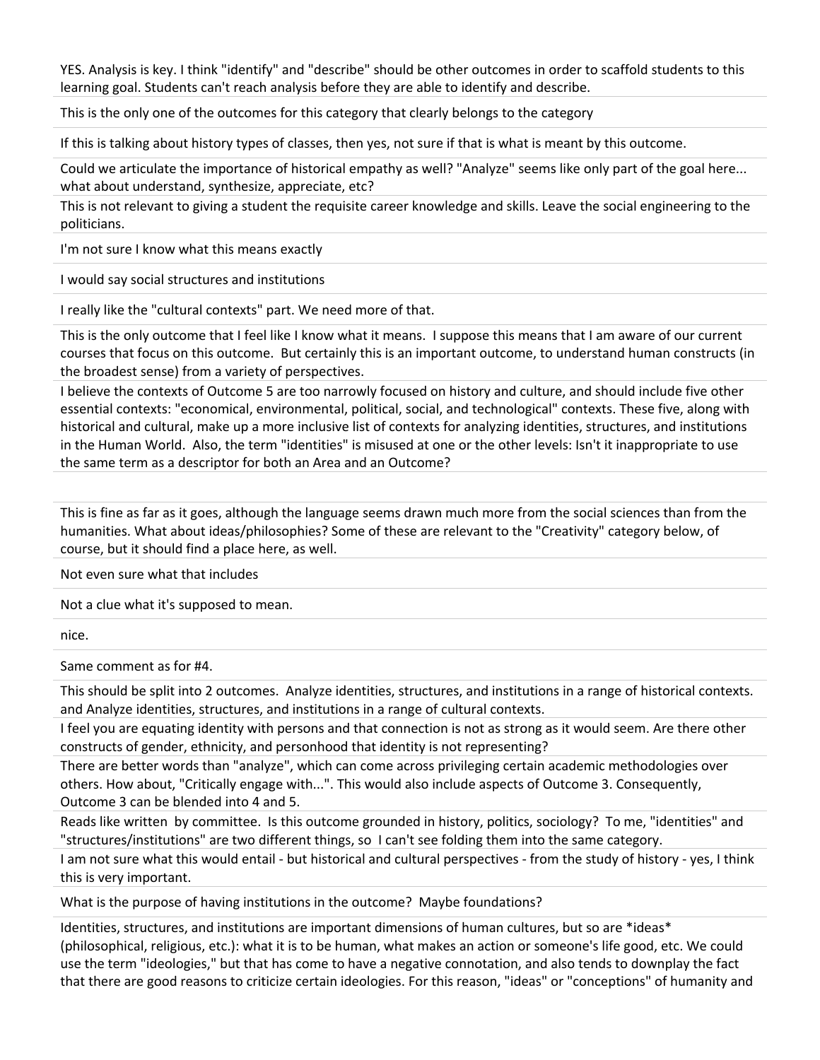YES. Analysis is key. I think "identify" and "describe" should be other outcomes in order to scaffold students to this learning goal. Students can't reach analysis before they are able to identify and describe.

This is the only one of the outcomes for this category that clearly belongs to the category

If this is talking about history types of classes, then yes, not sure if that is what is meant by this outcome.

Could we articulate the importance of historical empathy as well? "Analyze" seems like only part of the goal here... what about understand, synthesize, appreciate, etc?

This is not relevant to giving a student the requisite career knowledge and skills. Leave the social engineering to the politicians.

I'm not sure I know what this means exactly

I would say social structures and institutions

I really like the "cultural contexts" part. We need more of that.

This is the only outcome that I feel like I know what it means. I suppose this means that I am aware of our current courses that focus on this outcome. But certainly this is an important outcome, to understand human constructs (in the broadest sense) from a variety of perspectives.

I believe the contexts of Outcome 5 are too narrowly focused on history and culture, and should include five other essential contexts: "economical, environmental, political, social, and technological" contexts. These five, along with historical and cultural, make up a more inclusive list of contexts for analyzing identities, structures, and institutions in the Human World. Also, the term "identities" is misused at one or the other levels: Isn't it inappropriate to use the same term as a descriptor for both an Area and an Outcome?

This is fine as far as it goes, although the language seems drawn much more from the social sciences than from the humanities. What about ideas/philosophies? Some of these are relevant to the "Creativity" category below, of course, but it should find a place here, as well.

Not even sure what that includes

Not a clue what it's supposed to mean.

nice.

Same comment as for #4.

This should be split into 2 outcomes. Analyze identities, structures, and institutions in a range of historical contexts. and Analyze identities, structures, and institutions in a range of cultural contexts.

I feel you are equating identity with persons and that connection is not as strong as it would seem. Are there other constructs of gender, ethnicity, and personhood that identity is not representing?

There are better words than "analyze", which can come across privileging certain academic methodologies over others. How about, "Critically engage with...". This would also include aspects of Outcome 3. Consequently, Outcome 3 can be blended into 4 and 5.

Reads like written by committee. Is this outcome grounded in history, politics, sociology? To me, "identities" and "structures/institutions" are two different things, so I can't see folding them into the same category.

I am not sure what this would entail - but historical and cultural perspectives - from the study of history - yes, I think this is very important.

What is the purpose of having institutions in the outcome? Maybe foundations?

Identities, structures, and institutions are important dimensions of human cultures, but so are *ideas* (philosophical, religious, etc.): what it is to be human, what makes an action or someone's life good, etc. We could use the term "ideologies," but that has come to have a negative connotation, and also tends to downplay the fact that there are good reasons to criticize certain ideologies. For this reason, "ideas" or "conceptions" of humanity and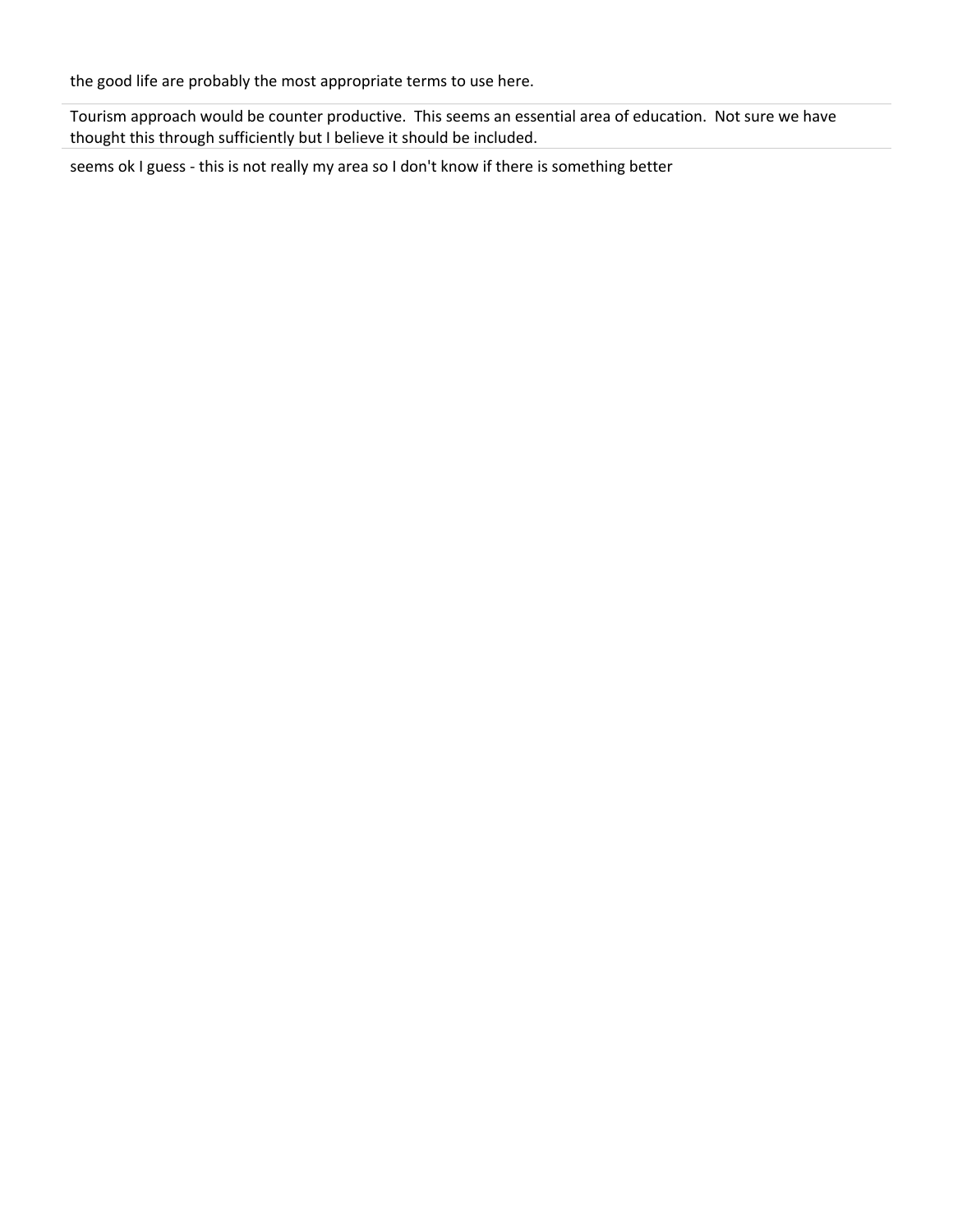the good life are probably the most appropriate terms to use here.

Tourism approach would be counter productive.  This seems an essential area of education.  Not sure we have thought this through sufficiently but I believe it should be included.

seems ok I guess - this is not really my area so I don't know if there is something better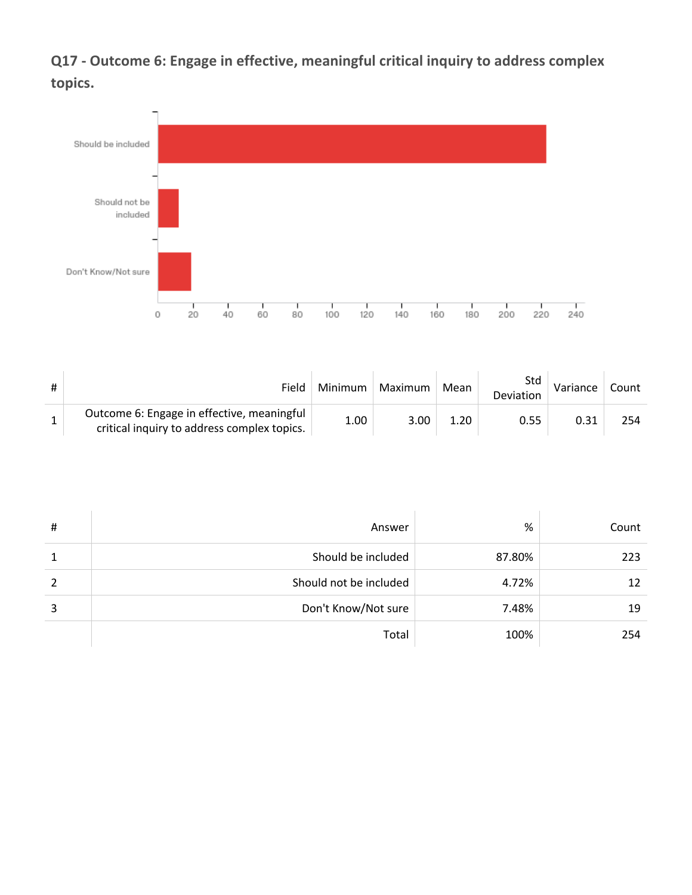## Q17 - Outcome 6: Engage in effective, meaningful critical inquiry to address complex topics.

| # | Field | Minimum | Maximum | Mean | Std Deviation | Variance | Count |
|---|---|---|---|---|---|---|---|
| 1 | Outcome 6: Engage in effective, meaningful critical inquiry to address complex topics. | 1.00 | 3.00 | 1.20 | 0.55 | 0.31 | 254 |

| # | Answer | % | Count |
|---|---|---|---|
| 1 | Should be included | 87.80% | 223 |
| 2 | Should not be included | 4.72% | 12 |
| 3 | Don't Know/Not sure | 7.48% | 19 |
| | Total | 100% | 254 |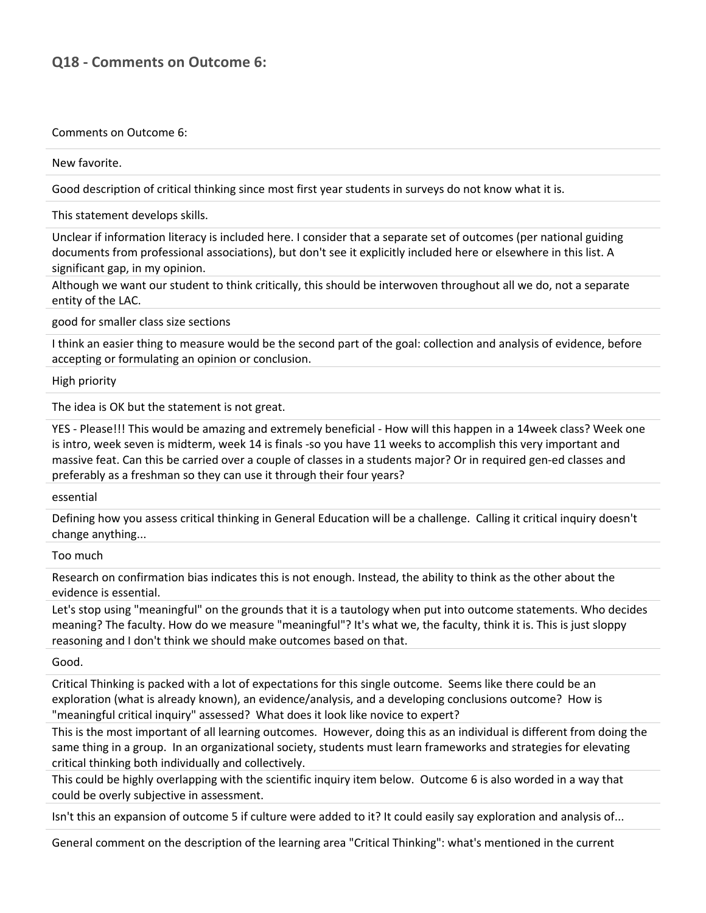## Q18 - Comments on Outcome 6:

Comments on Outcome 6:

New favorite.

Good description of critical thinking since most first year students in surveys do not know what it is.

This statement develops skills.

Unclear if information literacy is included here. I consider that a separate set of outcomes (per national guiding documents from professional associations), but don't see it explicitly included here or elsewhere in this list. A significant gap, in my opinion.

Although we want our student to think critically, this should be interwoven throughout all we do, not a separate entity of the LAC.

good for smaller class size sections

I think an easier thing to measure would be the second part of the goal: collection and analysis of evidence, before accepting or formulating an opinion or conclusion.

High priority

The idea is OK but the statement is not great.

YES - Please!!! This would be amazing and extremely beneficial - How will this happen in a 14week class? Week one is intro, week seven is midterm, week 14 is finals -so you have 11 weeks to accomplish this very important and massive feat. Can this be carried over a couple of classes in a students major? Or in required gen-ed classes and preferably as a freshman so they can use it through their four years?

essential

Defining how you assess critical thinking in General Education will be a challenge. Calling it critical inquiry doesn't change anything...

Too much

Research on confirmation bias indicates this is not enough. Instead, the ability to think as the other about the evidence is essential.

Let's stop using "meaningful" on the grounds that it is a tautology when put into outcome statements. Who decides meaning? The faculty. How do we measure "meaningful"? It's what we, the faculty, think it is. This is just sloppy reasoning and I don't think we should make outcomes based on that.

Good.

Critical Thinking is packed with a lot of expectations for this single outcome. Seems like there could be an exploration (what is already known), an evidence/analysis, and a developing conclusions outcome? How is "meaningful critical inquiry" assessed? What does it look like novice to expert?

This is the most important of all learning outcomes. However, doing this as an individual is different from doing the same thing in a group. In an organizational society, students must learn frameworks and strategies for elevating critical thinking both individually and collectively.

This could be highly overlapping with the scientific inquiry item below. Outcome 6 is also worded in a way that could be overly subjective in assessment.

Isn't this an expansion of outcome 5 if culture were added to it? It could easily say exploration and analysis of...

General comment on the description of the learning area "Critical Thinking": what's mentioned in the current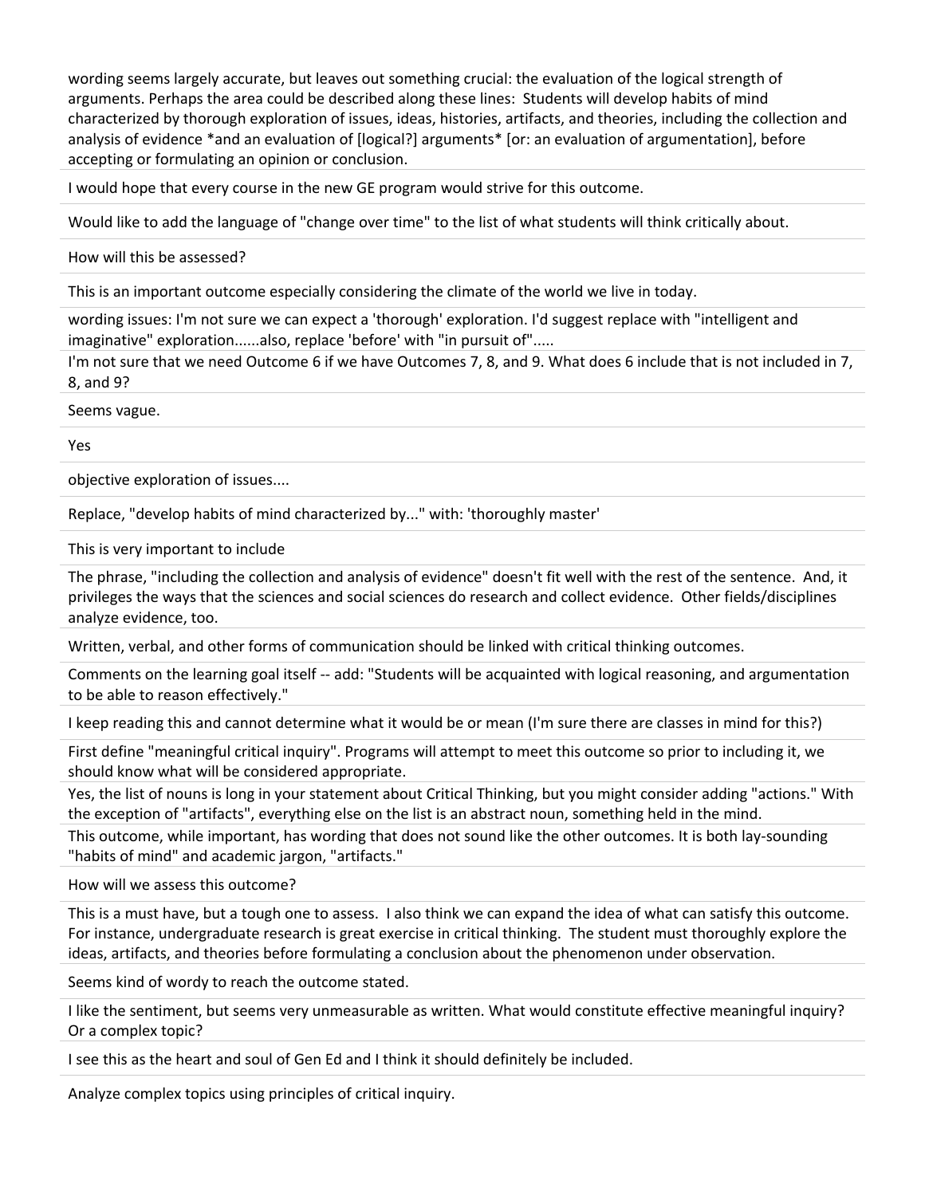wording seems largely accurate, but leaves out something crucial: the evaluation of the logical strength of arguments. Perhaps the area could be described along these lines: Students will develop habits of mind characterized by thorough exploration of issues, ideas, histories, artifacts, and theories, including the collection and analysis of evidence *and an evaluation of [logical?] arguments* [or: an evaluation of argumentation], before accepting or formulating an opinion or conclusion.

I would hope that every course in the new GE program would strive for this outcome.

Would like to add the language of "change over time" to the list of what students will think critically about.

How will this be assessed?

This is an important outcome especially considering the climate of the world we live in today.

wording issues: I'm not sure we can expect a 'thorough' exploration. I'd suggest replace with "intelligent and imaginative" exploration......also, replace 'before' with "in pursuit of".....

I'm not sure that we need Outcome 6 if we have Outcomes 7, 8, and 9. What does 6 include that is not included in 7, 8, and 9?

Seems vague.

Yes

objective exploration of issues....

Replace, "develop habits of mind characterized by..." with: 'thoroughly master'

This is very important to include

The phrase, "including the collection and analysis of evidence" doesn't fit well with the rest of the sentence. And, it privileges the ways that the sciences and social sciences do research and collect evidence. Other fields/disciplines analyze evidence, too.

Written, verbal, and other forms of communication should be linked with critical thinking outcomes.

Comments on the learning goal itself -- add: "Students will be acquainted with logical reasoning, and argumentation to be able to reason effectively."

I keep reading this and cannot determine what it would be or mean (I'm sure there are classes in mind for this?)

First define "meaningful critical inquiry". Programs will attempt to meet this outcome so prior to including it, we should know what will be considered appropriate.

Yes, the list of nouns is long in your statement about Critical Thinking, but you might consider adding "actions." With the exception of "artifacts", everything else on the list is an abstract noun, something held in the mind.

This outcome, while important, has wording that does not sound like the other outcomes. It is both lay-sounding "habits of mind" and academic jargon, "artifacts."

How will we assess this outcome?

This is a must have, but a tough one to assess. I also think we can expand the idea of what can satisfy this outcome. For instance, undergraduate research is great exercise in critical thinking. The student must thoroughly explore the ideas, artifacts, and theories before formulating a conclusion about the phenomenon under observation.

Seems kind of wordy to reach the outcome stated.

I like the sentiment, but seems very unmeasurable as written. What would constitute effective meaningful inquiry? Or a complex topic?

I see this as the heart and soul of Gen Ed and I think it should definitely be included.

Analyze complex topics using principles of critical inquiry.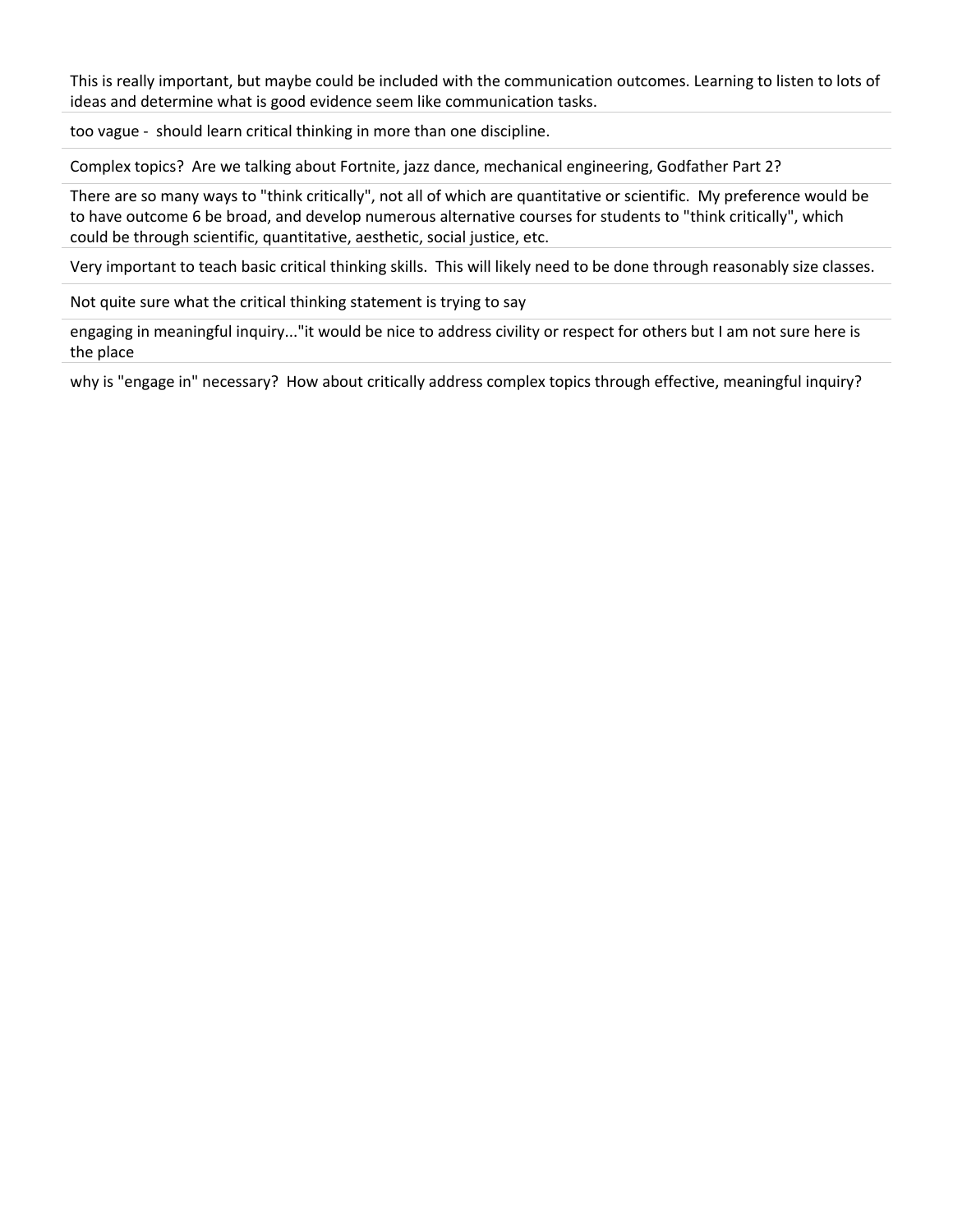This is really important, but maybe could be included with the communication outcomes. Learning to listen to lots of ideas and determine what is good evidence seem like communication tasks.

too vague - should learn critical thinking in more than one discipline.

Complex topics? Are we talking about Fortnite, jazz dance, mechanical engineering, Godfather Part 2?

There are so many ways to "think critically", not all of which are quantitative or scientific. My preference would be to have outcome 6 be broad, and develop numerous alternative courses for students to "think critically", which could be through scientific, quantitative, aesthetic, social justice, etc.

Very important to teach basic critical thinking skills. This will likely need to be done through reasonably size classes.

Not quite sure what the critical thinking statement is trying to say

engaging in meaningful inquiry..."it would be nice to address civility or respect for others but I am not sure here is the place

why is "engage in" necessary? How about critically address complex topics through effective, meaningful inquiry?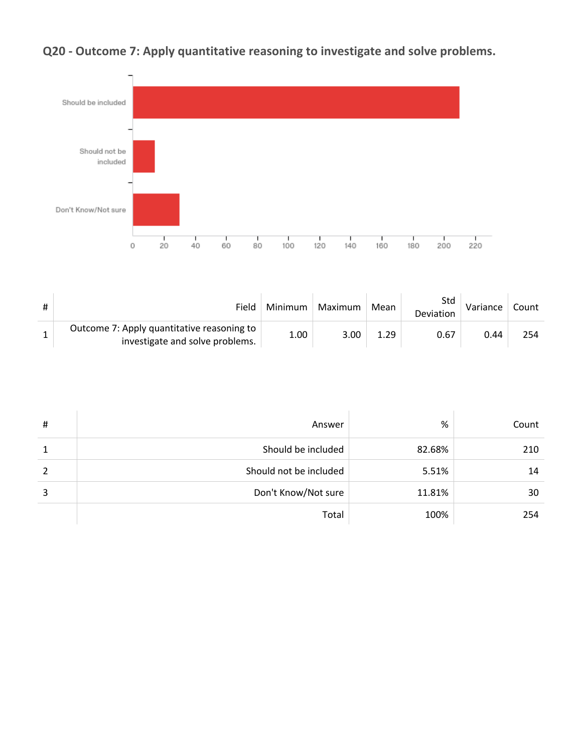## Q20 - Outcome 7: Apply quantitative reasoning to investigate and solve problems.

| # | Field | Minimum | Maximum | Mean | Std Deviation | Variance | Count |
|---|---|---|---|---|---|---|---|
| 1 | Outcome 7: Apply quantitative reasoning to investigate and solve problems. | 1.00 | 3.00 | 1.29 | 0.67 | 0.44 | 254 |

| # | Answer | % | Count |
|---|---|---|---|
| 1 | Should be included | 82.68% | 210 |
| 2 | Should not be included | 5.51% | 14 |
| 3 | Don't Know/Not sure | 11.81% | 30 |
| | Total | 100% | 254 |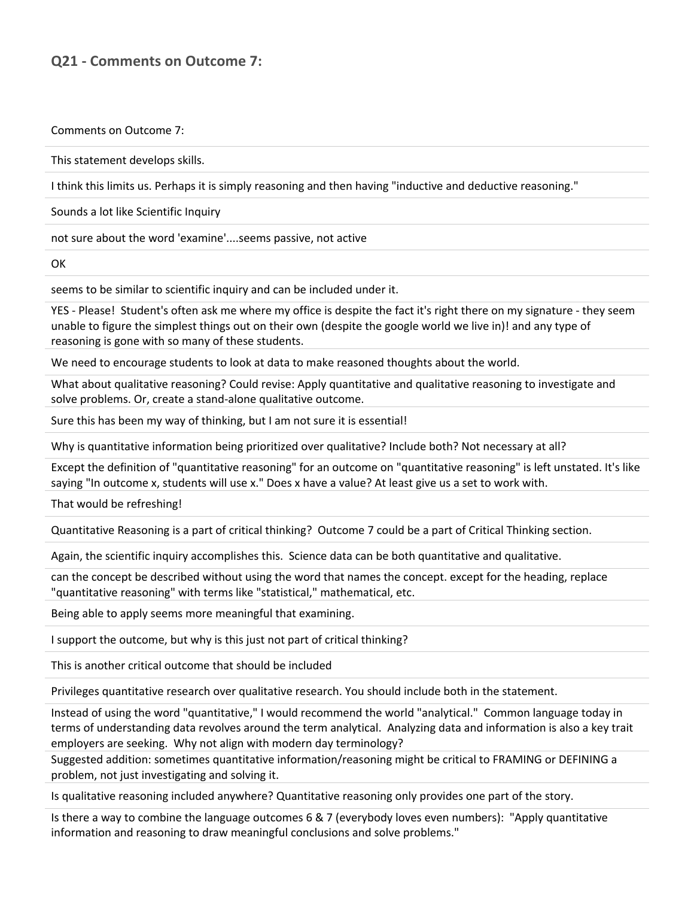## Q21 - Comments on Outcome 7:

| Comments on Outcome 7: |
| --- |
| This statement develops skills. |
| I think this limits us. Perhaps it is simply reasoning and then having "inductive and deductive reasoning." |
| Sounds a lot like Scientific Inquiry |
| not sure about the word 'examine'....seems passive, not active |
| OK |
| seems to be similar to scientific inquiry and can be included under it. |
| YES - Please! Student's often ask me where my office is despite the fact it's right there on my signature - they seem unable to figure the simplest things out on their own (despite the google world we live in)! and any type of reasoning is gone with so many of these students. |
| We need to encourage students to look at data to make reasoned thoughts about the world. |
| What about qualitative reasoning? Could revise: Apply quantitative and qualitative reasoning to investigate and solve problems. Or, create a stand-alone qualitative outcome. |
| Sure this has been my way of thinking, but I am not sure it is essential! |
| Why is quantitative information being prioritized over qualitative? Include both? Not necessary at all? |
| Except the definition of "quantitative reasoning" for an outcome on "quantitative reasoning" is left unstated. It's like saying "In outcome x, students will use x." Does x have a value? At least give us a set to work with. |
| That would be refreshing! |
| Quantitative Reasoning is a part of critical thinking? Outcome 7 could be a part of Critical Thinking section. |
| Again, the scientific inquiry accomplishes this. Science data can be both quantitative and qualitative. |
| can the concept be described without using the word that names the concept. except for the heading, replace "quantitative reasoning" with terms like "statistical," mathematical, etc. |
| Being able to apply seems more meaningful that examining. |
| I support the outcome, but why is this just not part of critical thinking? |
| This is another critical outcome that should be included |
| Privileges quantitative research over qualitative research. You should include both in the statement. |
| Instead of using the word "quantitative," I would recommend the world "analytical." Common language today in terms of understanding data revolves around the term analytical. Analyzing data and information is also a key trait employers are seeking. Why not align with modern day terminology? |
| Suggested addition: sometimes quantitative information/reasoning might be critical to FRAMING or DEFINING a problem, not just investigating and solving it. |
| Is qualitative reasoning included anywhere? Quantitative reasoning only provides one part of the story. |
| Is there a way to combine the language outcomes 6 & 7 (everybody loves even numbers): "Apply quantitative information and reasoning to draw meaningful conclusions and solve problems." |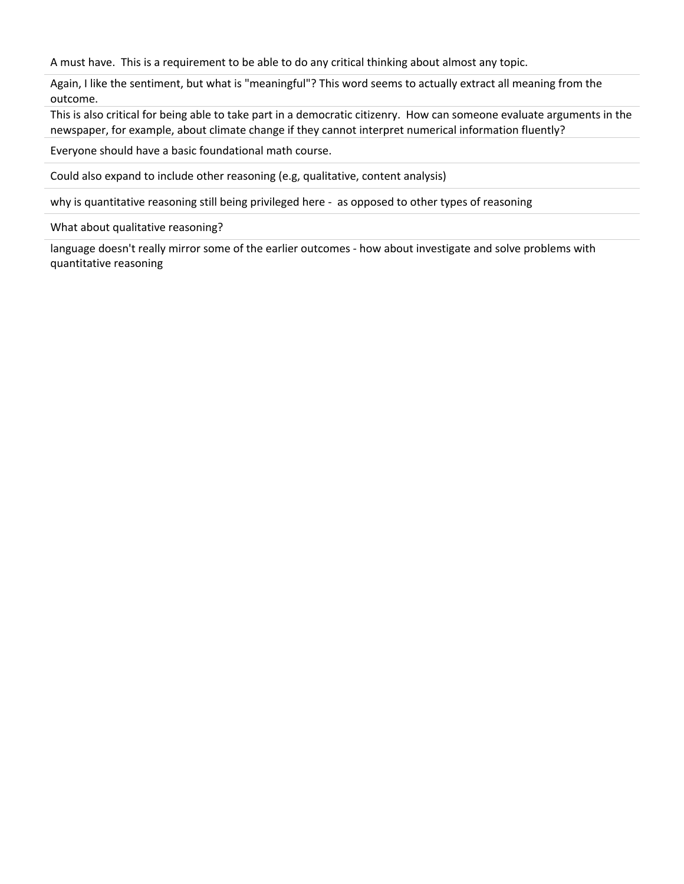A must have.  This is a requirement to be able to do any critical thinking about almost any topic.

Again, I like the sentiment, but what is "meaningful"? This word seems to actually extract all meaning from the outcome.

This is also critical for being able to take part in a democratic citizenry.  How can someone evaluate arguments in the newspaper, for example, about climate change if they cannot interpret numerical information fluently?

Everyone should have a basic foundational math course.

Could also expand to include other reasoning (e.g, qualitative, content analysis)

why is quantitative reasoning still being privileged here -  as opposed to other types of reasoning

What about qualitative reasoning?

language doesn't really mirror some of the earlier outcomes - how about investigate and solve problems with quantitative reasoning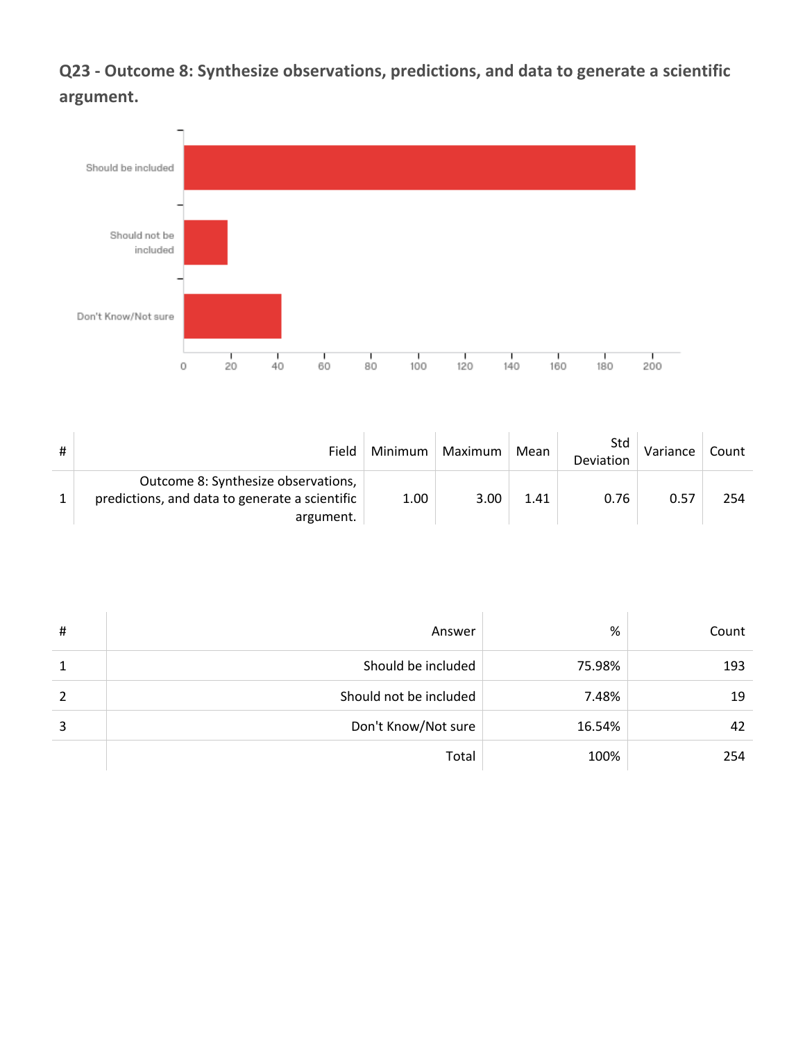## Q23 - Outcome 8: Synthesize observations, predictions, and data to generate a scientific argument.

| # | Field | Minimum | Maximum | Mean | Std Deviation | Variance | Count |
|---|---|---|---|---|---|---|---|
| 1 | Outcome 8: Synthesize observations, predictions, and data to generate a scientific argument. | 1.00 | 3.00 | 1.41 | 0.76 | 0.57 | 254 |

| # | Answer | % | Count |
|---|---|---|---|
| 1 | Should be included | 75.98% | 193 |
| 2 | Should not be included | 7.48% | 19 |
| 3 | Don't Know/Not sure | 16.54% | 42 |
| | Total | 100% | 254 |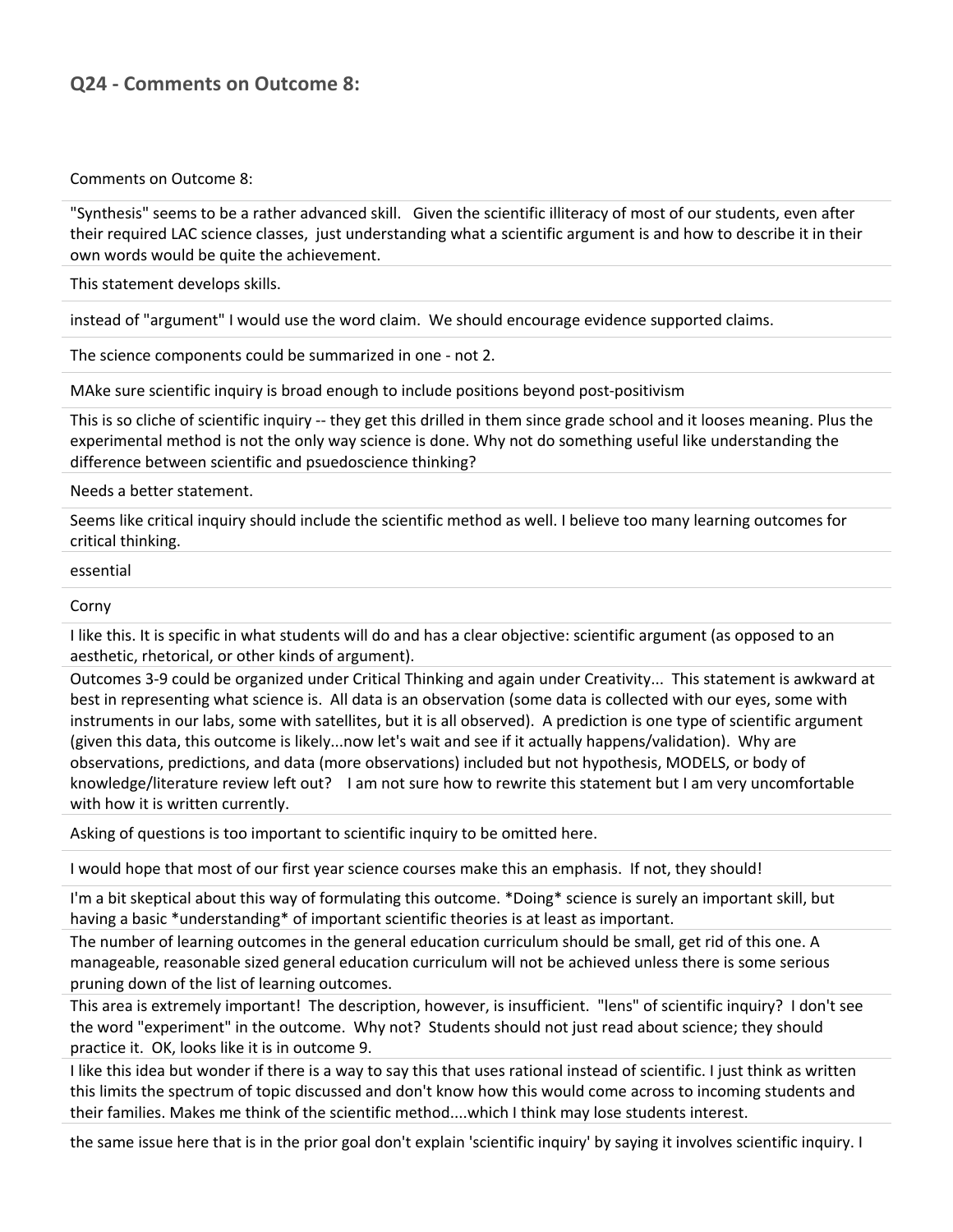## Q24 - Comments on Outcome 8:

| Comments on Outcome 8: |
| --- |
| "Synthesis" seems to be a rather advanced skill. Given the scientific illiteracy of most of our students, even after their required LAC science classes, just understanding what a scientific argument is and how to describe it in their own words would be quite the achievement. |
| This statement develops skills. |
| instead of "argument" I would use the word claim. We should encourage evidence supported claims. |
| The science components could be summarized in one - not 2. |
| MAke sure scientific inquiry is broad enough to include positions beyond post-positivism |
| This is so cliche of scientific inquiry -- they get this drilled in them since grade school and it looses meaning. Plus the experimental method is not the only way science is done. Why not do something useful like understanding the difference between scientific and psuedoscience thinking? |
| Needs a better statement. |
| Seems like critical inquiry should include the scientific method as well. I believe too many learning outcomes for critical thinking. |
| essential |
| Corny |
| I like this. It is specific in what students will do and has a clear objective: scientific argument (as opposed to an aesthetic, rhetorical, or other kinds of argument). |
| Outcomes 3-9 could be organized under Critical Thinking and again under Creativity... This statement is awkward at best in representing what science is. All data is an observation (some data is collected with our eyes, some with instruments in our labs, some with satellites, but it is all observed). A prediction is one type of scientific argument (given this data, this outcome is likely...now let's wait and see if it actually happens/validation). Why are observations, predictions, and data (more observations) included but not hypothesis, MODELS, or body of knowledge/literature review left out? I am not sure how to rewrite this statement but I am very uncomfortable with how it is written currently. |
| Asking of questions is too important to scientific inquiry to be omitted here. |
| I would hope that most of our first year science courses make this an emphasis. If not, they should! |
| I'm a bit skeptical about this way of formulating this outcome. *Doing* science is surely an important skill, but having a basic *understanding* of important scientific theories is at least as important. |
| The number of learning outcomes in the general education curriculum should be small, get rid of this one. A manageable, reasonable sized general education curriculum will not be achieved unless there is some serious pruning down of the list of learning outcomes. |
| This area is extremely important! The description, however, is insufficient. "lens" of scientific inquiry? I don't see the word "experiment" in the outcome. Why not? Students should not just read about science; they should practice it. OK, looks like it is in outcome 9. |
| I like this idea but wonder if there is a way to say this that uses rational instead of scientific. I just think as written this limits the spectrum of topic discussed and don't know how this would come across to incoming students and their families. Makes me think of the scientific method....which I think may lose students interest. |
| the same issue here that is in the prior goal don't explain 'scientific inquiry' by saying it involves scientific inquiry. I |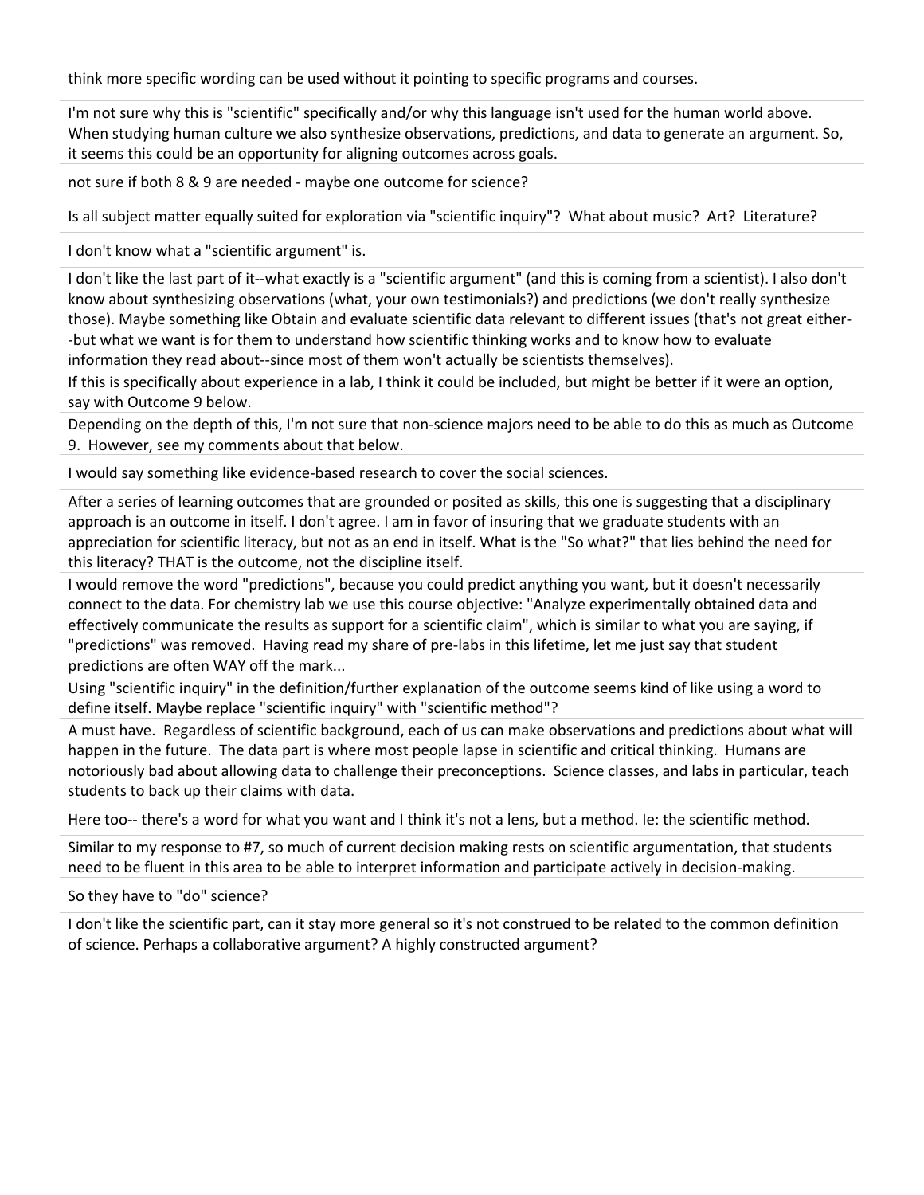think more specific wording can be used without it pointing to specific programs and courses.

I'm not sure why this is "scientific" specifically and/or why this language isn't used for the human world above. When studying human culture we also synthesize observations, predictions, and data to generate an argument. So, it seems this could be an opportunity for aligning outcomes across goals.

not sure if both 8 & 9 are needed - maybe one outcome for science?

Is all subject matter equally suited for exploration via "scientific inquiry"? What about music? Art? Literature?

I don't know what a "scientific argument" is.

I don't like the last part of it--what exactly is a "scientific argument" (and this is coming from a scientist). I also don't know about synthesizing observations (what, your own testimonials?) and predictions (we don't really synthesize those). Maybe something like Obtain and evaluate scientific data relevant to different issues (that's not great either--but what we want is for them to understand how scientific thinking works and to know how to evaluate information they read about--since most of them won't actually be scientists themselves).

If this is specifically about experience in a lab, I think it could be included, but might be better if it were an option, say with Outcome 9 below.

Depending on the depth of this, I'm not sure that non-science majors need to be able to do this as much as Outcome 9. However, see my comments about that below.

I would say something like evidence-based research to cover the social sciences.

After a series of learning outcomes that are grounded or posited as skills, this one is suggesting that a disciplinary approach is an outcome in itself. I don't agree. I am in favor of insuring that we graduate students with an appreciation for scientific literacy, but not as an end in itself. What is the "So what?" that lies behind the need for this literacy? THAT is the outcome, not the discipline itself.

I would remove the word "predictions", because you could predict anything you want, but it doesn't necessarily connect to the data. For chemistry lab we use this course objective: "Analyze experimentally obtained data and effectively communicate the results as support for a scientific claim", which is similar to what you are saying, if "predictions" was removed. Having read my share of pre-labs in this lifetime, let me just say that student predictions are often WAY off the mark...

Using "scientific inquiry" in the definition/further explanation of the outcome seems kind of like using a word to define itself. Maybe replace "scientific inquiry" with "scientific method"?

A must have. Regardless of scientific background, each of us can make observations and predictions about what will happen in the future. The data part is where most people lapse in scientific and critical thinking. Humans are notoriously bad about allowing data to challenge their preconceptions. Science classes, and labs in particular, teach students to back up their claims with data.

Here too-- there's a word for what you want and I think it's not a lens, but a method. Ie: the scientific method.

Similar to my response to #7, so much of current decision making rests on scientific argumentation, that students need to be fluent in this area to be able to interpret information and participate actively in decision-making.

So they have to "do" science?

I don't like the scientific part, can it stay more general so it's not construed to be related to the common definition of science. Perhaps a collaborative argument? A highly constructed argument?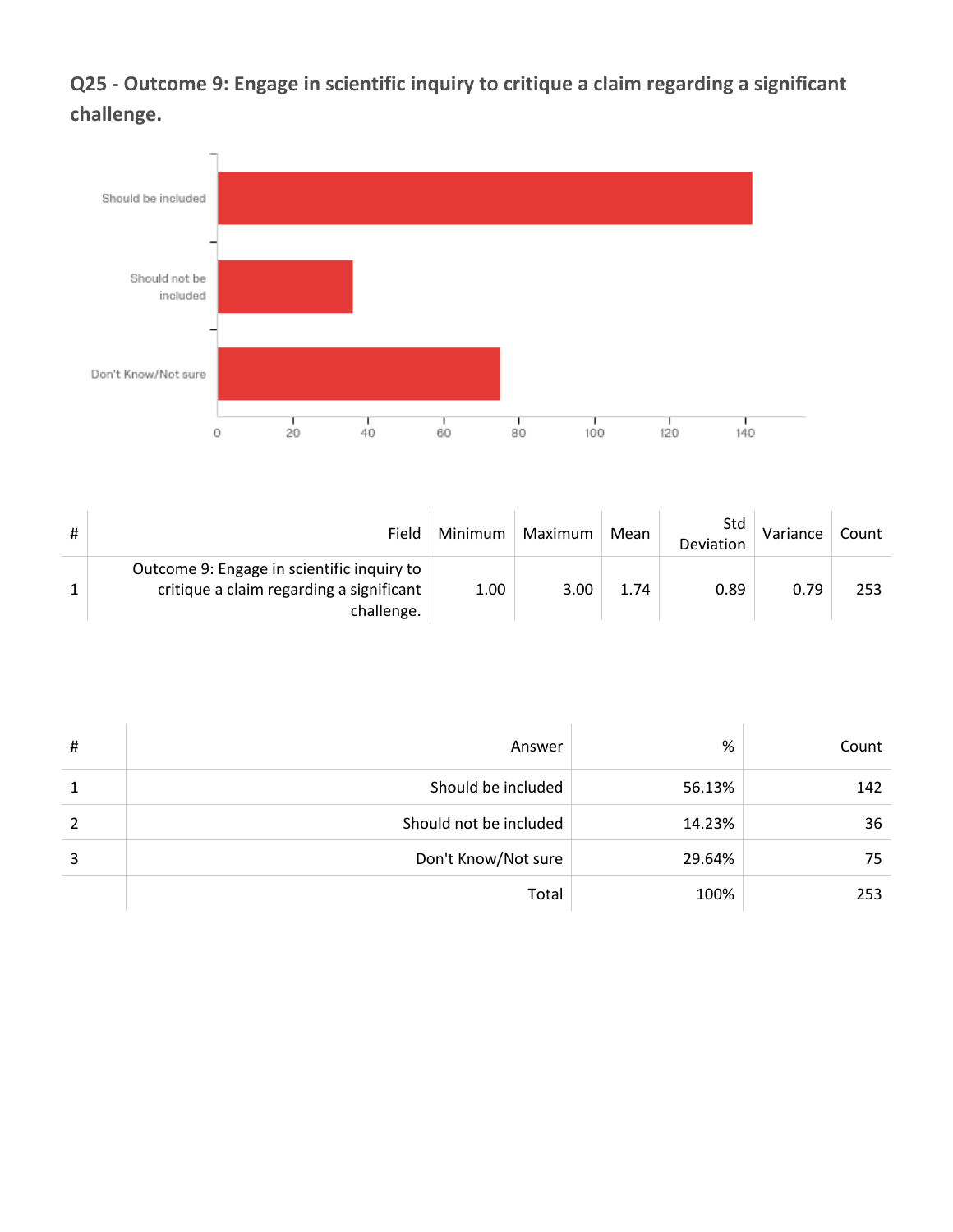### Q25 - Outcome 9: Engage in scientific inquiry to critique a claim regarding a significant challenge.

| # | Field | Minimum | Maximum | Mean | Std Deviation | Variance | Count |
|---|---|---|---|---|---|---|---|
| 1 | Outcome 9: Engage in scientific inquiry to critique a claim regarding a significant challenge. | 1.00 | 3.00 | 1.74 | 0.89 | 0.79 | 253 |

| # | Answer | % | Count |
|---|---|---|---|
| 1 | Should be included | 56.13% | 142 |
| 2 | Should not be included | 14.23% | 36 |
| 3 | Don't Know/Not sure | 29.64% | 75 |
| | Total | 100% | 253 |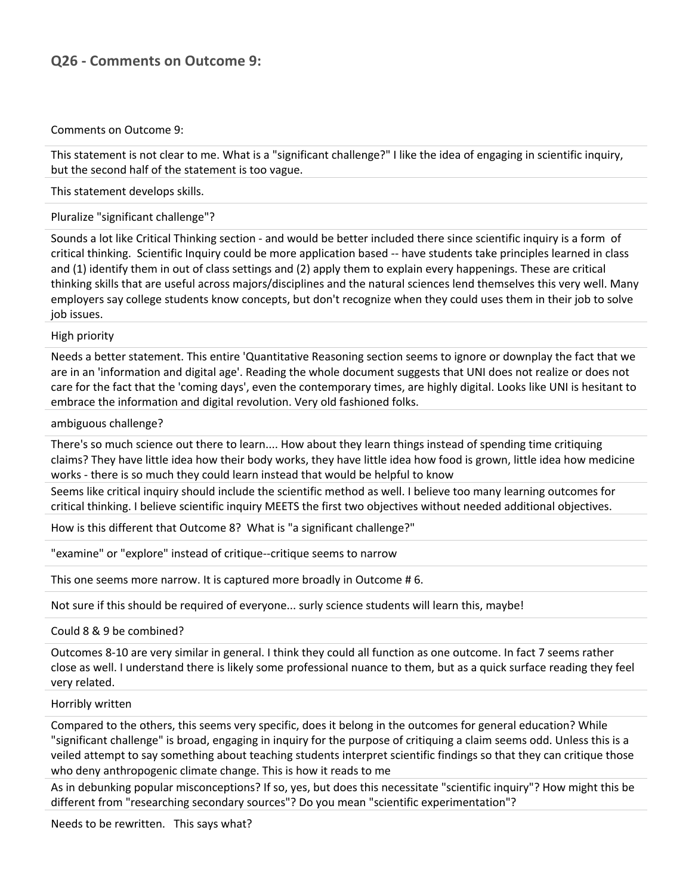## Q26 - Comments on Outcome 9:

| Comments on Outcome 9: |
|---|
| This statement is not clear to me. What is a "significant challenge?" I like the idea of engaging in scientific inquiry, but the second half of the statement is too vague. |
| This statement develops skills. |
| Pluralize "significant challenge"? |
| Sounds a lot like Critical Thinking section - and would be better included there since scientific inquiry is a form of critical thinking. Scientific Inquiry could be more application based -- have students take principles learned in class and (1) identify them in out of class settings and (2) apply them to explain every happenings. These are critical thinking skills that are useful across majors/disciplines and the natural sciences lend themselves this very well. Many employers say college students know concepts, but don't recognize when they could uses them in their job to solve job issues. |
| High priority |
| Needs a better statement. This entire 'Quantitative Reasoning section seems to ignore or downplay the fact that we are in an 'information and digital age'. Reading the whole document suggests that UNI does not realize or does not care for the fact that the 'coming days', even the contemporary times, are highly digital. Looks like UNI is hesitant to embrace the information and digital revolution. Very old fashioned folks. |
| ambiguous challenge? |
| There's so much science out there to learn.... How about they learn things instead of spending time critiquing claims? They have little idea how their body works, they have little idea how food is grown, little idea how medicine works - there is so much they could learn instead that would be helpful to know |
| Seems like critical inquiry should include the scientific method as well. I believe too many learning outcomes for critical thinking. I believe scientific inquiry MEETS the first two objectives without needed additional objectives. |
| How is this different that Outcome 8? What is "a significant challenge?" |
| "examine" or "explore" instead of critique--critique seems to narrow |
| This one seems more narrow. It is captured more broadly in Outcome # 6. |
| Not sure if this should be required of everyone... surly science students will learn this, maybe! |
| Could 8 & 9 be combined? |
| Outcomes 8-10 are very similar in general. I think they could all function as one outcome. In fact 7 seems rather close as well. I understand there is likely some professional nuance to them, but as a quick surface reading they feel very related. |
| Horribly written |
| Compared to the others, this seems very specific, does it belong in the outcomes for general education? While "significant challenge" is broad, engaging in inquiry for the purpose of critiquing a claim seems odd. Unless this is a veiled attempt to say something about teaching students interpret scientific findings so that they can critique those who deny anthropogenic climate change. This is how it reads to me |
| As in debunking popular misconceptions? If so, yes, but does this necessitate "scientific inquiry"? How might this be different from "researching secondary sources"? Do you mean "scientific experimentation"? |
| Needs to be rewritten. This says what? |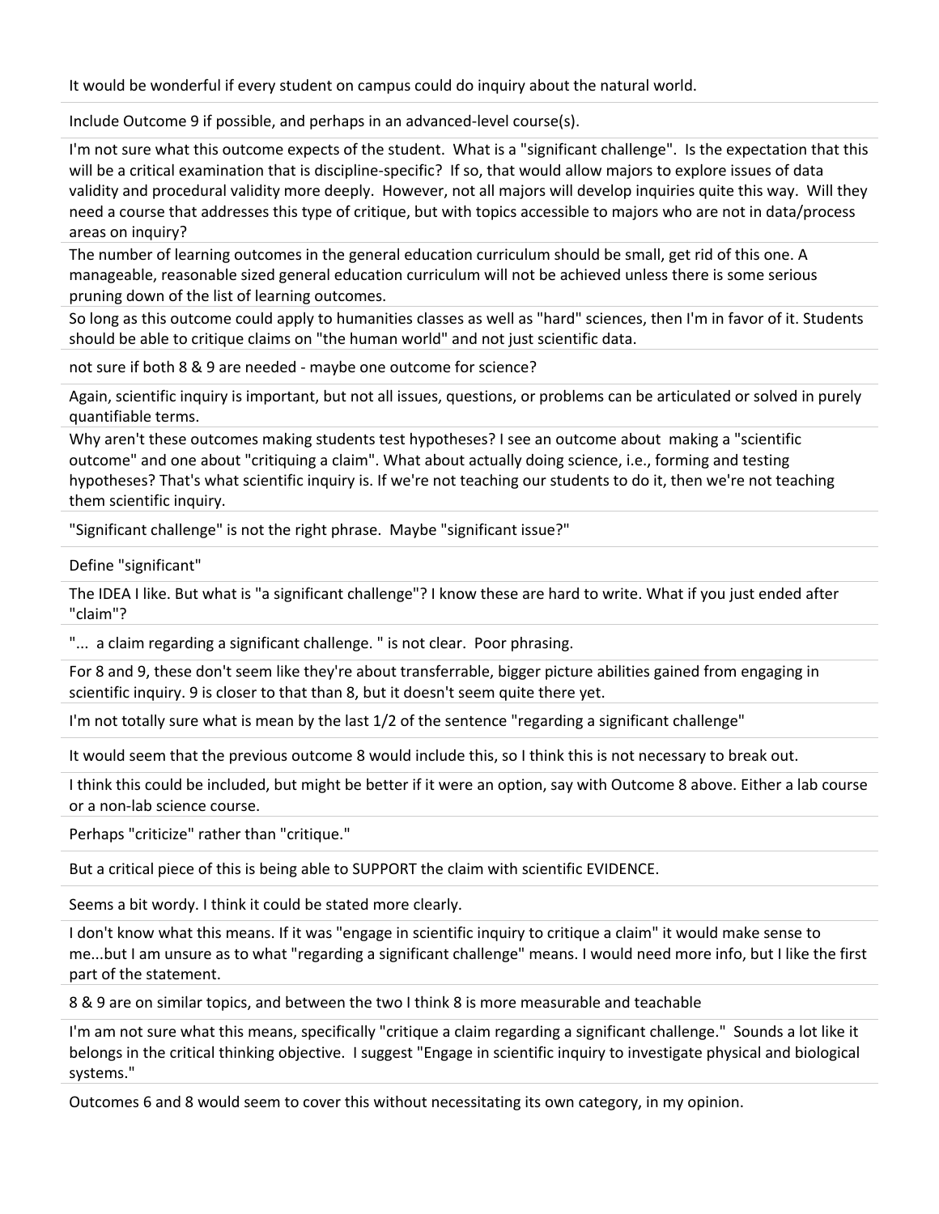It would be wonderful if every student on campus could do inquiry about the natural world.

Include Outcome 9 if possible, and perhaps in an advanced-level course(s).

I'm not sure what this outcome expects of the student. What is a "significant challenge". Is the expectation that this will be a critical examination that is discipline-specific? If so, that would allow majors to explore issues of data validity and procedural validity more deeply. However, not all majors will develop inquiries quite this way. Will they need a course that addresses this type of critique, but with topics accessible to majors who are not in data/process areas on inquiry?

The number of learning outcomes in the general education curriculum should be small, get rid of this one. A manageable, reasonable sized general education curriculum will not be achieved unless there is some serious pruning down of the list of learning outcomes.

So long as this outcome could apply to humanities classes as well as "hard" sciences, then I'm in favor of it. Students should be able to critique claims on "the human world" and not just scientific data.

not sure if both 8 & 9 are needed - maybe one outcome for science?

Again, scientific inquiry is important, but not all issues, questions, or problems can be articulated or solved in purely quantifiable terms.

Why aren't these outcomes making students test hypotheses? I see an outcome about making a "scientific outcome" and one about "critiquing a claim". What about actually doing science, i.e., forming and testing hypotheses? That's what scientific inquiry is. If we're not teaching our students to do it, then we're not teaching them scientific inquiry.

"Significant challenge" is not the right phrase. Maybe "significant issue?"

Define "significant"

The IDEA I like. But what is "a significant challenge"? I know these are hard to write. What if you just ended after "claim"?

"... a claim regarding a significant challenge. " is not clear. Poor phrasing.

For 8 and 9, these don't seem like they're about transferrable, bigger picture abilities gained from engaging in scientific inquiry. 9 is closer to that than 8, but it doesn't seem quite there yet.

I'm not totally sure what is mean by the last 1/2 of the sentence "regarding a significant challenge"

It would seem that the previous outcome 8 would include this, so I think this is not necessary to break out.

I think this could be included, but might be better if it were an option, say with Outcome 8 above. Either a lab course or a non-lab science course.

Perhaps "criticize" rather than "critique."

But a critical piece of this is being able to SUPPORT the claim with scientific EVIDENCE.

Seems a bit wordy. I think it could be stated more clearly.

I don't know what this means. If it was "engage in scientific inquiry to critique a claim" it would make sense to me...but I am unsure as to what "regarding a significant challenge" means. I would need more info, but I like the first part of the statement.

8 & 9 are on similar topics, and between the two I think 8 is more measurable and teachable

I'm am not sure what this means, specifically "critique a claim regarding a significant challenge." Sounds a lot like it belongs in the critical thinking objective. I suggest "Engage in scientific inquiry to investigate physical and biological systems."

Outcomes 6 and 8 would seem to cover this without necessitating its own category, in my opinion.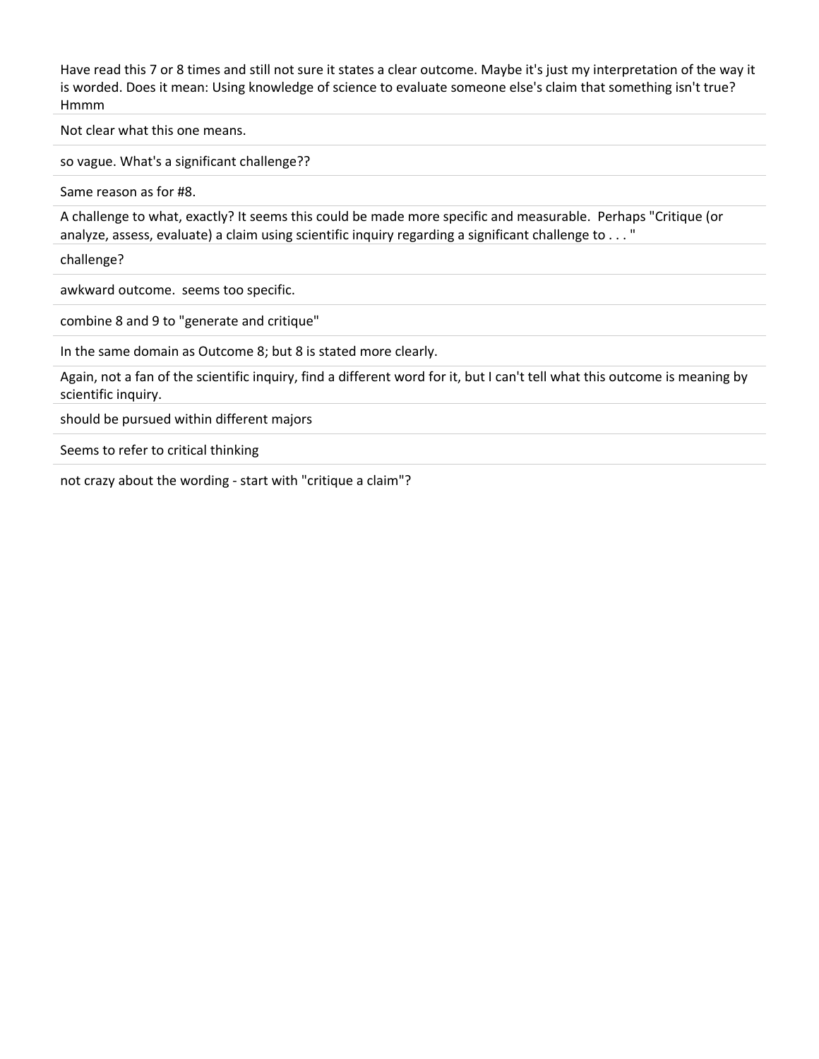Have read this 7 or 8 times and still not sure it states a clear outcome. Maybe it's just my interpretation of the way it is worded. Does it mean: Using knowledge of science to evaluate someone else's claim that something isn't true? Hmmm

---

Not clear what this one means.

---

so vague. What's a significant challenge??

---

Same reason as for #8.

---

A challenge to what, exactly? It seems this could be made more specific and measurable. Perhaps "Critique (or analyze, assess, evaluate) a claim using scientific inquiry regarding a significant challenge to . . . "

---

challenge?

---

awkward outcome. seems too specific.

---

combine 8 and 9 to "generate and critique"

---

In the same domain as Outcome 8; but 8 is stated more clearly.

---

Again, not a fan of the scientific inquiry, find a different word for it, but I can't tell what this outcome is meaning by scientific inquiry.

---

should be pursued within different majors

---

Seems to refer to critical thinking

---

not crazy about the wording - start with "critique a claim"?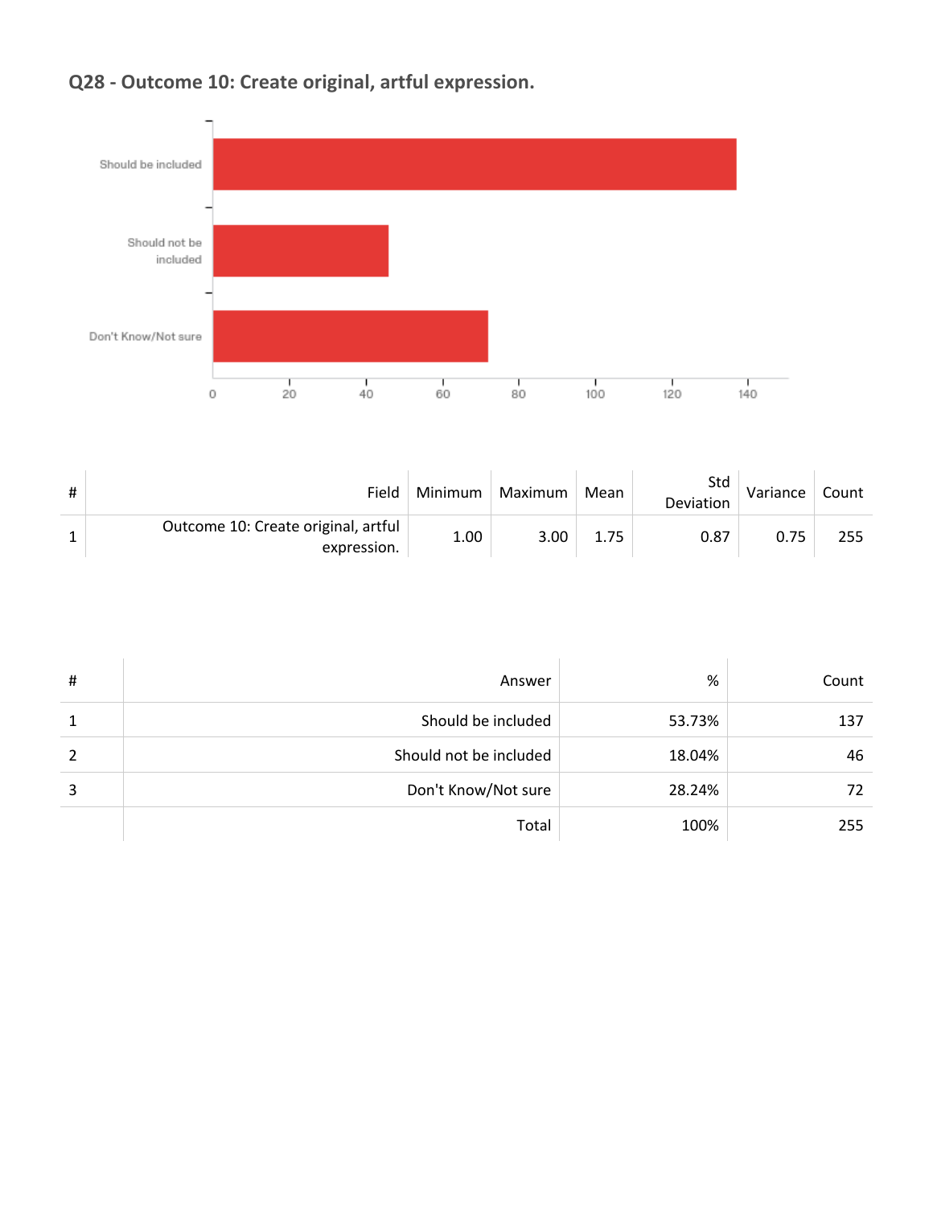## Q28 - Outcome 10: Create original, artful expression.

| # | Field | Minimum | Maximum | Mean | Std Deviation | Variance | Count |
|---|---|---|---|---|---|---|---|
| 1 | Outcome 10: Create original, artful expression. | 1.00 | 3.00 | 1.75 | 0.87 | 0.75 | 255 |

| # | Answer | % | Count |
|---|---|---|---|
| 1 | Should be included | 53.73% | 137 |
| 2 | Should not be included | 18.04% | 46 |
| 3 | Don't Know/Not sure | 28.24% | 72 |
| | Total | 100% | 255 |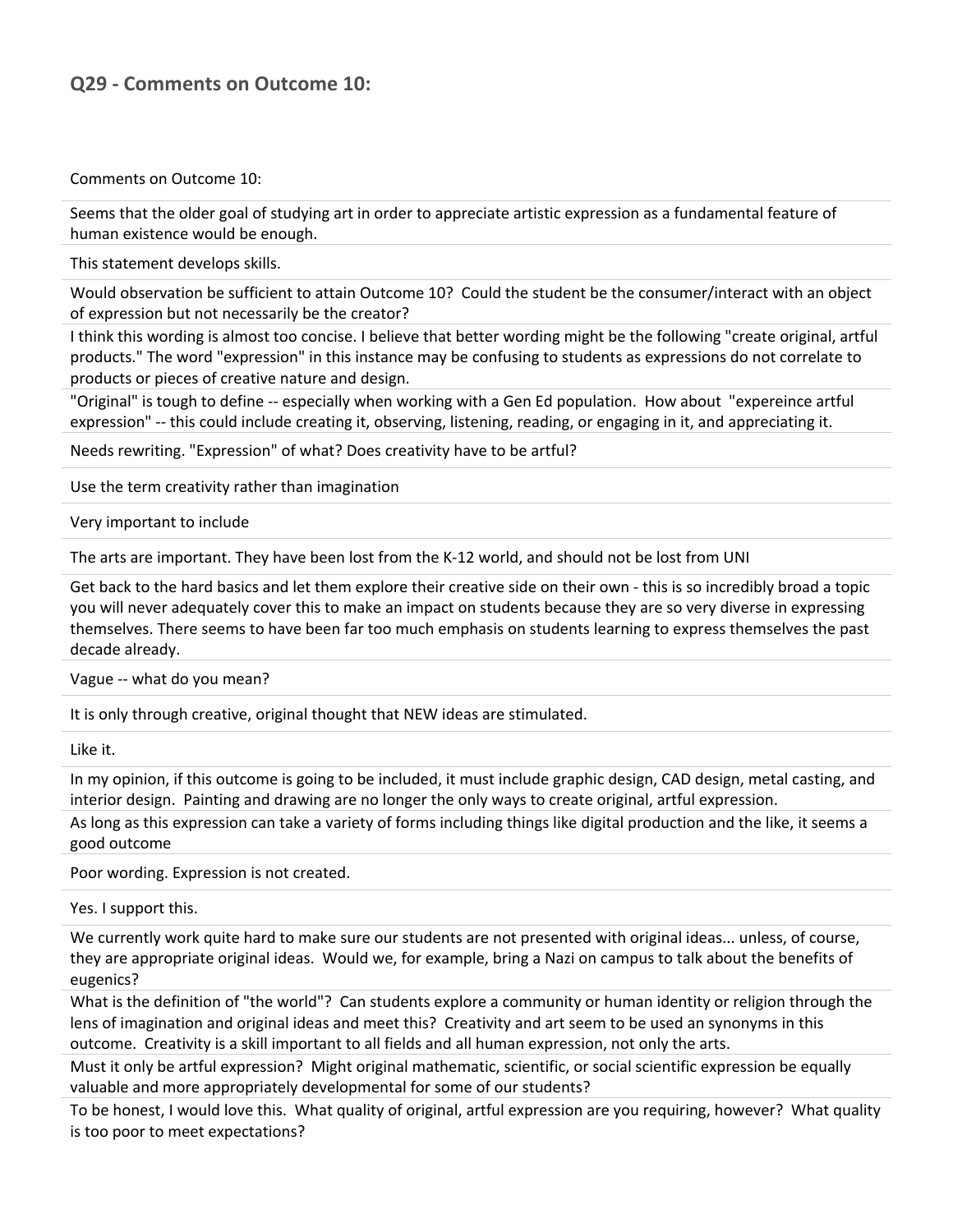## Q29 - Comments on Outcome 10:

| Comments on Outcome 10: |
| --- |
| Seems that the older goal of studying art in order to appreciate artistic expression as a fundamental feature of human existence would be enough. |
| This statement develops skills. |
| Would observation be sufficient to attain Outcome 10? Could the student be the consumer/interact with an object of expression but not necessarily be the creator? |
| I think this wording is almost too concise. I believe that better wording might be the following "create original, artful products." The word "expression" in this instance may be confusing to students as expressions do not correlate to products or pieces of creative nature and design. |
| "Original" is tough to define -- especially when working with a Gen Ed population. How about "expereince artful expression" -- this could include creating it, observing, listening, reading, or engaging in it, and appreciating it. |
| Needs rewriting. "Expression" of what? Does creativity have to be artful? |
| Use the term creativity rather than imagination |
| Very important to include |
| The arts are important. They have been lost from the K-12 world, and should not be lost from UNI |
| Get back to the hard basics and let them explore their creative side on their own - this is so incredibly broad a topic you will never adequately cover this to make an impact on students because they are so very diverse in expressing themselves. There seems to have been far too much emphasis on students learning to express themselves the past decade already. |
| Vague -- what do you mean? |
| It is only through creative, original thought that NEW ideas are stimulated. |
| Like it. |
| In my opinion, if this outcome is going to be included, it must include graphic design, CAD design, metal casting, and interior design. Painting and drawing are no longer the only ways to create original, artful expression. |
| As long as this expression can take a variety of forms including things like digital production and the like, it seems a good outcome |
| Poor wording. Expression is not created. |
| Yes. I support this. |
| We currently work quite hard to make sure our students are not presented with original ideas... unless, of course, they are appropriate original ideas. Would we, for example, bring a Nazi on campus to talk about the benefits of eugenics? |
| What is the definition of "the world"? Can students explore a community or human identity or religion through the lens of imagination and original ideas and meet this? Creativity and art seem to be used an synonyms in this outcome. Creativity is a skill important to all fields and all human expression, not only the arts. |
| Must it only be artful expression? Might original mathematic, scientific, or social scientific expression be equally valuable and more appropriately developmental for some of our students? |
| To be honest, I would love this. What quality of original, artful expression are you requiring, however? What quality is too poor to meet expectations? |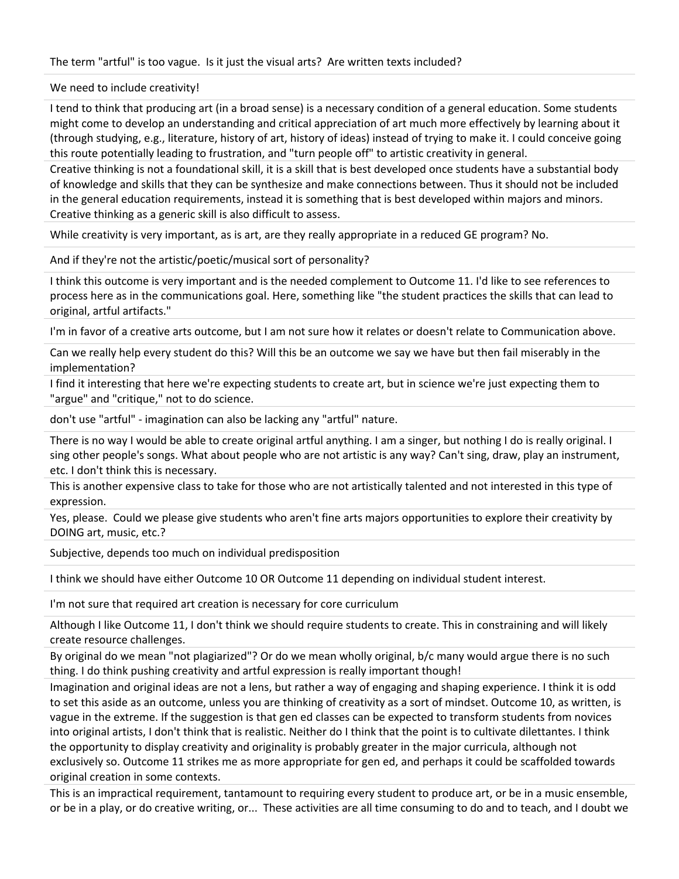The term "artful" is too vague. Is it just the visual arts? Are written texts included?

We need to include creativity!

I tend to think that producing art (in a broad sense) is a necessary condition of a general education. Some students might come to develop an understanding and critical appreciation of art much more effectively by learning about it (through studying, e.g., literature, history of art, history of ideas) instead of trying to make it. I could conceive going this route potentially leading to frustration, and "turn people off" to artistic creativity in general.

Creative thinking is not a foundational skill, it is a skill that is best developed once students have a substantial body of knowledge and skills that they can be synthesize and make connections between. Thus it should not be included in the general education requirements, instead it is something that is best developed within majors and minors. Creative thinking as a generic skill is also difficult to assess.

While creativity is very important, as is art, are they really appropriate in a reduced GE program? No.

And if they're not the artistic/poetic/musical sort of personality?

I think this outcome is very important and is the needed complement to Outcome 11. I'd like to see references to process here as in the communications goal. Here, something like "the student practices the skills that can lead to original, artful artifacts."

I'm in favor of a creative arts outcome, but I am not sure how it relates or doesn't relate to Communication above.

Can we really help every student do this? Will this be an outcome we say we have but then fail miserably in the implementation?

I find it interesting that here we're expecting students to create art, but in science we're just expecting them to "argue" and "critique," not to do science.

don't use "artful" - imagination can also be lacking any "artful" nature.

There is no way I would be able to create original artful anything. I am a singer, but nothing I do is really original. I sing other people's songs. What about people who are not artistic is any way? Can't sing, draw, play an instrument, etc. I don't think this is necessary.

This is another expensive class to take for those who are not artistically talented and not interested in this type of expression.

Yes, please. Could we please give students who aren't fine arts majors opportunities to explore their creativity by DOING art, music, etc.?

Subjective, depends too much on individual predisposition

I think we should have either Outcome 10 OR Outcome 11 depending on individual student interest.

I'm not sure that required art creation is necessary for core curriculum

Although I like Outcome 11, I don't think we should require students to create. This in constraining and will likely create resource challenges.

By original do we mean "not plagiarized"? Or do we mean wholly original, b/c many would argue there is no such thing. I do think pushing creativity and artful expression is really important though!

Imagination and original ideas are not a lens, but rather a way of engaging and shaping experience. I think it is odd to set this aside as an outcome, unless you are thinking of creativity as a sort of mindset. Outcome 10, as written, is vague in the extreme. If the suggestion is that gen ed classes can be expected to transform students from novices into original artists, I don't think that is realistic. Neither do I think that the point is to cultivate dilettantes. I think the opportunity to display creativity and originality is probably greater in the major curricula, although not exclusively so. Outcome 11 strikes me as more appropriate for gen ed, and perhaps it could be scaffolded towards original creation in some contexts.

This is an impractical requirement, tantamount to requiring every student to produce art, or be in a music ensemble, or be in a play, or do creative writing, or... These activities are all time consuming to do and to teach, and I doubt we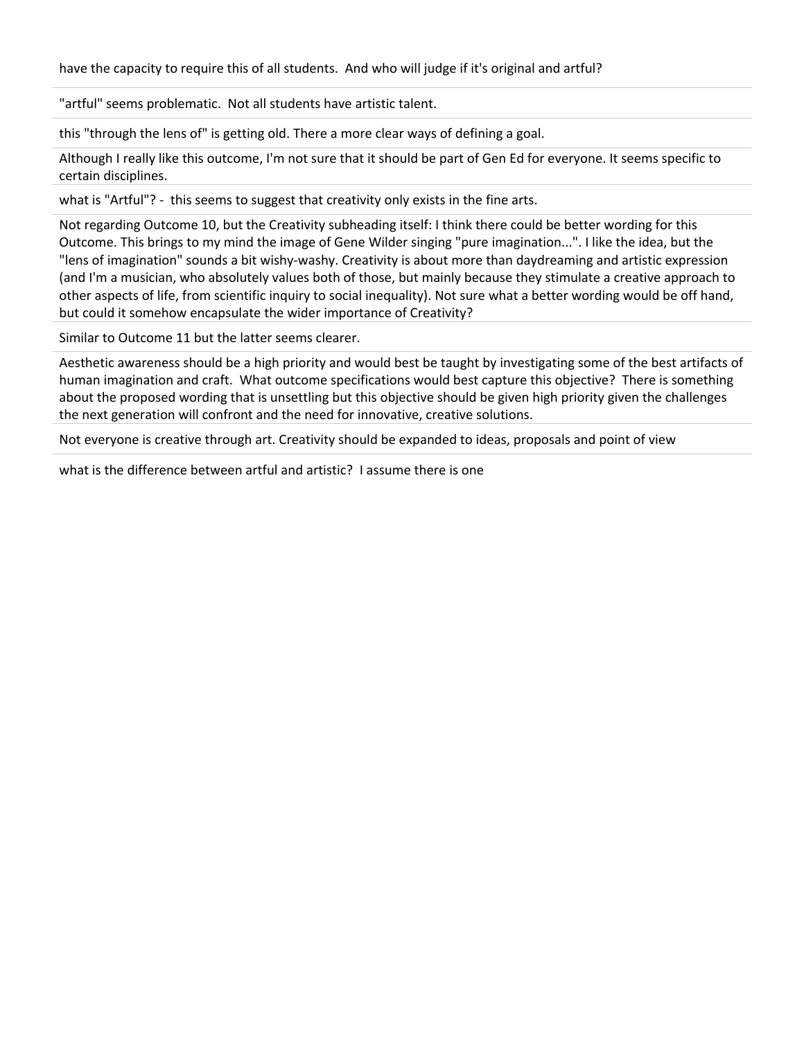have the capacity to require this of all students. And who will judge if it's original and artful?

---

"artful" seems problematic. Not all students have artistic talent.

---

this "through the lens of" is getting old. There a more clear ways of defining a goal.

---

Although I really like this outcome, I'm not sure that it should be part of Gen Ed for everyone. It seems specific to certain disciplines.

---

what is "Artful"? - this seems to suggest that creativity only exists in the fine arts.

---

Not regarding Outcome 10, but the Creativity subheading itself: I think there could be better wording for this Outcome. This brings to my mind the image of Gene Wilder singing "pure imagination...". I like the idea, but the "lens of imagination" sounds a bit wishy-washy. Creativity is about more than daydreaming and artistic expression (and I'm a musician, who absolutely values both of those, but mainly because they stimulate a creative approach to other aspects of life, from scientific inquiry to social inequality). Not sure what a better wording would be off hand, but could it somehow encapsulate the wider importance of Creativity?

---

Similar to Outcome 11 but the latter seems clearer.

---

Aesthetic awareness should be a high priority and would best be taught by investigating some of the best artifacts of human imagination and craft. What outcome specifications would best capture this objective? There is something about the proposed wording that is unsettling but this objective should be given high priority given the challenges the next generation will confront and the need for innovative, creative solutions.

---

Not everyone is creative through art. Creativity should be expanded to ideas, proposals and point of view

---

what is the difference between artful and artistic? I assume there is one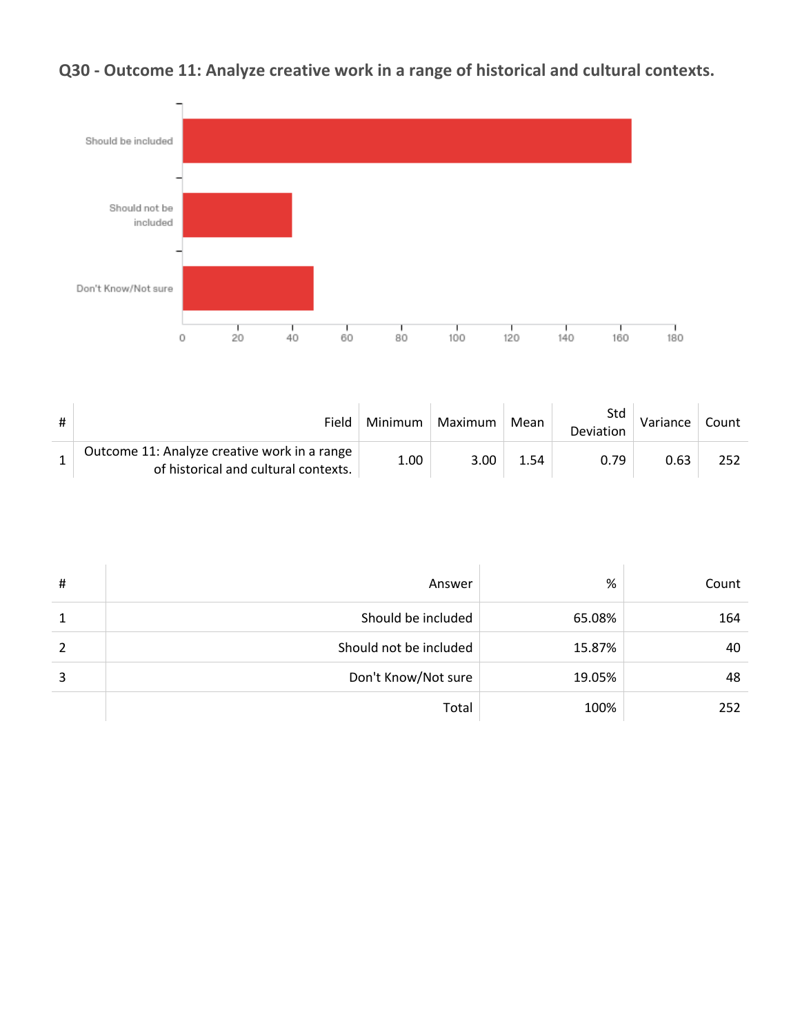## Q30 - Outcome 11: Analyze creative work in a range of historical and cultural contexts.

| # | Field | Minimum | Maximum | Mean | Std Deviation | Variance | Count |
|---|---|---|---|---|---|---|---|
| 1 | Outcome 11: Analyze creative work in a range of historical and cultural contexts. | 1.00 | 3.00 | 1.54 | 0.79 | 0.63 | 252 |

| # | Answer | % | Count |
|---|---|---|---|
| 1 | Should be included | 65.08% | 164 |
| 2 | Should not be included | 15.87% | 40 |
| 3 | Don't Know/Not sure | 19.05% | 48 |
| | Total | 100% | 252 |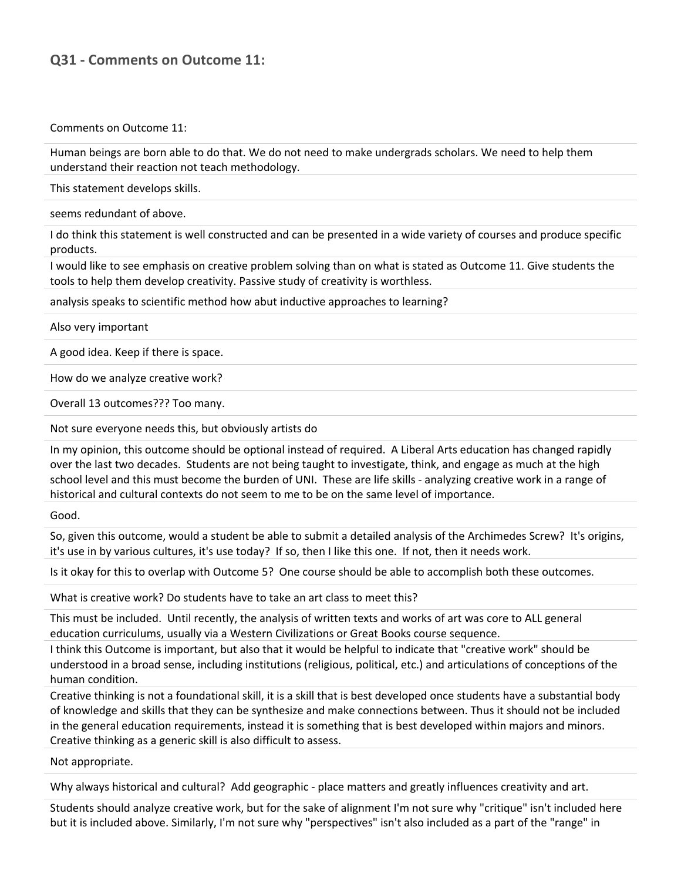## Q31 - Comments on Outcome 11:

Comments on Outcome 11:

Human beings are born able to do that. We do not need to make undergrads scholars. We need to help them understand their reaction not teach methodology.

This statement develops skills.

seems redundant of above.

I do think this statement is well constructed and can be presented in a wide variety of courses and produce specific products.

I would like to see emphasis on creative problem solving than on what is stated as Outcome 11. Give students the tools to help them develop creativity. Passive study of creativity is worthless.

analysis speaks to scientific method how abut inductive approaches to learning?

Also very important

A good idea. Keep if there is space.

How do we analyze creative work?

Overall 13 outcomes??? Too many.

Not sure everyone needs this, but obviously artists do

In my opinion, this outcome should be optional instead of required. A Liberal Arts education has changed rapidly over the last two decades. Students are not being taught to investigate, think, and engage as much at the high school level and this must become the burden of UNI. These are life skills - analyzing creative work in a range of historical and cultural contexts do not seem to me to be on the same level of importance.

Good.

So, given this outcome, would a student be able to submit a detailed analysis of the Archimedes Screw? It's origins, it's use in by various cultures, it's use today? If so, then I like this one. If not, then it needs work.

Is it okay for this to overlap with Outcome 5? One course should be able to accomplish both these outcomes.

What is creative work? Do students have to take an art class to meet this?

This must be included. Until recently, the analysis of written texts and works of art was core to ALL general education curriculums, usually via a Western Civilizations or Great Books course sequence.

I think this Outcome is important, but also that it would be helpful to indicate that "creative work" should be understood in a broad sense, including institutions (religious, political, etc.) and articulations of conceptions of the human condition.

Creative thinking is not a foundational skill, it is a skill that is best developed once students have a substantial body of knowledge and skills that they can be synthesize and make connections between. Thus it should not be included in the general education requirements, instead it is something that is best developed within majors and minors. Creative thinking as a generic skill is also difficult to assess.

Not appropriate.

Why always historical and cultural? Add geographic - place matters and greatly influences creativity and art.

Students should analyze creative work, but for the sake of alignment I'm not sure why "critique" isn't included here but it is included above. Similarly, I'm not sure why "perspectives" isn't also included as a part of the "range" in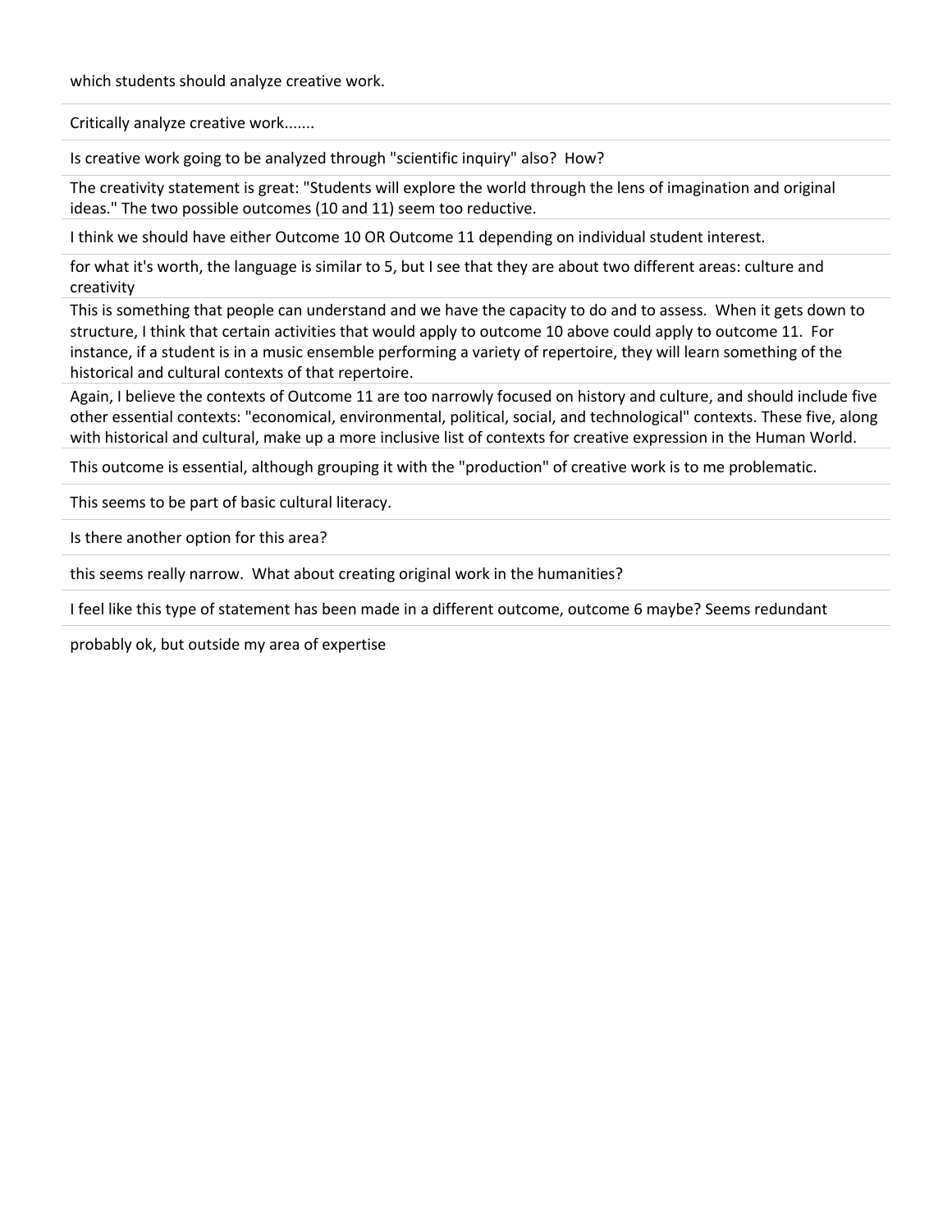which students should analyze creative work.

Critically analyze creative work.......

Is creative work going to be analyzed through "scientific inquiry" also? How?

The creativity statement is great: "Students will explore the world through the lens of imagination and original ideas." The two possible outcomes (10 and 11) seem too reductive.

I think we should have either Outcome 10 OR Outcome 11 depending on individual student interest.

for what it's worth, the language is similar to 5, but I see that they are about two different areas: culture and creativity

This is something that people can understand and we have the capacity to do and to assess. When it gets down to structure, I think that certain activities that would apply to outcome 10 above could apply to outcome 11. For instance, if a student is in a music ensemble performing a variety of repertoire, they will learn something of the historical and cultural contexts of that repertoire.

Again, I believe the contexts of Outcome 11 are too narrowly focused on history and culture, and should include five other essential contexts: "economical, environmental, political, social, and technological" contexts. These five, along with historical and cultural, make up a more inclusive list of contexts for creative expression in the Human World.

This outcome is essential, although grouping it with the "production" of creative work is to me problematic.

This seems to be part of basic cultural literacy.

Is there another option for this area?

this seems really narrow. What about creating original work in the humanities?

I feel like this type of statement has been made in a different outcome, outcome 6 maybe? Seems redundant

probably ok, but outside my area of expertise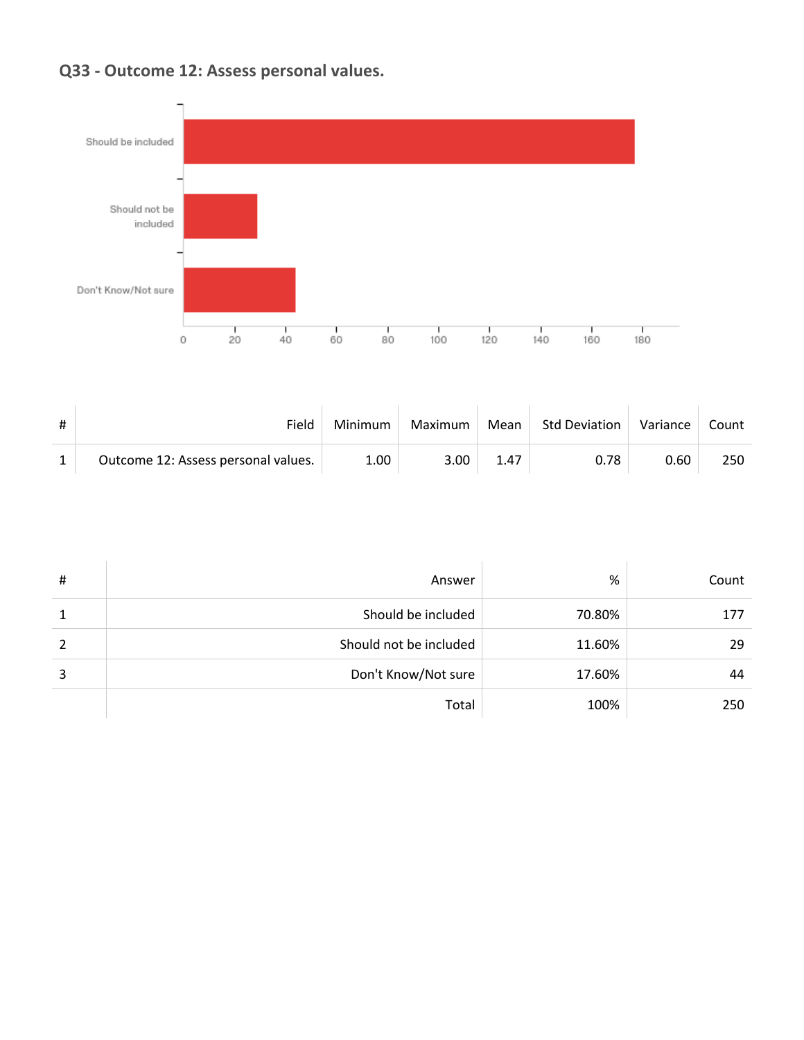## Q33 - Outcome 12: Assess personal values.

| # | Field | Minimum | Maximum | Mean | Std Deviation | Variance | Count |
|---|---|---|---|---|---|---|---|
| 1 | Outcome 12: Assess personal values. | 1.00 | 3.00 | 1.47 | 0.78 | 0.60 | 250 |

| # | Answer | % | Count |
|---|---|---|---|
| 1 | Should be included | 70.80% | 177 |
| 2 | Should not be included | 11.60% | 29 |
| 3 | Don't Know/Not sure | 17.60% | 44 |
| | Total | 100% | 250 |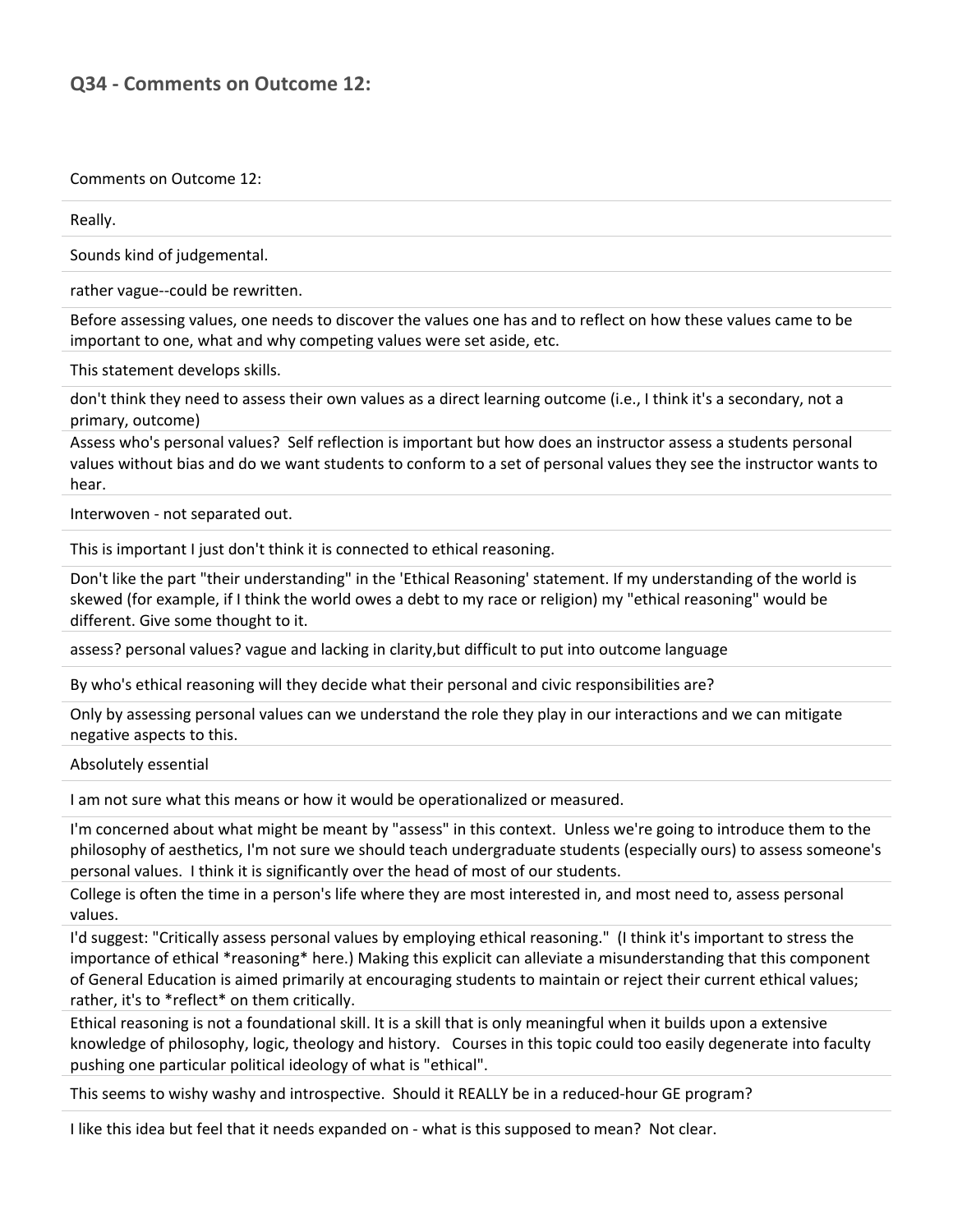## Q34 - Comments on Outcome 12:

| Comments on Outcome 12: |
|---|
| Really. |
| Sounds kind of judgemental. |
| rather vague--could be rewritten. |
| Before assessing values, one needs to discover the values one has and to reflect on how these values came to be important to one, what and why competing values were set aside, etc. |
| This statement develops skills. |
| don't think they need to assess their own values as a direct learning outcome (i.e., I think it's a secondary, not a primary, outcome) |
| Assess who's personal values? Self reflection is important but how does an instructor assess a students personal values without bias and do we want students to conform to a set of personal values they see the instructor wants to hear. |
| Interwoven - not separated out. |
| This is important I just don't think it is connected to ethical reasoning. |
| Don't like the part "their understanding" in the 'Ethical Reasoning' statement. If my understanding of the world is skewed (for example, if I think the world owes a debt to my race or religion) my "ethical reasoning" would be different. Give some thought to it. |
| assess? personal values? vague and lacking in clarity,but difficult to put into outcome language |
| By who's ethical reasoning will they decide what their personal and civic responsibilities are? |
| Only by assessing personal values can we understand the role they play in our interactions and we can mitigate negative aspects to this. |
| Absolutely essential |
| I am not sure what this means or how it would be operationalized or measured. |
| I'm concerned about what might be meant by "assess" in this context. Unless we're going to introduce them to the philosophy of aesthetics, I'm not sure we should teach undergraduate students (especially ours) to assess someone's personal values. I think it is significantly over the head of most of our students. |
| College is often the time in a person's life where they are most interested in, and most need to, assess personal values. |
| I'd suggest: "Critically assess personal values by employing ethical reasoning." (I think it's important to stress the importance of ethical *reasoning* here.) Making this explicit can alleviate a misunderstanding that this component of General Education is aimed primarily at encouraging students to maintain or reject their current ethical values; rather, it's to *reflect* on them critically. |
| Ethical reasoning is not a foundational skill. It is a skill that is only meaningful when it builds upon a extensive knowledge of philosophy, logic, theology and history. Courses in this topic could too easily degenerate into faculty pushing one particular political ideology of what is "ethical". |
| This seems to wishy washy and introspective. Should it REALLY be in a reduced-hour GE program? |
| I like this idea but feel that it needs expanded on - what is this supposed to mean? Not clear. |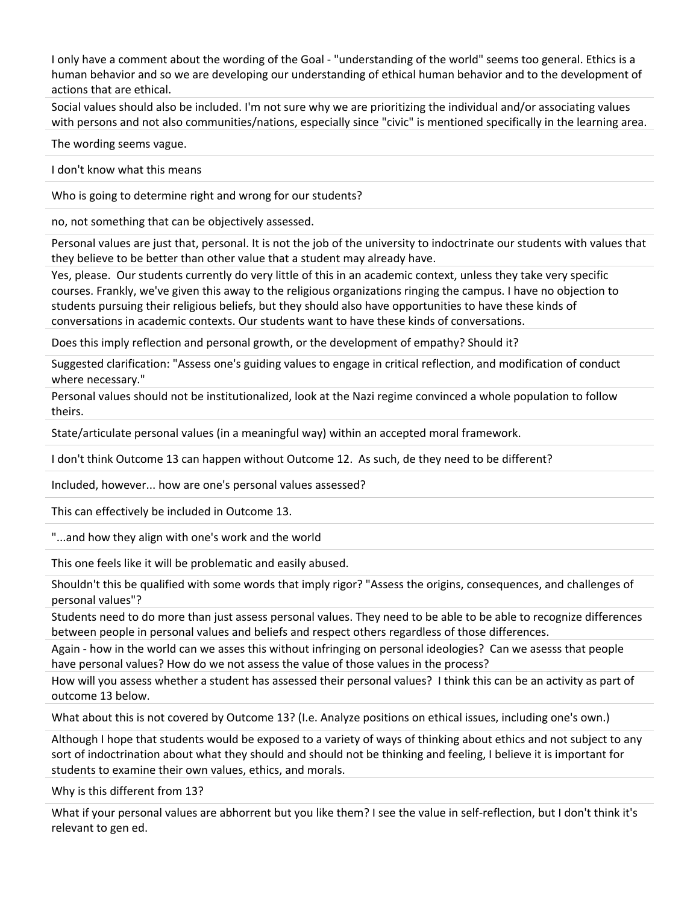I only have a comment about the wording of the Goal - "understanding of the world" seems too general. Ethics is a human behavior and so we are developing our understanding of ethical human behavior and to the development of actions that are ethical.

Social values should also be included. I'm not sure why we are prioritizing the individual and/or associating values with persons and not also communities/nations, especially since "civic" is mentioned specifically in the learning area.

The wording seems vague.

I don't know what this means

Who is going to determine right and wrong for our students?

no, not something that can be objectively assessed.

Personal values are just that, personal. It is not the job of the university to indoctrinate our students with values that they believe to be better than other value that a student may already have.

Yes, please. Our students currently do very little of this in an academic context, unless they take very specific courses. Frankly, we've given this away to the religious organizations ringing the campus. I have no objection to students pursuing their religious beliefs, but they should also have opportunities to have these kinds of conversations in academic contexts. Our students want to have these kinds of conversations.

Does this imply reflection and personal growth, or the development of empathy? Should it?

Suggested clarification: "Assess one's guiding values to engage in critical reflection, and modification of conduct where necessary."

Personal values should not be institutionalized, look at the Nazi regime convinced a whole population to follow theirs.

State/articulate personal values (in a meaningful way) within an accepted moral framework.

I don't think Outcome 13 can happen without Outcome 12. As such, de they need to be different?

Included, however... how are one's personal values assessed?

This can effectively be included in Outcome 13.

"...and how they align with one's work and the world

This one feels like it will be problematic and easily abused.

Shouldn't this be qualified with some words that imply rigor? "Assess the origins, consequences, and challenges of personal values"?

Students need to do more than just assess personal values. They need to be able to be able to recognize differences between people in personal values and beliefs and respect others regardless of those differences.

Again - how in the world can we asses this without infringing on personal ideologies? Can we asesss that people have personal values? How do we not assess the value of those values in the process?

How will you assess whether a student has assessed their personal values? I think this can be an activity as part of outcome 13 below.

What about this is not covered by Outcome 13? (I.e. Analyze positions on ethical issues, including one's own.)

Although I hope that students would be exposed to a variety of ways of thinking about ethics and not subject to any sort of indoctrination about what they should and should not be thinking and feeling, I believe it is important for students to examine their own values, ethics, and morals.

Why is this different from 13?

What if your personal values are abhorrent but you like them? I see the value in self-reflection, but I don't think it's relevant to gen ed.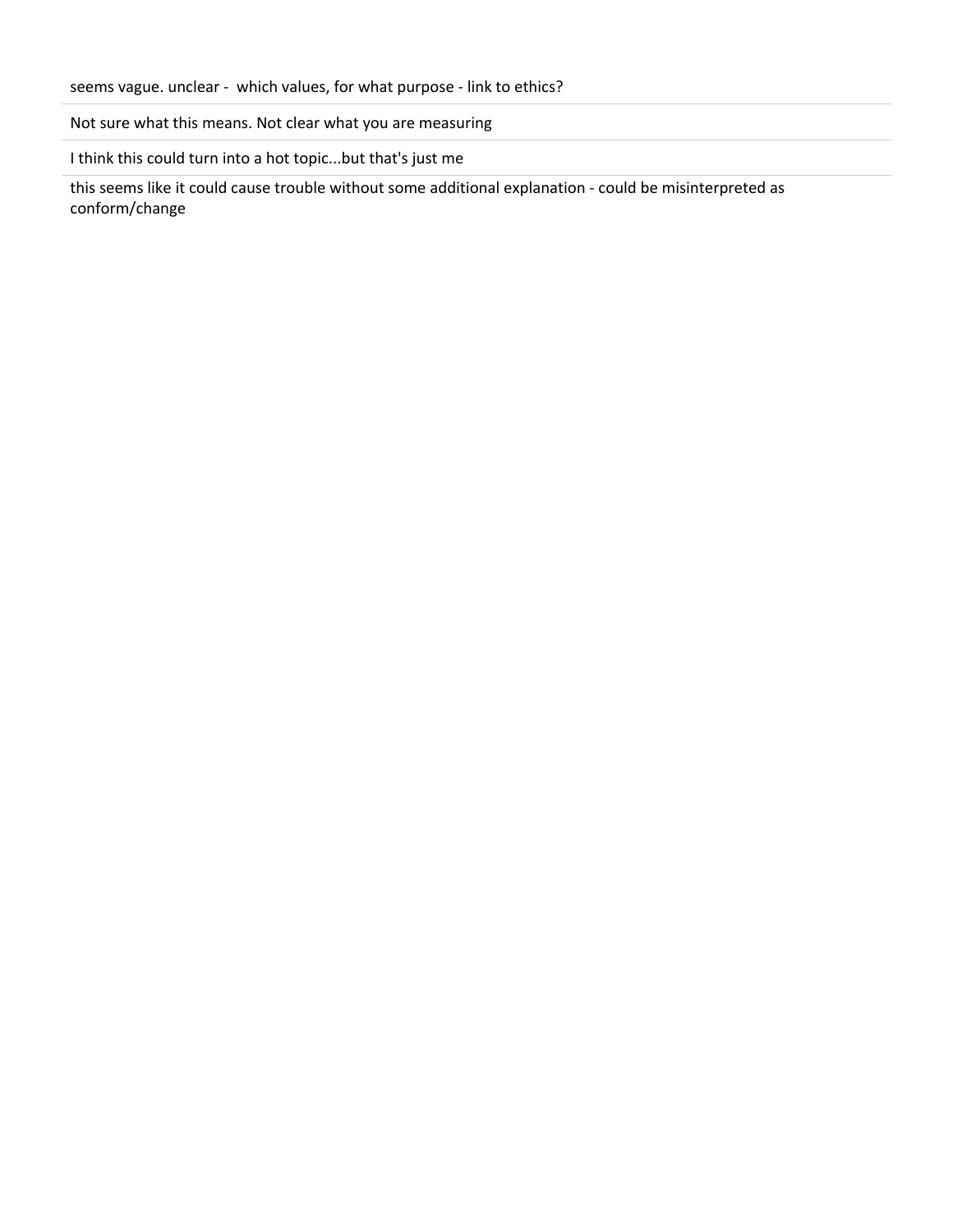seems vague. unclear -  which values, for what purpose - link to ethics?

Not sure what this means. Not clear what you are measuring

I think this could turn into a hot topic...but that's just me

this seems like it could cause trouble without some additional explanation - could be misinterpreted as conform/change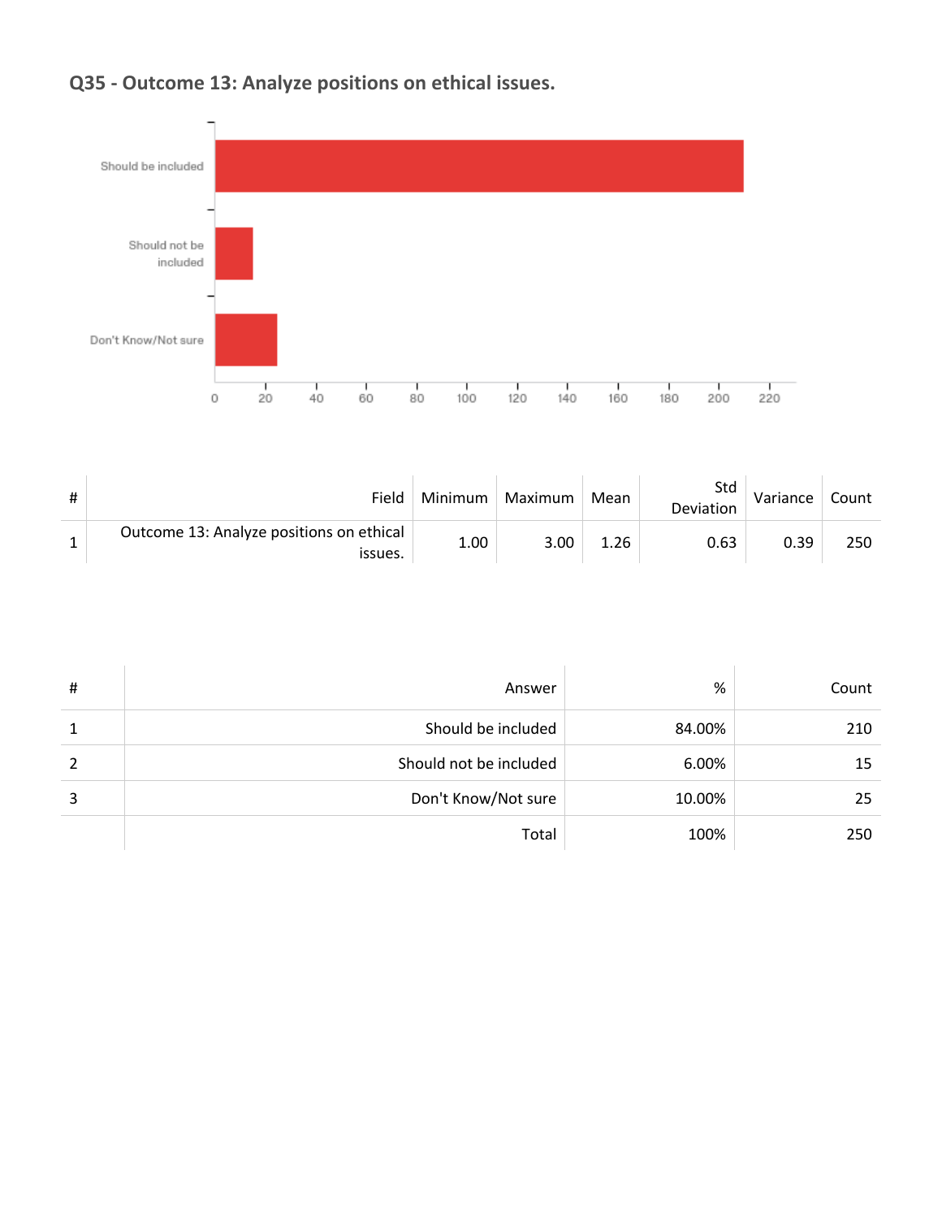## Q35 - Outcome 13: Analyze positions on ethical issues.

| # | Field | Minimum | Maximum | Mean | Std Deviation | Variance | Count |
|---|---|---|---|---|---|---|---|
| 1 | Outcome 13: Analyze positions on ethical issues. | 1.00 | 3.00 | 1.26 | 0.63 | 0.39 | 250 |

| # | Answer | % | Count |
|---|---|---|---|
| 1 | Should be included | 84.00% | 210 |
| 2 | Should not be included | 6.00% | 15 |
| 3 | Don't Know/Not sure | 10.00% | 25 |
| | Total | 100% | 250 |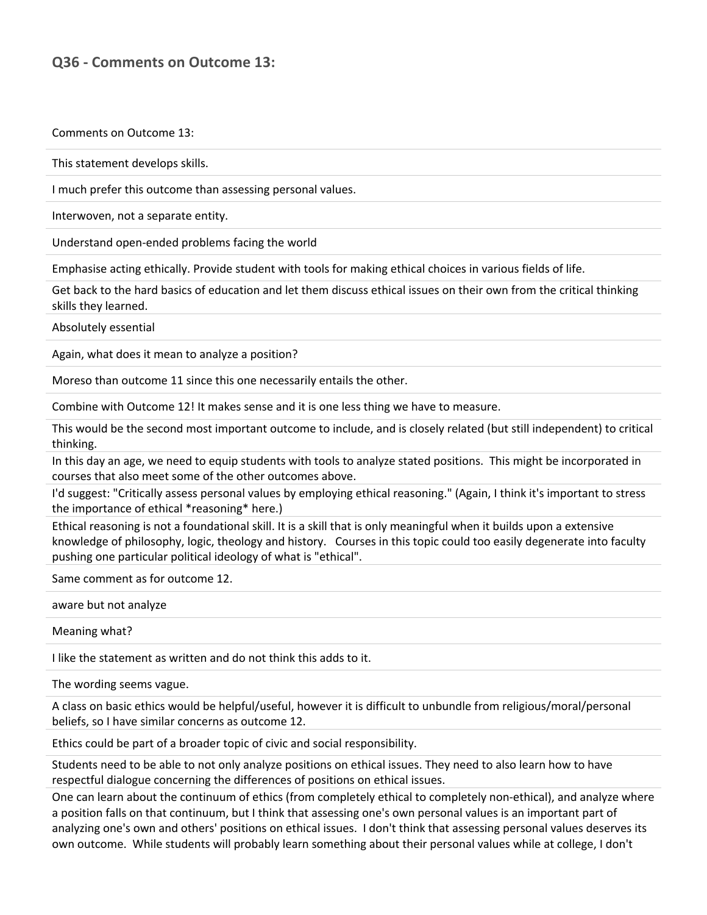## Q36 - Comments on Outcome 13:

| Comments on Outcome 13: |
|---|
| This statement develops skills. |
| I much prefer this outcome than assessing personal values. |
| Interwoven, not a separate entity. |
| Understand open-ended problems facing the world |
| Emphasise acting ethically. Provide student with tools for making ethical choices in various fields of life. |
| Get back to the hard basics of education and let them discuss ethical issues on their own from the critical thinking skills they learned. |
| Absolutely essential |
| Again, what does it mean to analyze a position? |
| Moreso than outcome 11 since this one necessarily entails the other. |
| Combine with Outcome 12! It makes sense and it is one less thing we have to measure. |
| This would be the second most important outcome to include, and is closely related (but still independent) to critical thinking. |
| In this day an age, we need to equip students with tools to analyze stated positions. This might be incorporated in courses that also meet some of the other outcomes above. |
| I'd suggest: "Critically assess personal values by employing ethical reasoning." (Again, I think it's important to stress the importance of ethical *reasoning* here.) |
| Ethical reasoning is not a foundational skill. It is a skill that is only meaningful when it builds upon a extensive knowledge of philosophy, logic, theology and history. Courses in this topic could too easily degenerate into faculty pushing one particular political ideology of what is "ethical". |
| Same comment as for outcome 12. |
| aware but not analyze |
| Meaning what? |
| I like the statement as written and do not think this adds to it. |
| The wording seems vague. |
| A class on basic ethics would be helpful/useful, however it is difficult to unbundle from religious/moral/personal beliefs, so I have similar concerns as outcome 12. |
| Ethics could be part of a broader topic of civic and social responsibility. |
| Students need to be able to not only analyze positions on ethical issues. They need to also learn how to have respectful dialogue concerning the differences of positions on ethical issues. |
| One can learn about the continuum of ethics (from completely ethical to completely non-ethical), and analyze where a position falls on that continuum, but I think that assessing one's own personal values is an important part of analyzing one's own and others' positions on ethical issues. I don't think that assessing personal values deserves its own outcome. While students will probably learn something about their personal values while at college, I don't |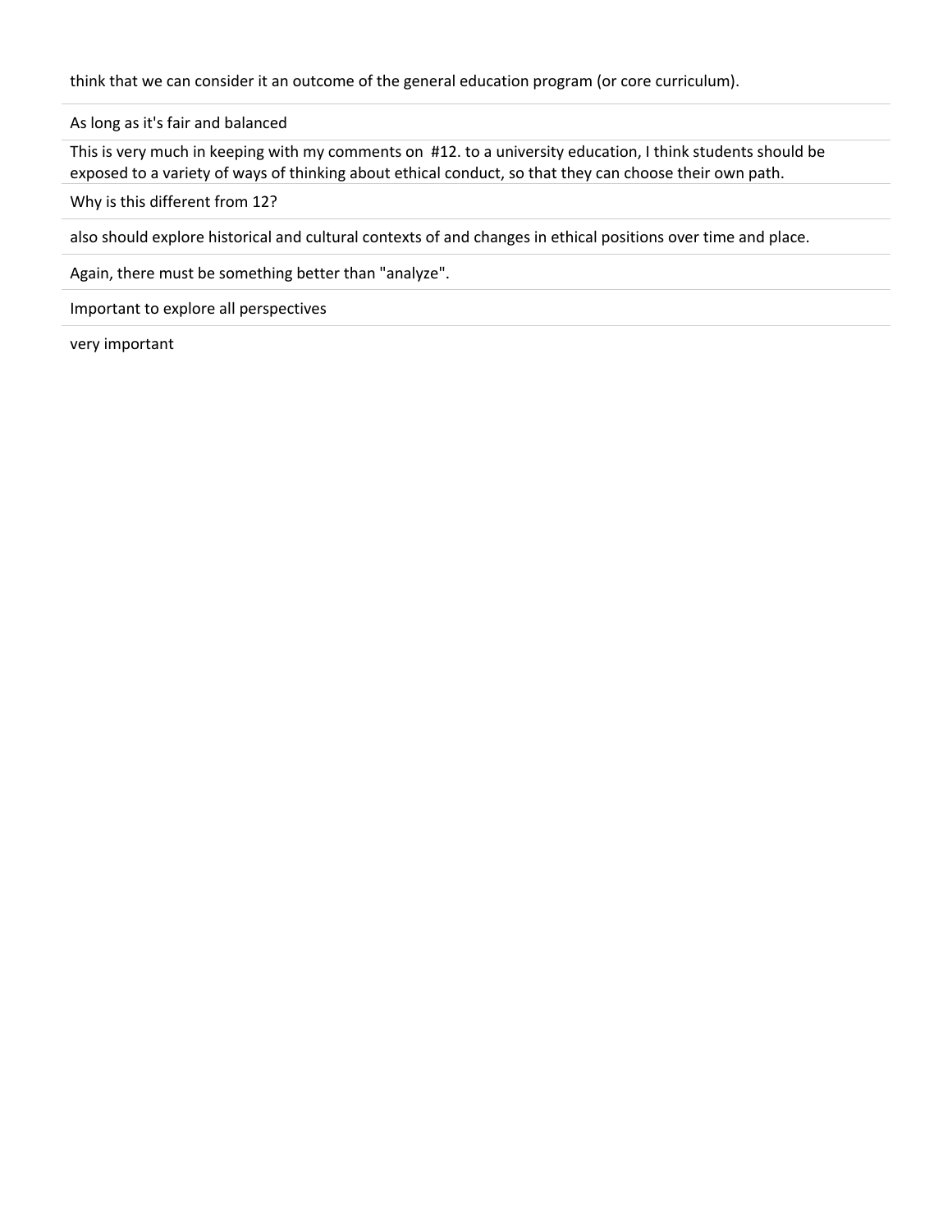think that we can consider it an outcome of the general education program (or core curriculum).

---

As long as it's fair and balanced

---

This is very much in keeping with my comments on #12. to a university education, I think students should be exposed to a variety of ways of thinking about ethical conduct, so that they can choose their own path.

---

Why is this different from 12?

---

also should explore historical and cultural contexts of and changes in ethical positions over time and place.

---

Again, there must be something better than "analyze".

---

Important to explore all perspectives

---

very important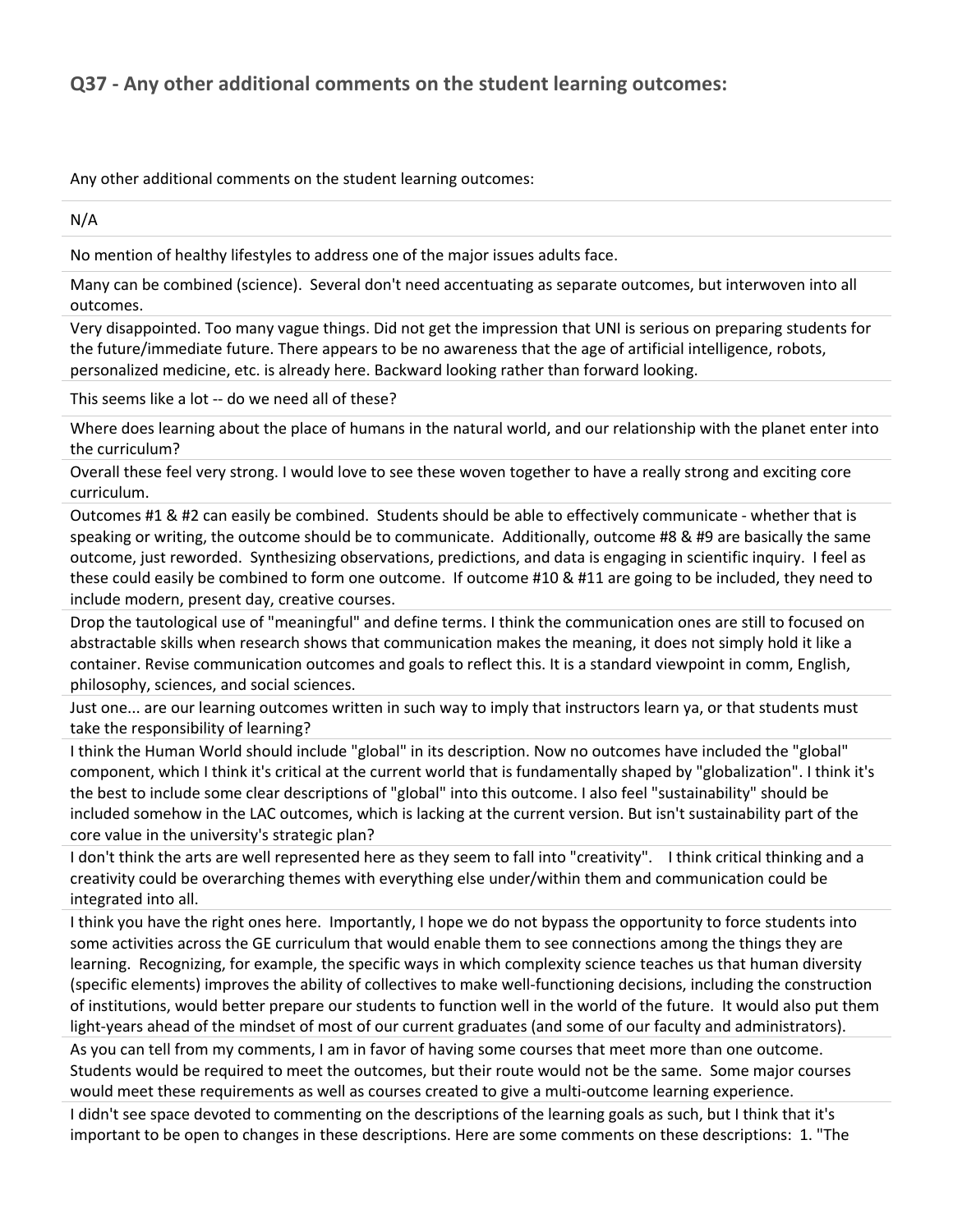## Q37 - Any other additional comments on the student learning outcomes:

Any other additional comments on the student learning outcomes:

N/A

No mention of healthy lifestyles to address one of the major issues adults face.

Many can be combined (science). Several don't need accentuating as separate outcomes, but interwoven into all outcomes.

Very disappointed. Too many vague things. Did not get the impression that UNI is serious on preparing students for the future/immediate future. There appears to be no awareness that the age of artificial intelligence, robots, personalized medicine, etc. is already here. Backward looking rather than forward looking.

This seems like a lot -- do we need all of these?

Where does learning about the place of humans in the natural world, and our relationship with the planet enter into the curriculum?

Overall these feel very strong. I would love to see these woven together to have a really strong and exciting core curriculum.

Outcomes #1 & #2 can easily be combined. Students should be able to effectively communicate - whether that is speaking or writing, the outcome should be to communicate. Additionally, outcome #8 & #9 are basically the same outcome, just reworded. Synthesizing observations, predictions, and data is engaging in scientific inquiry. I feel as these could easily be combined to form one outcome. If outcome #10 & #11 are going to be included, they need to include modern, present day, creative courses.

Drop the tautological use of "meaningful" and define terms. I think the communication ones are still to focused on abstractable skills when research shows that communication makes the meaning, it does not simply hold it like a container. Revise communication outcomes and goals to reflect this. It is a standard viewpoint in comm, English, philosophy, sciences, and social sciences.

Just one... are our learning outcomes written in such way to imply that instructors learn ya, or that students must take the responsibility of learning?

I think the Human World should include "global" in its description. Now no outcomes have included the "global" component, which I think it's critical at the current world that is fundamentally shaped by "globalization". I think it's the best to include some clear descriptions of "global" into this outcome. I also feel "sustainability" should be included somehow in the LAC outcomes, which is lacking at the current version. But isn't sustainability part of the core value in the university's strategic plan?

I don't think the arts are well represented here as they seem to fall into "creativity". I think critical thinking and a creativity could be overarching themes with everything else under/within them and communication could be integrated into all.

I think you have the right ones here. Importantly, I hope we do not bypass the opportunity to force students into some activities across the GE curriculum that would enable them to see connections among the things they are learning. Recognizing, for example, the specific ways in which complexity science teaches us that human diversity (specific elements) improves the ability of collectives to make well-functioning decisions, including the construction of institutions, would better prepare our students to function well in the world of the future. It would also put them light-years ahead of the mindset of most of our current graduates (and some of our faculty and administrators).

As you can tell from my comments, I am in favor of having some courses that meet more than one outcome. Students would be required to meet the outcomes, but their route would not be the same. Some major courses would meet these requirements as well as courses created to give a multi-outcome learning experience.

I didn't see space devoted to commenting on the descriptions of the learning goals as such, but I think that it's important to be open to changes in these descriptions. Here are some comments on these descriptions: 1. "The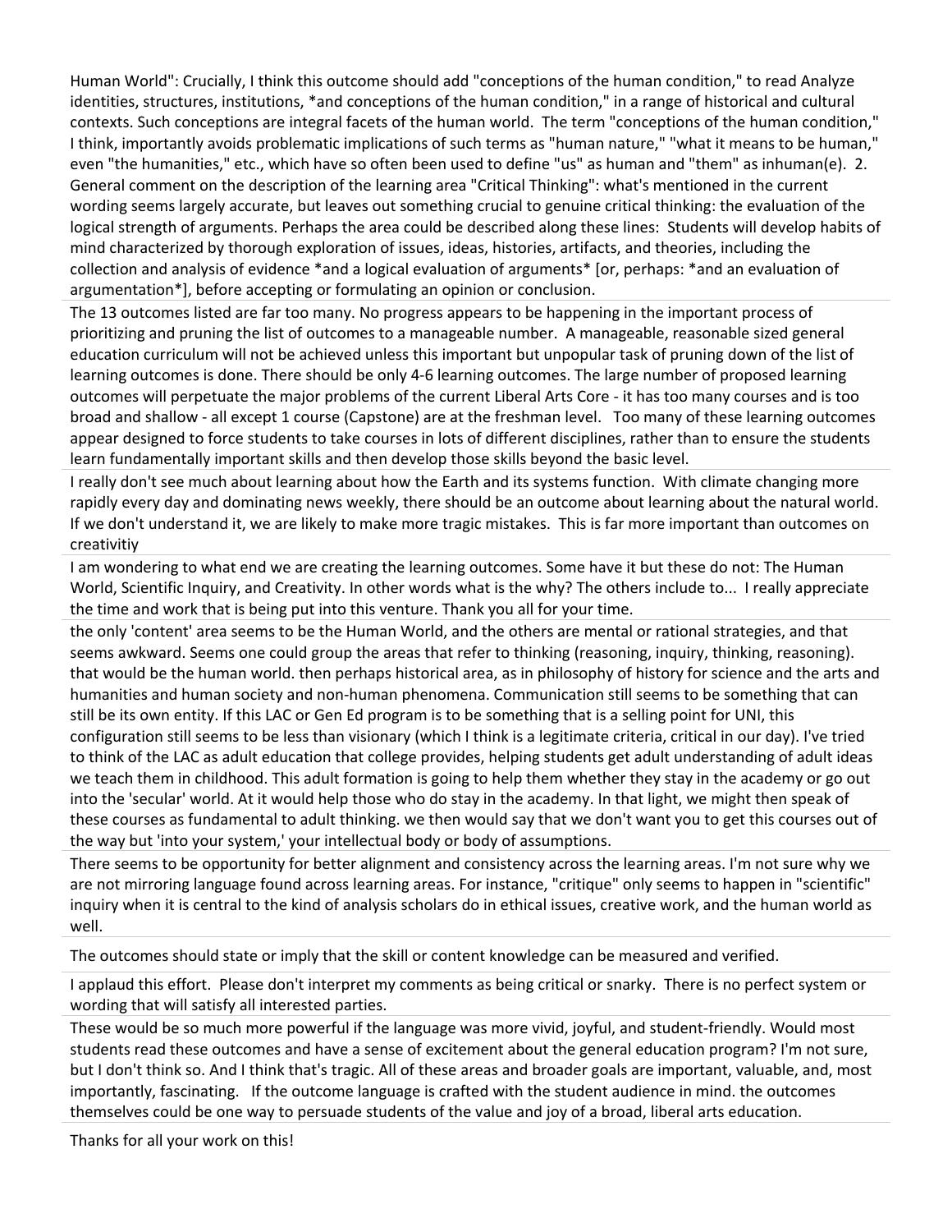Human World": Crucially, I think this outcome should add "conceptions of the human condition," to read Analyze identities, structures, institutions, *and conceptions of the human condition," in a range of historical and cultural contexts. Such conceptions are integral facets of the human world. The term "conceptions of the human condition," I think, importantly avoids problematic implications of such terms as "human nature," "what it means to be human," even "the humanities," etc., which have so often been used to define "us" as human and "them" as inhuman(e). 2. General comment on the description of the learning area "Critical Thinking": what's mentioned in the current wording seems largely accurate, but leaves out something crucial to genuine critical thinking: the evaluation of the logical strength of arguments. Perhaps the area could be described along these lines: Students will develop habits of mind characterized by thorough exploration of issues, ideas, histories, artifacts, and theories, including the collection and analysis of evidence *and a logical evaluation of arguments* [or, perhaps: *and an evaluation of argumentation*], before accepting or formulating an opinion or conclusion.

The 13 outcomes listed are far too many. No progress appears to be happening in the important process of prioritizing and pruning the list of outcomes to a manageable number. A manageable, reasonable sized general education curriculum will not be achieved unless this important but unpopular task of pruning down of the list of learning outcomes is done. There should be only 4-6 learning outcomes. The large number of proposed learning outcomes will perpetuate the major problems of the current Liberal Arts Core - it has too many courses and is too broad and shallow - all except 1 course (Capstone) are at the freshman level. Too many of these learning outcomes appear designed to force students to take courses in lots of different disciplines, rather than to ensure the students learn fundamentally important skills and then develop those skills beyond the basic level.

I really don't see much about learning about how the Earth and its systems function. With climate changing more rapidly every day and dominating news weekly, there should be an outcome about learning about the natural world. If we don't understand it, we are likely to make more tragic mistakes. This is far more important than outcomes on creativitiy

I am wondering to what end we are creating the learning outcomes. Some have it but these do not: The Human World, Scientific Inquiry, and Creativity. In other words what is the why? The others include to... I really appreciate the time and work that is being put into this venture. Thank you all for your time.

the only 'content' area seems to be the Human World, and the others are mental or rational strategies, and that seems awkward. Seems one could group the areas that refer to thinking (reasoning, inquiry, thinking, reasoning). that would be the human world. then perhaps historical area, as in philosophy of history for science and the arts and humanities and human society and non-human phenomena. Communication still seems to be something that can still be its own entity. If this LAC or Gen Ed program is to be something that is a selling point for UNI, this configuration still seems to be less than visionary (which I think is a legitimate criteria, critical in our day). I've tried to think of the LAC as adult education that college provides, helping students get adult understanding of adult ideas we teach them in childhood. This adult formation is going to help them whether they stay in the academy or go out into the 'secular' world. At it would help those who do stay in the academy. In that light, we might then speak of these courses as fundamental to adult thinking. we then would say that we don't want you to get this courses out of the way but 'into your system,' your intellectual body or body of assumptions.

There seems to be opportunity for better alignment and consistency across the learning areas. I'm not sure why we are not mirroring language found across learning areas. For instance, "critique" only seems to happen in "scientific" inquiry when it is central to the kind of analysis scholars do in ethical issues, creative work, and the human world as well.

The outcomes should state or imply that the skill or content knowledge can be measured and verified.

I applaud this effort. Please don't interpret my comments as being critical or snarky. There is no perfect system or wording that will satisfy all interested parties.

These would be so much more powerful if the language was more vivid, joyful, and student-friendly. Would most students read these outcomes and have a sense of excitement about the general education program? I'm not sure, but I don't think so. And I think that's tragic. All of these areas and broader goals are important, valuable, and, most importantly, fascinating. If the outcome language is crafted with the student audience in mind. the outcomes themselves could be one way to persuade students of the value and joy of a broad, liberal arts education.

Thanks for all your work on this!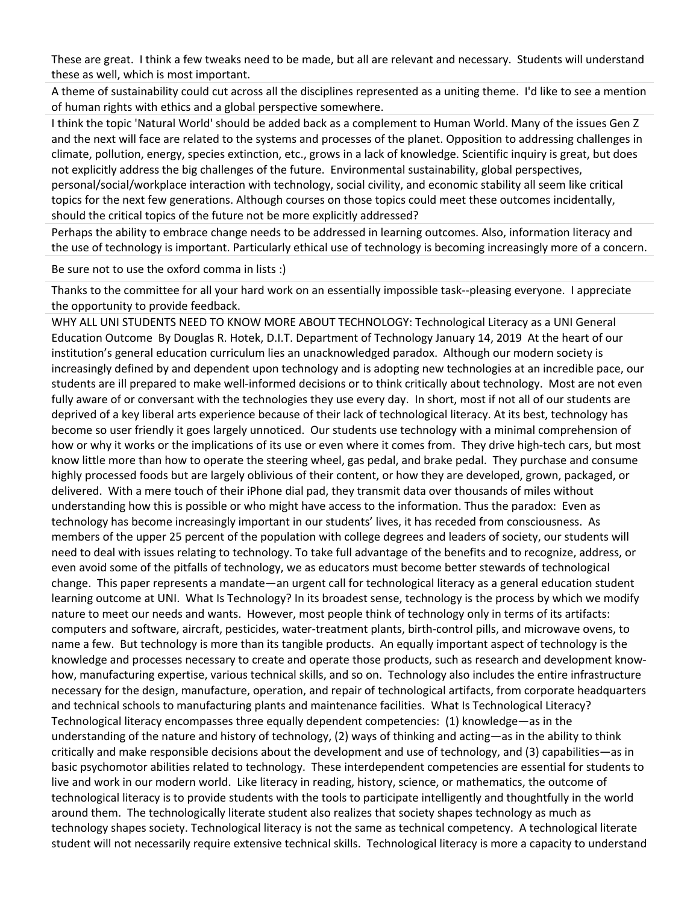These are great. I think a few tweaks need to be made, but all are relevant and necessary. Students will understand these as well, which is most important.

A theme of sustainability could cut across all the disciplines represented as a uniting theme. I'd like to see a mention of human rights with ethics and a global perspective somewhere.

I think the topic 'Natural World' should be added back as a complement to Human World. Many of the issues Gen Z and the next will face are related to the systems and processes of the planet. Opposition to addressing challenges in climate, pollution, energy, species extinction, etc., grows in a lack of knowledge. Scientific inquiry is great, but does not explicitly address the big challenges of the future. Environmental sustainability, global perspectives, personal/social/workplace interaction with technology, social civility, and economic stability all seem like critical topics for the next few generations. Although courses on those topics could meet these outcomes incidentally, should the critical topics of the future not be more explicitly addressed?

Perhaps the ability to embrace change needs to be addressed in learning outcomes. Also, information literacy and the use of technology is important. Particularly ethical use of technology is becoming increasingly more of a concern.

Be sure not to use the oxford comma in lists :)

Thanks to the committee for all your hard work on an essentially impossible task--pleasing everyone. I appreciate the opportunity to provide feedback.

WHY ALL UNI STUDENTS NEED TO KNOW MORE ABOUT TECHNOLOGY: Technological Literacy as a UNI General Education Outcome By Douglas R. Hotek, D.I.T. Department of Technology January 14, 2019 At the heart of our institution's general education curriculum lies an unacknowledged paradox. Although our modern society is increasingly defined by and dependent upon technology and is adopting new technologies at an incredible pace, our students are ill prepared to make well-informed decisions or to think critically about technology. Most are not even fully aware of or conversant with the technologies they use every day. In short, most if not all of our students are deprived of a key liberal arts experience because of their lack of technological literacy. At its best, technology has become so user friendly it goes largely unnoticed. Our students use technology with a minimal comprehension of how or why it works or the implications of its use or even where it comes from. They drive high-tech cars, but most know little more than how to operate the steering wheel, gas pedal, and brake pedal. They purchase and consume highly processed foods but are largely oblivious of their content, or how they are developed, grown, packaged, or delivered. With a mere touch of their iPhone dial pad, they transmit data over thousands of miles without understanding how this is possible or who might have access to the information. Thus the paradox: Even as technology has become increasingly important in our students' lives, it has receded from consciousness. As members of the upper 25 percent of the population with college degrees and leaders of society, our students will need to deal with issues relating to technology. To take full advantage of the benefits and to recognize, address, or even avoid some of the pitfalls of technology, we as educators must become better stewards of technological change. This paper represents a mandate—an urgent call for technological literacy as a general education student learning outcome at UNI. What Is Technology? In its broadest sense, technology is the process by which we modify nature to meet our needs and wants. However, most people think of technology only in terms of its artifacts: computers and software, aircraft, pesticides, water-treatment plants, birth-control pills, and microwave ovens, to name a few. But technology is more than its tangible products. An equally important aspect of technology is the knowledge and processes necessary to create and operate those products, such as research and development know-how, manufacturing expertise, various technical skills, and so on. Technology also includes the entire infrastructure necessary for the design, manufacture, operation, and repair of technological artifacts, from corporate headquarters and technical schools to manufacturing plants and maintenance facilities. What Is Technological Literacy? Technological literacy encompasses three equally dependent competencies: (1) knowledge—as in the understanding of the nature and history of technology, (2) ways of thinking and acting—as in the ability to think critically and make responsible decisions about the development and use of technology, and (3) capabilities—as in basic psychomotor abilities related to technology. These interdependent competencies are essential for students to live and work in our modern world. Like literacy in reading, history, science, or mathematics, the outcome of technological literacy is to provide students with the tools to participate intelligently and thoughtfully in the world around them. The technologically literate student also realizes that society shapes technology as much as technology shapes society. Technological literacy is not the same as technical competency. A technological literate student will not necessarily require extensive technical skills. Technological literacy is more a capacity to understand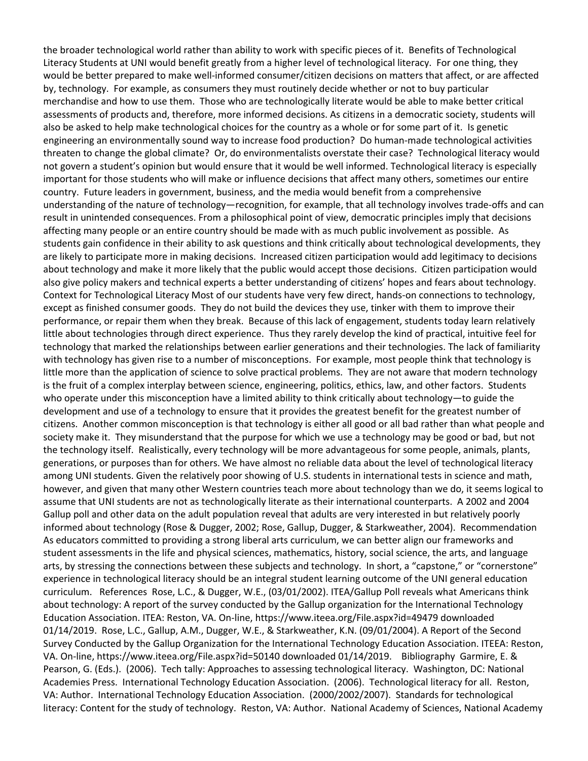the broader technological world rather than ability to work with specific pieces of it. Benefits of Technological Literacy Students at UNI would benefit greatly from a higher level of technological literacy. For one thing, they would be better prepared to make well-informed consumer/citizen decisions on matters that affect, or are affected by, technology. For example, as consumers they must routinely decide whether or not to buy particular merchandise and how to use them. Those who are technologically literate would be able to make better critical assessments of products and, therefore, more informed decisions. As citizens in a democratic society, students will also be asked to help make technological choices for the country as a whole or for some part of it. Is genetic engineering an environmentally sound way to increase food production? Do human-made technological activities threaten to change the global climate? Or, do environmentalists overstate their case? Technological literacy would not govern a student's opinion but would ensure that it would be well informed. Technological literacy is especially important for those students who will make or influence decisions that affect many others, sometimes our entire country. Future leaders in government, business, and the media would benefit from a comprehensive understanding of the nature of technology—recognition, for example, that all technology involves trade-offs and can result in unintended consequences. From a philosophical point of view, democratic principles imply that decisions affecting many people or an entire country should be made with as much public involvement as possible. As students gain confidence in their ability to ask questions and think critically about technological developments, they are likely to participate more in making decisions. Increased citizen participation would add legitimacy to decisions about technology and make it more likely that the public would accept those decisions. Citizen participation would also give policy makers and technical experts a better understanding of citizens' hopes and fears about technology. Context for Technological Literacy Most of our students have very few direct, hands-on connections to technology, except as finished consumer goods. They do not build the devices they use, tinker with them to improve their performance, or repair them when they break. Because of this lack of engagement, students today learn relatively little about technologies through direct experience. Thus they rarely develop the kind of practical, intuitive feel for technology that marked the relationships between earlier generations and their technologies. The lack of familiarity with technology has given rise to a number of misconceptions. For example, most people think that technology is little more than the application of science to solve practical problems. They are not aware that modern technology is the fruit of a complex interplay between science, engineering, politics, ethics, law, and other factors. Students who operate under this misconception have a limited ability to think critically about technology—to guide the development and use of a technology to ensure that it provides the greatest benefit for the greatest number of citizens. Another common misconception is that technology is either all good or all bad rather than what people and society make it. They misunderstand that the purpose for which we use a technology may be good or bad, but not the technology itself. Realistically, every technology will be more advantageous for some people, animals, plants, generations, or purposes than for others. We have almost no reliable data about the level of technological literacy among UNI students. Given the relatively poor showing of U.S. students in international tests in science and math, however, and given that many other Western countries teach more about technology than we do, it seems logical to assume that UNI students are not as technologically literate as their international counterparts. A 2002 and 2004 Gallup poll and other data on the adult population reveal that adults are very interested in but relatively poorly informed about technology (Rose & Dugger, 2002; Rose, Gallup, Dugger, & Starkweather, 2004). Recommendation As educators committed to providing a strong liberal arts curriculum, we can better align our frameworks and student assessments in the life and physical sciences, mathematics, history, social science, the arts, and language arts, by stressing the connections between these subjects and technology. In short, a "capstone," or "cornerstone" experience in technological literacy should be an integral student learning outcome of the UNI general education curriculum. References Rose, L.C., & Dugger, W.E., (03/01/2002). ITEA/Gallup Poll reveals what Americans think about technology: A report of the survey conducted by the Gallup organization for the International Technology Education Association. ITEA: Reston, VA. On-line, https://www.iteea.org/File.aspx?id=49479 downloaded 01/14/2019. Rose, L.C., Gallup, A.M., Dugger, W.E., & Starkweather, K.N. (09/01/2004). A Report of the Second Survey Conducted by the Gallup Organization for the International Technology Education Association. ITEEA: Reston, VA. On-line, https://www.iteea.org/File.aspx?id=50140 downloaded 01/14/2019. Bibliography Garmire, E. & Pearson, G. (Eds.). (2006). Tech tally: Approaches to assessing technological literacy. Washington, DC: National Academies Press. International Technology Education Association. (2006). Technological literacy for all. Reston, VA: Author. International Technology Education Association. (2000/2002/2007). Standards for technological literacy: Content for the study of technology. Reston, VA: Author. National Academy of Sciences, National Academy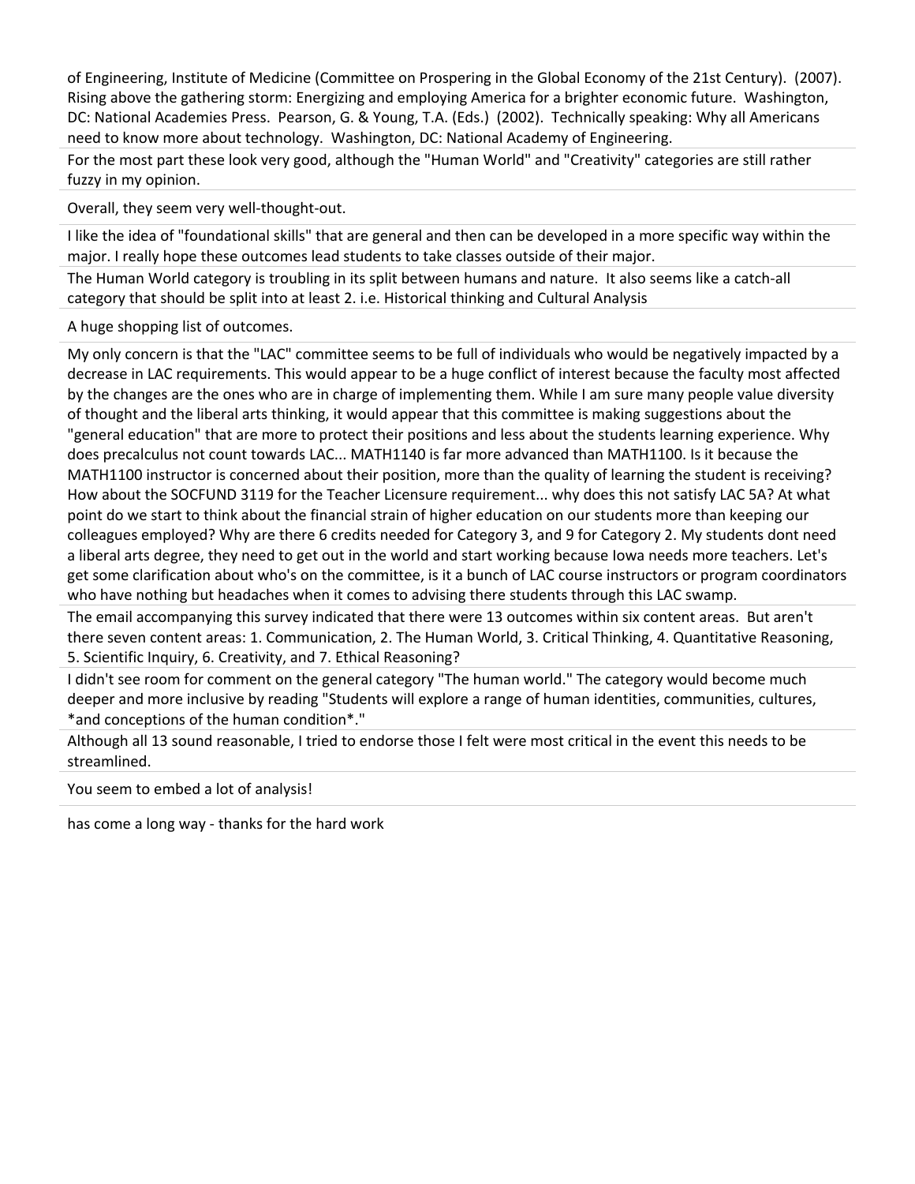of Engineering, Institute of Medicine (Committee on Prospering in the Global Economy of the 21st Century). (2007). Rising above the gathering storm: Energizing and employing America for a brighter economic future. Washington, DC: National Academies Press. Pearson, G. & Young, T.A. (Eds.) (2002). Technically speaking: Why all Americans need to know more about technology. Washington, DC: National Academy of Engineering.

For the most part these look very good, although the "Human World" and "Creativity" categories are still rather fuzzy in my opinion.

Overall, they seem very well-thought-out.

I like the idea of "foundational skills" that are general and then can be developed in a more specific way within the major. I really hope these outcomes lead students to take classes outside of their major.

The Human World category is troubling in its split between humans and nature. It also seems like a catch-all category that should be split into at least 2. i.e. Historical thinking and Cultural Analysis

A huge shopping list of outcomes.

My only concern is that the "LAC" committee seems to be full of individuals who would be negatively impacted by a decrease in LAC requirements. This would appear to be a huge conflict of interest because the faculty most affected by the changes are the ones who are in charge of implementing them. While I am sure many people value diversity of thought and the liberal arts thinking, it would appear that this committee is making suggestions about the "general education" that are more to protect their positions and less about the students learning experience. Why does precalculus not count towards LAC... MATH1140 is far more advanced than MATH1100. Is it because the MATH1100 instructor is concerned about their position, more than the quality of learning the student is receiving? How about the SOCFUND 3119 for the Teacher Licensure requirement... why does this not satisfy LAC 5A? At what point do we start to think about the financial strain of higher education on our students more than keeping our colleagues employed? Why are there 6 credits needed for Category 3, and 9 for Category 2. My students dont need a liberal arts degree, they need to get out in the world and start working because Iowa needs more teachers. Let's get some clarification about who's on the committee, is it a bunch of LAC course instructors or program coordinators who have nothing but headaches when it comes to advising there students through this LAC swamp.

The email accompanying this survey indicated that there were 13 outcomes within six content areas. But aren't there seven content areas: 1. Communication, 2. The Human World, 3. Critical Thinking, 4. Quantitative Reasoning, 5. Scientific Inquiry, 6. Creativity, and 7. Ethical Reasoning?

I didn't see room for comment on the general category "The human world." The category would become much deeper and more inclusive by reading "Students will explore a range of human identities, communities, cultures, *and conceptions of the human condition*."

Although all 13 sound reasonable, I tried to endorse those I felt were most critical in the event this needs to be streamlined.

You seem to embed a lot of analysis!

has come a long way - thanks for the hard work